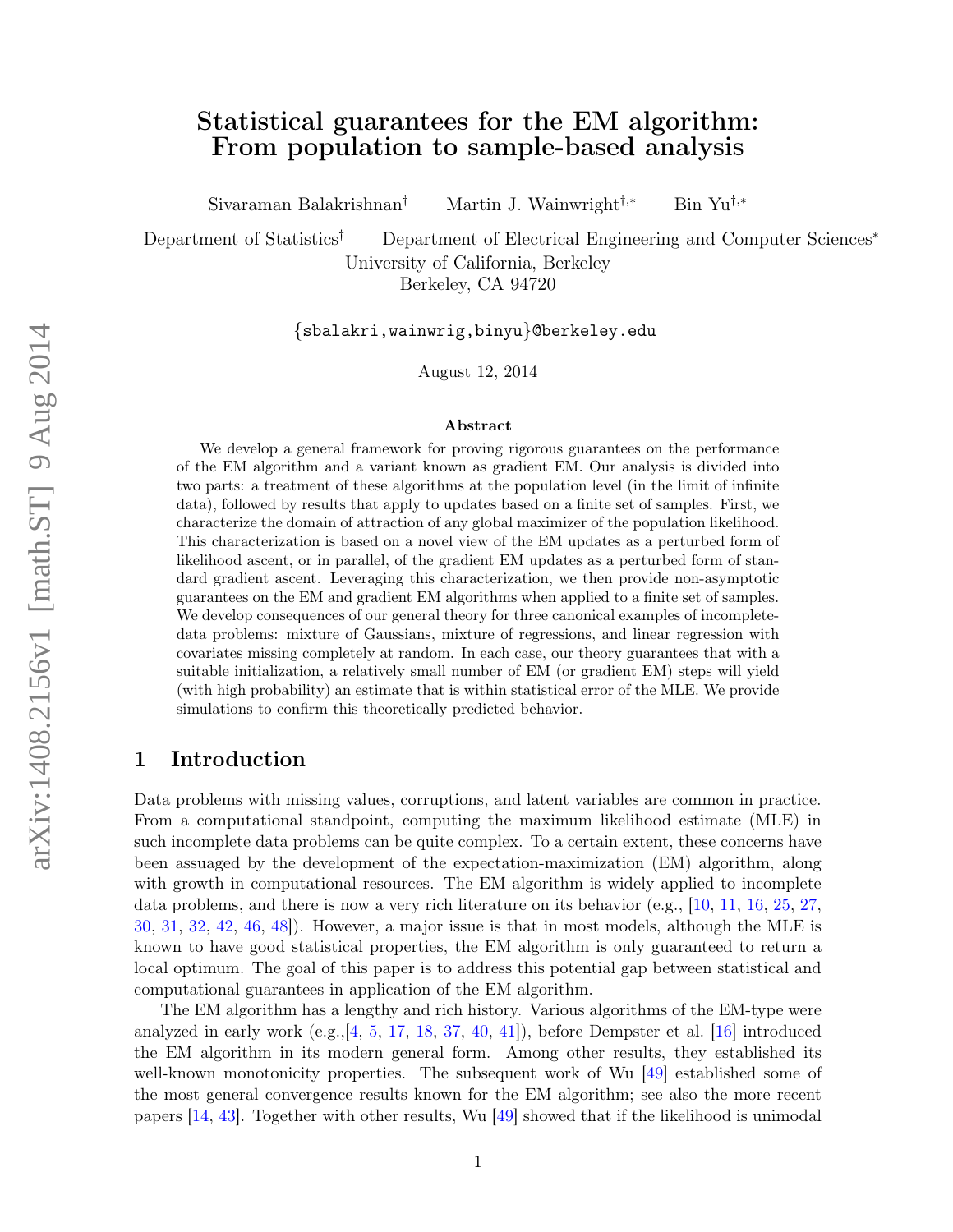# Statistical guarantees for the EM algorithm: From population to sample-based analysis

Sivaraman Balakrishnan[†] Martin J. Wainwright[†,*] Bin Yu[†,*]

Department of Statistics[†] Department of Electrical Engineering and Computer Sciences[*]
University of California, Berkeley
Berkeley, CA 94720

{sbalakri,wainwrig,binyu}@berkeley.edu

August 12, 2014

### Abstract

We develop a general framework for proving rigorous guarantees on the performance of the EM algorithm and a variant known as gradient EM. Our analysis is divided into two parts: a treatment of these algorithms at the population level (in the limit of infinite data), followed by results that apply to updates based on a finite set of samples. First, we characterize the domain of attraction of any global maximizer of the population likelihood. This characterization is based on a novel view of the EM updates as a perturbed form of likelihood ascent, or in parallel, of the gradient EM updates as a perturbed form of standard gradient ascent. Leveraging this characterization, we then provide non-asymptotic guarantees on the EM and gradient EM algorithms when applied to a finite set of samples. We develop consequences of our general theory for three canonical examples of incomplete-data problems: mixture of Gaussians, mixture of regressions, and linear regression with covariates missing completely at random. In each case, our theory guarantees that with a suitable initialization, a relatively small number of EM (or gradient EM) steps will yield (with high probability) an estimate that is within statistical error of the MLE. We provide simulations to confirm this theoretically predicted behavior.

## 1 Introduction

Data problems with missing values, corruptions, and latent variables are common in practice. From a computational standpoint, computing the maximum likelihood estimate (MLE) in such incomplete data problems can be quite complex. To a certain extent, these concerns have been assuaged by the development of the expectation-maximization (EM) algorithm, along with growth in computational resources. The EM algorithm is widely applied to incomplete data problems, and there is now a very rich literature on its behavior (e.g., [10, 11, 16, 25, 27, 30, 31, 32, 42, 46, 48]). However, a major issue is that in most models, although the MLE is known to have good statistical properties, the EM algorithm is only guaranteed to return a local optimum. The goal of this paper is to address this potential gap between statistical and computational guarantees in application of the EM algorithm.

The EM algorithm has a lengthy and rich history. Various algorithms of the EM-type were analyzed in early work (e.g.,[4, 5, 17, 18, 37, 40, 41]), before Dempster et al. [16] introduced the EM algorithm in its modern general form. Among other results, they established its well-known monotonicity properties. The subsequent work of Wu [49] established some of the most general convergence results known for the EM algorithm; see also the more recent papers [14, 43]. Together with other results, Wu [49] showed that if the likelihood is unimodal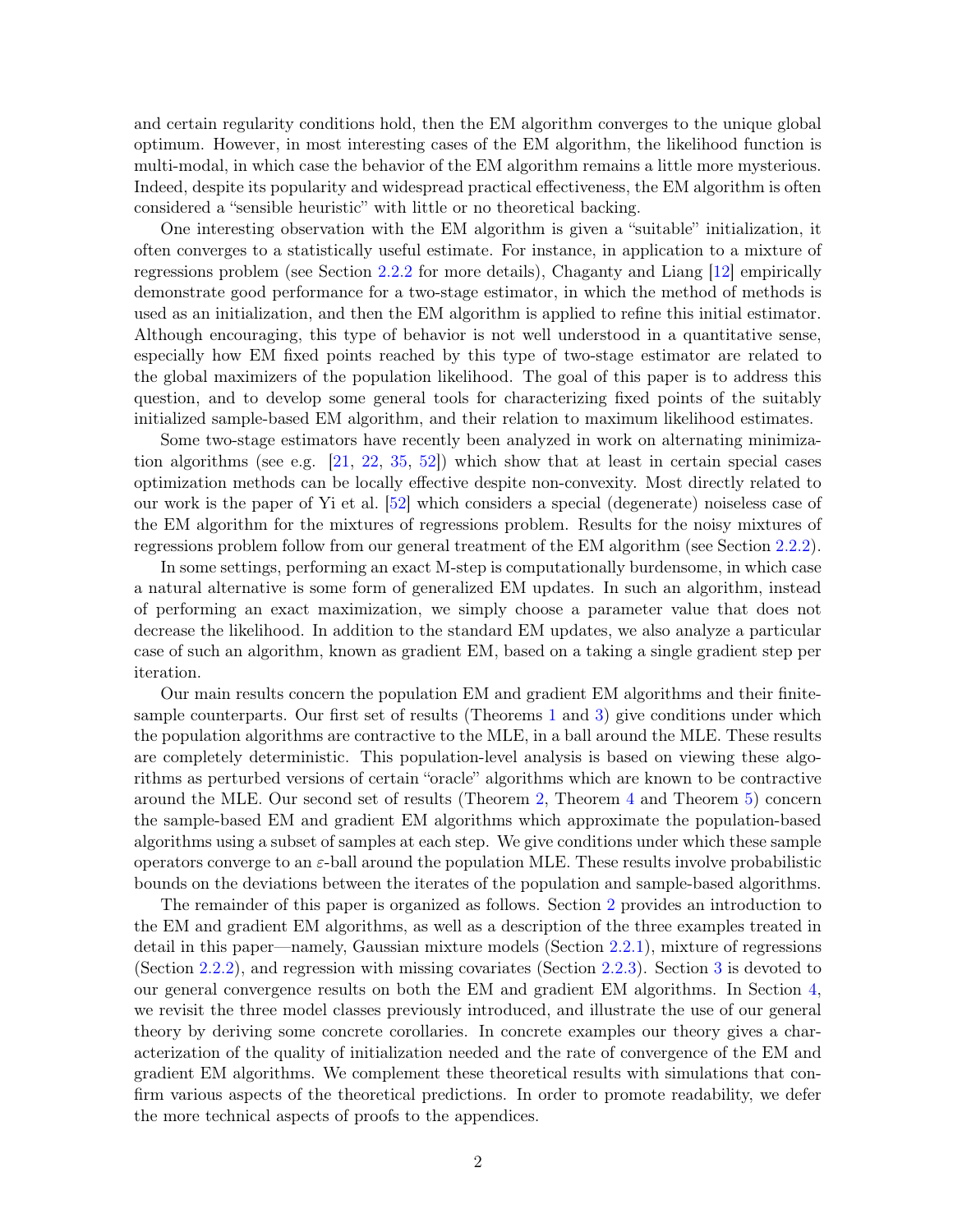and certain regularity conditions hold, then the EM algorithm converges to the unique global optimum. However, in most interesting cases of the EM algorithm, the likelihood function is multi-modal, in which case the behavior of the EM algorithm remains a little more mysterious. Indeed, despite its popularity and widespread practical effectiveness, the EM algorithm is often considered a "sensible heuristic" with little or no theoretical backing.

One interesting observation with the EM algorithm is given a "suitable" initialization, it often converges to a statistically useful estimate. For instance, in application to a mixture of regressions problem (see Section 2.2.2 for more details), Chaganty and Liang [12] empirically demonstrate good performance for a two-stage estimator, in which the method of methods is used as an initialization, and then the EM algorithm is applied to refine this initial estimator. Although encouraging, this type of behavior is not well understood in a quantitative sense, especially how EM fixed points reached by this type of two-stage estimator are related to the global maximizers of the population likelihood. The goal of this paper is to address this question, and to develop some general tools for characterizing fixed points of the suitably initialized sample-based EM algorithm, and their relation to maximum likelihood estimates.

Some two-stage estimators have recently been analyzed in work on alternating minimization algorithms (see e.g. [21, 22, 35, 52]) which show that at least in certain special cases optimization methods can be locally effective despite non-convexity. Most directly related to our work is the paper of Yi et al. [52] which considers a special (degenerate) noiseless case of the EM algorithm for the mixtures of regressions problem. Results for the noisy mixtures of regressions problem follow from our general treatment of the EM algorithm (see Section 2.2.2).

In some settings, performing an exact M-step is computationally burdensome, in which case a natural alternative is some form of generalized EM updates. In such an algorithm, instead of performing an exact maximization, we simply choose a parameter value that does not decrease the likelihood. In addition to the standard EM updates, we also analyze a particular case of such an algorithm, known as gradient EM, based on a taking a single gradient step per iteration.

Our main results concern the population EM and gradient EM algorithms and their finite-sample counterparts. Our first set of results (Theorems 1 and 3) give conditions under which the population algorithms are contractive to the MLE, in a ball around the MLE. These results are completely deterministic. This population-level analysis is based on viewing these algorithms as perturbed versions of certain "oracle" algorithms which are known to be contractive around the MLE. Our second set of results (Theorem 2, Theorem 4 and Theorem 5) concern the sample-based EM and gradient EM algorithms which approximate the population-based algorithms using a subset of samples at each step. We give conditions under which these sample operators converge to an $\varepsilon$-ball around the population MLE. These results involve probabilistic bounds on the deviations between the iterates of the population and sample-based algorithms.

The remainder of this paper is organized as follows. Section 2 provides an introduction to the EM and gradient EM algorithms, as well as a description of the three examples treated in detail in this paper—namely, Gaussian mixture models (Section 2.2.1), mixture of regressions (Section 2.2.2), and regression with missing covariates (Section 2.2.3). Section 3 is devoted to our general convergence results on both the EM and gradient EM algorithms. In Section 4, we revisit the three model classes previously introduced, and illustrate the use of our general theory by deriving some concrete corollaries. In concrete examples our theory gives a characterization of the quality of initialization needed and the rate of convergence of the EM and gradient EM algorithms. We complement these theoretical results with simulations that confirm various aspects of the theoretical predictions. In order to promote readability, we defer the more technical aspects of proofs to the appendices.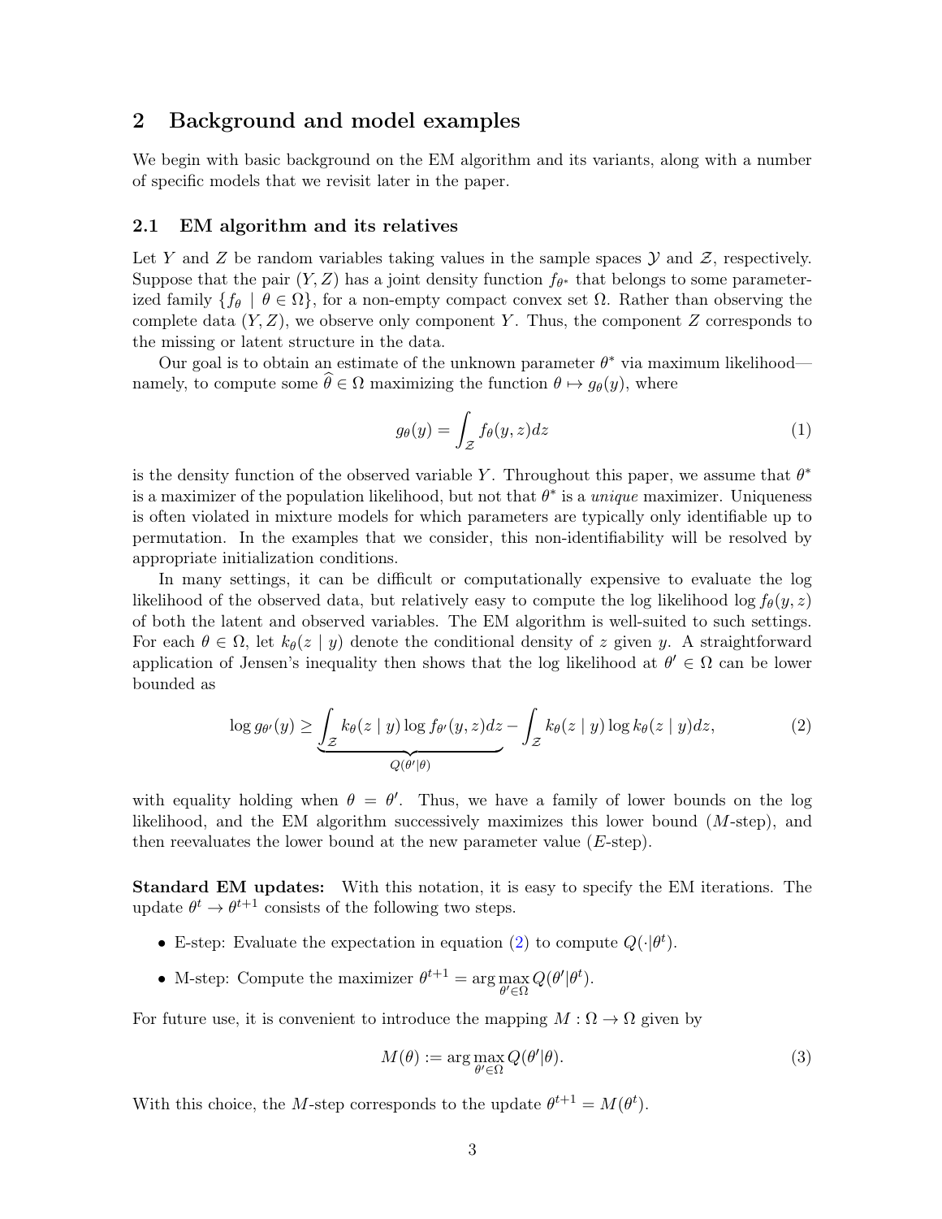## 2 Background and model examples

We begin with basic background on the EM algorithm and its variants, along with a number of specific models that we revisit later in the paper.

### 2.1 EM algorithm and its relatives

Let $Y$ and $Z$ be random variables taking values in the sample spaces $\mathcal{Y}$ and $\mathcal{Z}$, respectively. Suppose that the pair $(Y, Z)$ has a joint density function $f_{\theta^*}$ that belongs to some parameterized family $\{f_\theta \mid \theta \in \Omega\}$, for a non-empty compact convex set $\Omega$. Rather than observing the complete data $(Y, Z)$, we observe only component $Y$. Thus, the component $Z$ corresponds to the missing or latent structure in the data.

Our goal is to obtain an estimate of the unknown parameter $\theta^*$ via maximum likelihood—namely, to compute some $\widehat{\theta} \in \Omega$ maximizing the function $\theta \mapsto g_\theta(y)$, where

$$g_\theta(y) = \int_{\mathcal{Z}} f_\theta(y, z) dz \tag{1}$$

is the density function of the observed variable $Y$. Throughout this paper, we assume that $\theta^*$ is a maximizer of the population likelihood, but not that $\theta^*$ is a *unique* maximizer. Uniqueness is often violated in mixture models for which parameters are typically only identifiable up to permutation. In the examples that we consider, this non-identifiability will be resolved by appropriate initialization conditions.

In many settings, it can be difficult or computationally expensive to evaluate the log likelihood of the observed data, but relatively easy to compute the log likelihood $\log f_\theta(y, z)$ of both the latent and observed variables. The EM algorithm is well-suited to such settings. For each $\theta \in \Omega$, let $k_\theta(z \mid y)$ denote the conditional density of $z$ given $y$. A straightforward application of Jensen's inequality then shows that the log likelihood at $\theta' \in \Omega$ can be lower bounded as

$$\log g_{\theta'}(y) \geq \underbrace{\int_{\mathcal{Z}} k_\theta(z \mid y) \log f_{\theta'}(y, z) dz}_{Q(\theta'|\theta)} - \int_{\mathcal{Z}} k_\theta(z \mid y) \log k_\theta(z \mid y) dz, \tag{2}$$

with equality holding when $\theta = \theta'$. Thus, we have a family of lower bounds on the log likelihood, and the EM algorithm successively maximizes this lower bound ($M$-step), and then reevaluates the lower bound at the new parameter value ($E$-step).

**Standard EM updates:** With this notation, it is easy to specify the EM iterations. The update $\theta^t \to \theta^{t+1}$ consists of the following two steps.

- E-step: Evaluate the expectation in equation (2) to compute $Q(\cdot|\theta^t)$.
- M-step: Compute the maximizer $\theta^{t+1} = \arg\max_{\theta' \in \Omega} Q(\theta'|\theta^t)$.

For future use, it is convenient to introduce the mapping $M : \Omega \to \Omega$ given by

$$M(\theta) := \arg\max_{\theta' \in \Omega} Q(\theta'|\theta). \tag{3}$$

With this choice, the $M$-step corresponds to the update $\theta^{t+1} = M(\theta^t)$.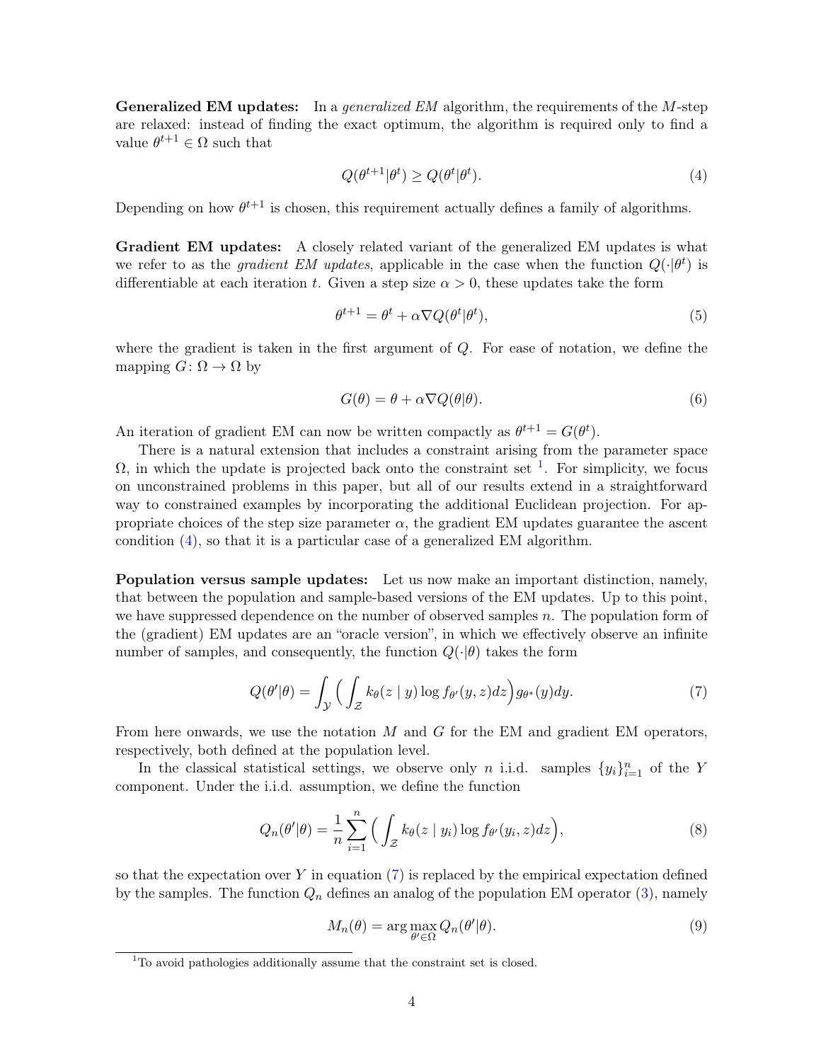**Generalized EM updates:** In a *generalized EM* algorithm, the requirements of the $M$-step are relaxed: instead of finding the exact optimum, the algorithm is required only to find a value $\theta^{t+1} \in \Omega$ such that

$$Q(\theta^{t+1}|\theta^t) \geq Q(\theta^t|\theta^t). \tag{4}$$

Depending on how $\theta^{t+1}$ is chosen, this requirement actually defines a family of algorithms.

**Gradient EM updates:** A closely related variant of the generalized EM updates is what we refer to as the *gradient EM updates*, applicable in the case when the function $Q(\cdot|\theta^t)$ is differentiable at each iteration $t$. Given a step size $\alpha > 0$, these updates take the form

$$\theta^{t+1} = \theta^t + \alpha \nabla Q(\theta^t|\theta^t), \tag{5}$$

where the gradient is taken in the first argument of $Q$. For ease of notation, we define the mapping $G \colon \Omega \to \Omega$ by

$$G(\theta) = \theta + \alpha \nabla Q(\theta|\theta). \tag{6}$$

An iteration of gradient EM can now be written compactly as $\theta^{t+1} = G(\theta^t)$.

There is a natural extension that includes a constraint arising from the parameter space $\Omega$, in which the update is projected back onto the constraint set [1]. For simplicity, we focus on unconstrained problems in this paper, but all of our results extend in a straightforward way to constrained examples by incorporating the additional Euclidean projection. For appropriate choices of the step size parameter $\alpha$, the gradient EM updates guarantee the ascent condition (4), so that it is a particular case of a generalized EM algorithm.

**Population versus sample updates:** Let us now make an important distinction, namely, that between the population and sample-based versions of the EM updates. Up to this point, we have suppressed dependence on the number of observed samples $n$. The population form of the (gradient) EM updates are an "oracle version", in which we effectively observe an infinite number of samples, and consequently, the function $Q(\cdot|\theta)$ takes the form

$$Q(\theta'|\theta) = \int_{\mathcal{Y}} \Big( \int_{\mathcal{Z}} k_\theta(z \mid y) \log f_{\theta'}(y, z) dz \Big) g_{\theta^*}(y) dy. \tag{7}$$

From here onwards, we use the notation $M$ and $G$ for the EM and gradient EM operators, respectively, both defined at the population level.

In the classical statistical settings, we observe only $n$ i.i.d. samples $\{y_i\}_{i=1}^n$ of the $Y$ component. Under the i.i.d. assumption, we define the function

$$Q_n(\theta'|\theta) = \frac{1}{n} \sum_{i=1}^n \Big( \int_{\mathcal{Z}} k_\theta(z \mid y_i) \log f_{\theta'}(y_i, z) dz \Big), \tag{8}$$

so that the expectation over $Y$ in equation (7) is replaced by the empirical expectation defined by the samples. The function $Q_n$ defines an analog of the population EM operator (3), namely

$$M_n(\theta) = \arg\max_{\theta' \in \Omega} Q_n(\theta'|\theta). \tag{9}$$

[1] To avoid pathologies additionally assume that the constraint set is closed.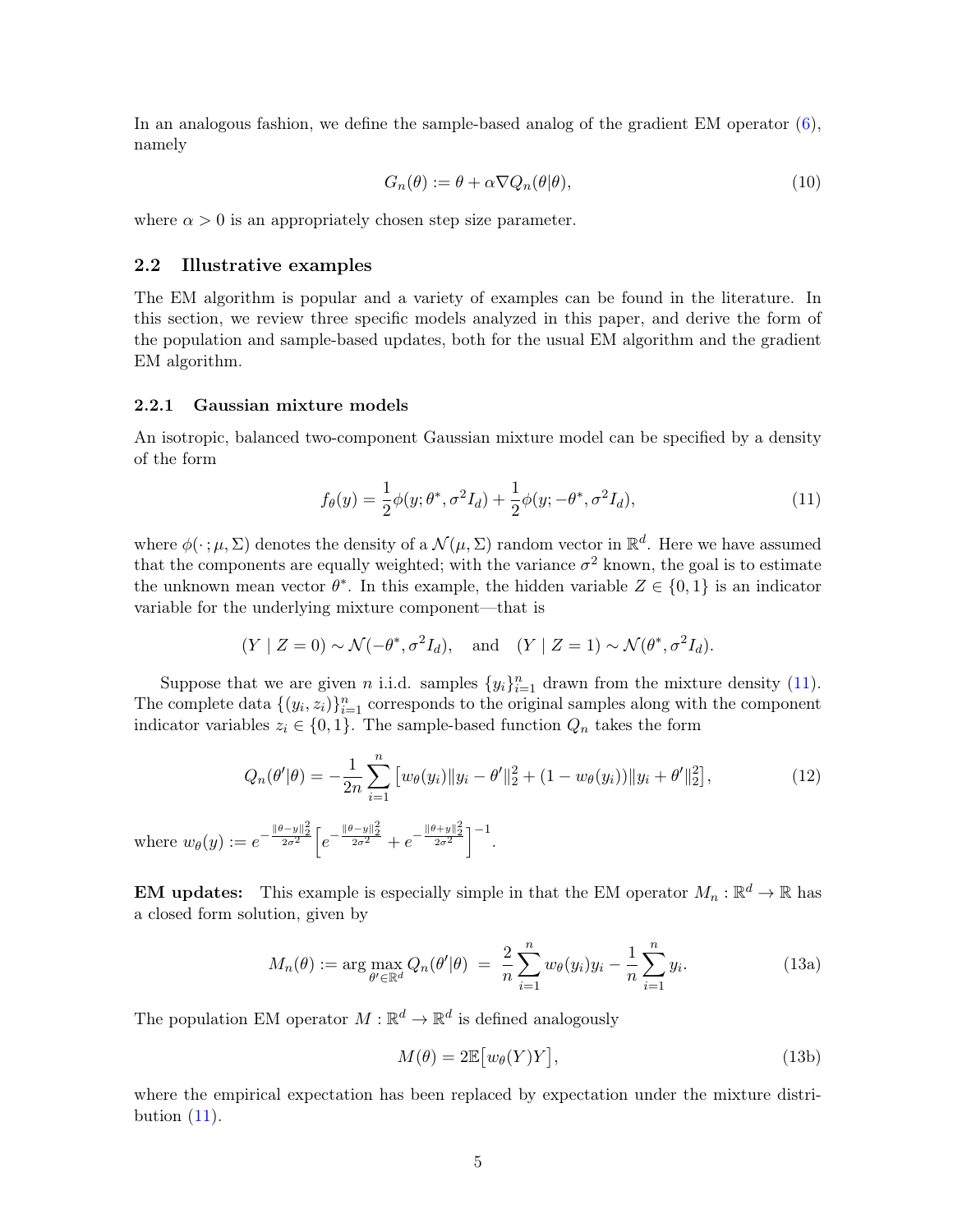In an analogous fashion, we define the sample-based analog of the gradient EM operator (6), namely

$$G_n(\theta) := \theta + \alpha \nabla Q_n(\theta|\theta), \tag{10}$$

where $\alpha > 0$ is an appropriately chosen step size parameter.

## 2.2 Illustrative examples

The EM algorithm is popular and a variety of examples can be found in the literature. In this section, we review three specific models analyzed in this paper, and derive the form of the population and sample-based updates, both for the usual EM algorithm and the gradient EM algorithm.

### 2.2.1 Gaussian mixture models

An isotropic, balanced two-component Gaussian mixture model can be specified by a density of the form

$$f_\theta(y) = \frac{1}{2}\phi(y; \theta^*, \sigma^2 I_d) + \frac{1}{2}\phi(y; -\theta^*, \sigma^2 I_d), \tag{11}$$

where $\phi(\cdot\,; \mu, \Sigma)$ denotes the density of a $\mathcal{N}(\mu, \Sigma)$ random vector in $\mathbb{R}^d$. Here we have assumed that the components are equally weighted; with the variance $\sigma^2$ known, the goal is to estimate the unknown mean vector $\theta^*$. In this example, the hidden variable $Z \in \{0, 1\}$ is an indicator variable for the underlying mixture component—that is

$$(Y \mid Z = 0) \sim \mathcal{N}(-\theta^*, \sigma^2 I_d), \quad \text{and} \quad (Y \mid Z = 1) \sim \mathcal{N}(\theta^*, \sigma^2 I_d).$$

Suppose that we are given $n$ i.i.d. samples $\{y_i\}_{i=1}^n$ drawn from the mixture density (11). The complete data $\{(y_i, z_i)\}_{i=1}^n$ corresponds to the original samples along with the component indicator variables $z_i \in \{0, 1\}$. The sample-based function $Q_n$ takes the form

$$Q_n(\theta'|\theta) = -\frac{1}{2n}\sum_{i=1}^n \big[w_\theta(y_i)\|y_i - \theta'\|_2^2 + (1 - w_\theta(y_i))\|y_i + \theta'\|_2^2\big], \tag{12}$$

where $w_\theta(y) := e^{-\frac{\|\theta - y\|_2^2}{2\sigma^2}}\Big[e^{-\frac{\|\theta - y\|_2^2}{2\sigma^2}} + e^{-\frac{\|\theta + y\|_2^2}{2\sigma^2}}\Big]^{-1}$.

**EM updates:** This example is especially simple in that the EM operator $M_n : \mathbb{R}^d \to \mathbb{R}$ has a closed form solution, given by

$$M_n(\theta) := \arg\max_{\theta' \in \mathbb{R}^d} Q_n(\theta'|\theta) \;=\; \frac{2}{n}\sum_{i=1}^n w_\theta(y_i) y_i - \frac{1}{n}\sum_{i=1}^n y_i. \tag{13a}$$

The population EM operator $M : \mathbb{R}^d \to \mathbb{R}^d$ is defined analogously

$$M(\theta) = 2\mathbb{E}\big[w_\theta(Y)Y\big], \tag{13b}$$

where the empirical expectation has been replaced by expectation under the mixture distribution (11).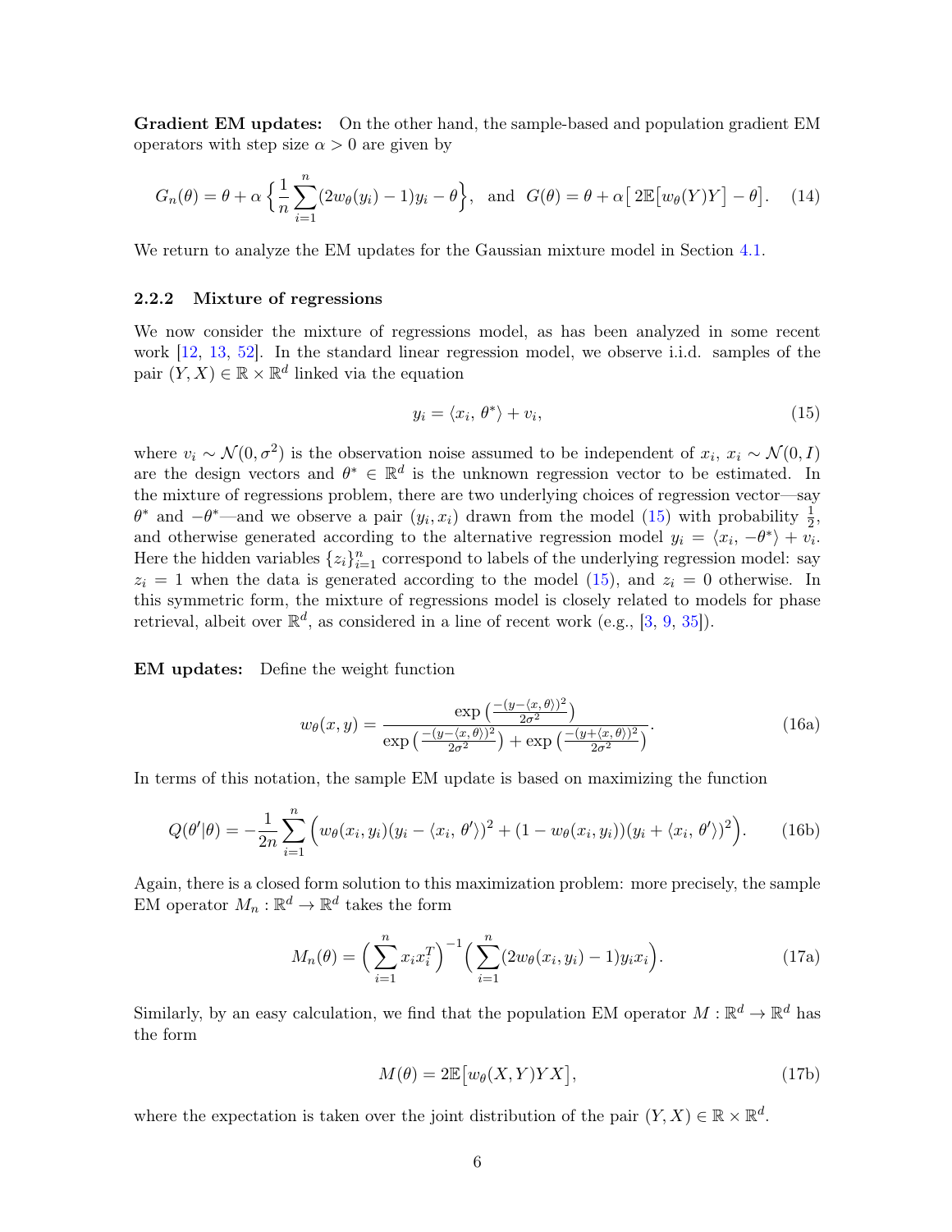**Gradient EM updates:** On the other hand, the sample-based and population gradient EM operators with step size $\alpha > 0$ are given by

$$G_n(\theta) = \theta + \alpha \Big\{ \frac{1}{n} \sum_{i=1}^n (2w_\theta(y_i) - 1) y_i - \theta \Big\}, \quad \text{and} \quad G(\theta) = \theta + \alpha \big[ 2\mathbb{E}\big[w_\theta(Y)Y\big] - \theta \big]. \tag{14}$$

We return to analyze the EM updates for the Gaussian mixture model in Section 4.1.

#### 2.2.2 Mixture of regressions

We now consider the mixture of regressions model, as has been analyzed in some recent work [12, 13, 52]. In the standard linear regression model, we observe i.i.d. samples of the pair $(Y, X) \in \mathbb{R} \times \mathbb{R}^d$ linked via the equation

$$y_i = \langle x_i,\, \theta^* \rangle + v_i, \tag{15}$$

where $v_i \sim \mathcal{N}(0, \sigma^2)$ is the observation noise assumed to be independent of $x_i$, $x_i \sim \mathcal{N}(0, I)$ are the design vectors and $\theta^* \in \mathbb{R}^d$ is the unknown regression vector to be estimated. In the mixture of regressions problem, there are two underlying choices of regression vector—say $\theta^*$ and $-\theta^*$—and we observe a pair $(y_i, x_i)$ drawn from the model (15) with probability $\frac{1}{2}$, and otherwise generated according to the alternative regression model $y_i = \langle x_i,\, -\theta^* \rangle + v_i$. Here the hidden variables $\{z_i\}_{i=1}^n$ correspond to labels of the underlying regression model: say $z_i = 1$ when the data is generated according to the model (15), and $z_i = 0$ otherwise. In this symmetric form, the mixture of regressions model is closely related to models for phase retrieval, albeit over $\mathbb{R}^d$, as considered in a line of recent work (e.g., [3, 9, 35]).

**EM updates:** Define the weight function

$$w_\theta(x, y) = \frac{\exp\big(\frac{-(y - \langle x, \theta \rangle)^2}{2\sigma^2}\big)}{\exp\big(\frac{-(y - \langle x, \theta \rangle)^2}{2\sigma^2}\big) + \exp\big(\frac{-(y + \langle x, \theta \rangle)^2}{2\sigma^2}\big)}. \tag{16a}$$

In terms of this notation, the sample EM update is based on maximizing the function

$$Q(\theta' | \theta) = -\frac{1}{2n} \sum_{i=1}^n \Big( w_\theta(x_i, y_i)(y_i - \langle x_i,\, \theta' \rangle)^2 + (1 - w_\theta(x_i, y_i))(y_i + \langle x_i,\, \theta' \rangle)^2 \Big). \tag{16b}$$

Again, there is a closed form solution to this maximization problem: more precisely, the sample EM operator $M_n : \mathbb{R}^d \to \mathbb{R}^d$ takes the form

$$M_n(\theta) = \Big( \sum_{i=1}^n x_i x_i^T \Big)^{-1} \Big( \sum_{i=1}^n (2w_\theta(x_i, y_i) - 1) y_i x_i \Big). \tag{17a}$$

Similarly, by an easy calculation, we find that the population EM operator $M : \mathbb{R}^d \to \mathbb{R}^d$ has the form

$$M(\theta) = 2\mathbb{E}\big[w_\theta(X, Y) Y X\big], \tag{17b}$$

where the expectation is taken over the joint distribution of the pair $(Y, X) \in \mathbb{R} \times \mathbb{R}^d$.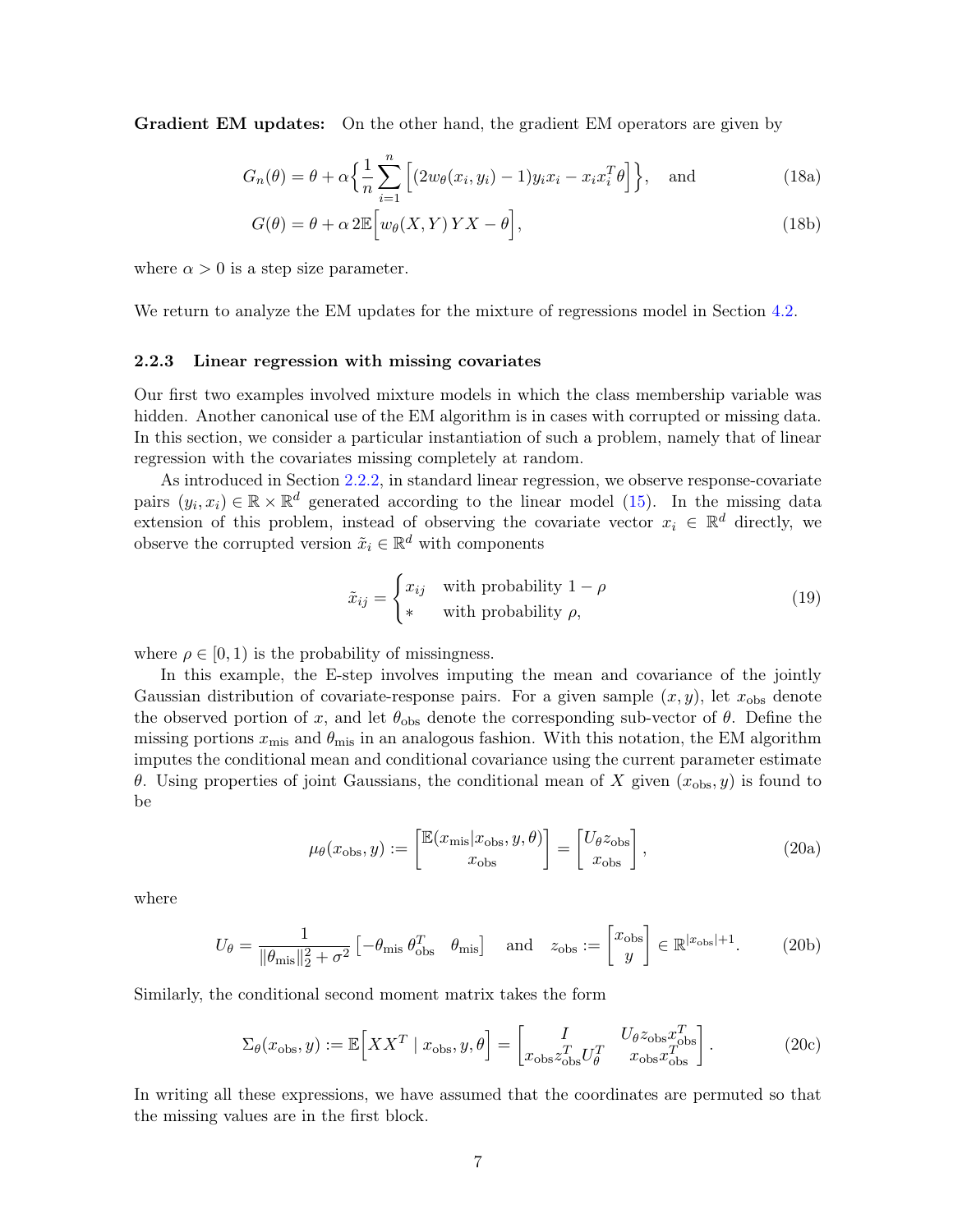**Gradient EM updates:** On the other hand, the gradient EM operators are given by

$$G_n(\theta) = \theta + \alpha \Big\{ \frac{1}{n} \sum_{i=1}^{n} \Big[ (2w_\theta(x_i, y_i) - 1) y_i x_i - x_i x_i^T \theta \Big] \Big\}, \quad \text{and} \tag{18a}$$

$$G(\theta) = \theta + \alpha \, 2\mathbb{E}\Big[ w_\theta(X, Y) \, Y X - \theta \Big], \tag{18b}$$

where $\alpha > 0$ is a step size parameter.

We return to analyze the EM updates for the mixture of regressions model in Section 4.2.

### 2.2.3 Linear regression with missing covariates

Our first two examples involved mixture models in which the class membership variable was hidden. Another canonical use of the EM algorithm is in cases with corrupted or missing data. In this section, we consider a particular instantiation of such a problem, namely that of linear regression with the covariates missing completely at random.

As introduced in Section 2.2.2, in standard linear regression, we observe response-covariate pairs $(y_i, x_i) \in \mathbb{R} \times \mathbb{R}^d$ generated according to the linear model (15). In the missing data extension of this problem, instead of observing the covariate vector $x_i \in \mathbb{R}^d$ directly, we observe the corrupted version $\tilde{x}_i \in \mathbb{R}^d$ with components

$$\tilde{x}_{ij} = \begin{cases} x_{ij} & \text{with probability } 1 - \rho \\ * & \text{with probability } \rho, \end{cases} \tag{19}$$

where $\rho \in [0, 1)$ is the probability of missingness.

In this example, the E-step involves imputing the mean and covariance of the jointly Gaussian distribution of covariate-response pairs. For a given sample $(x, y)$, let $x_{\text{obs}}$ denote the observed portion of $x$, and let $\theta_{\text{obs}}$ denote the corresponding sub-vector of $\theta$. Define the missing portions $x_{\text{mis}}$ and $\theta_{\text{mis}}$ in an analogous fashion. With this notation, the EM algorithm imputes the conditional mean and conditional covariance using the current parameter estimate $\theta$. Using properties of joint Gaussians, the conditional mean of $X$ given $(x_{\text{obs}}, y)$ is found to be

$$\mu_\theta(x_{\text{obs}}, y) := \begin{bmatrix} \mathbb{E}(x_{\text{mis}} | x_{\text{obs}}, y, \theta) \\ x_{\text{obs}} \end{bmatrix} = \begin{bmatrix} U_\theta z_{\text{obs}} \\ x_{\text{obs}} \end{bmatrix}, \tag{20a}$$

where

$$U_\theta = \frac{1}{\|\theta_{\text{mis}}\|_2^2 + \sigma^2} \begin{bmatrix} -\theta_{\text{mis}} \, \theta_{\text{obs}}^T & \theta_{\text{mis}} \end{bmatrix} \quad \text{and} \quad z_{\text{obs}} := \begin{bmatrix} x_{\text{obs}} \\ y \end{bmatrix} \in \mathbb{R}^{|x_{\text{obs}}|+1}. \tag{20b}$$

Similarly, the conditional second moment matrix takes the form

$$\Sigma_\theta(x_{\text{obs}}, y) := \mathbb{E}\Big[ X X^T \mid x_{\text{obs}}, y, \theta \Big] = \begin{bmatrix} I & U_\theta z_{\text{obs}} x_{\text{obs}}^T \\ x_{\text{obs}} z_{\text{obs}}^T U_\theta^T & x_{\text{obs}} x_{\text{obs}}^T \end{bmatrix}. \tag{20c}$$

In writing all these expressions, we have assumed that the coordinates are permuted so that the missing values are in the first block.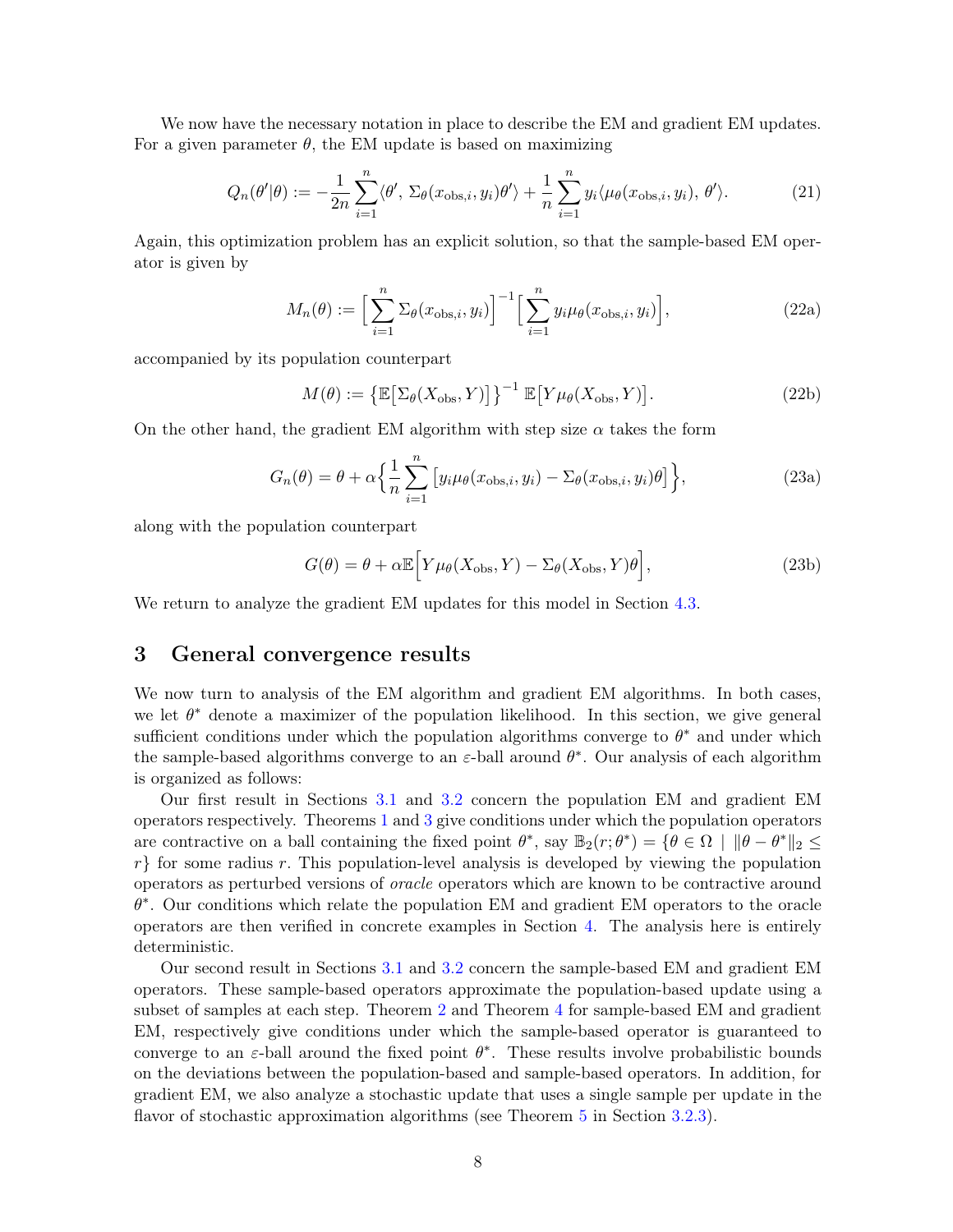We now have the necessary notation in place to describe the EM and gradient EM updates. For a given parameter $\theta$, the EM update is based on maximizing

$$Q_n(\theta'|\theta) := -\frac{1}{2n}\sum_{i=1}^{n}\langle \theta',\, \Sigma_\theta(x_{\text{obs},i}, y_i)\theta'\rangle + \frac{1}{n}\sum_{i=1}^{n} y_i \langle \mu_\theta(x_{\text{obs},i}, y_i),\, \theta'\rangle. \tag{21}$$

Again, this optimization problem has an explicit solution, so that the sample-based EM operator is given by

$$M_n(\theta) := \Big[\sum_{i=1}^{n} \Sigma_\theta(x_{\text{obs},i}, y_i)\Big]^{-1}\Big[\sum_{i=1}^{n} y_i \mu_\theta(x_{\text{obs},i}, y_i)\Big], \tag{22a}$$

accompanied by its population counterpart

$$M(\theta) := \big\{\mathbb{E}\big[\Sigma_\theta(X_{\text{obs}}, Y)\big]\big\}^{-1}\, \mathbb{E}\big[Y\mu_\theta(X_{\text{obs}}, Y)\big]. \tag{22b}$$

On the other hand, the gradient EM algorithm with step size $\alpha$ takes the form

$$G_n(\theta) = \theta + \alpha\Big\{\frac{1}{n}\sum_{i=1}^{n}\big[y_i \mu_\theta(x_{\text{obs},i}, y_i) - \Sigma_\theta(x_{\text{obs},i}, y_i)\theta\big]\Big\}, \tag{23a}$$

along with the population counterpart

$$G(\theta) = \theta + \alpha\mathbb{E}\Big[Y\mu_\theta(X_{\text{obs}}, Y) - \Sigma_\theta(X_{\text{obs}}, Y)\theta\Big], \tag{23b}$$

We return to analyze the gradient EM updates for this model in Section 4.3.

## 3 General convergence results

We now turn to analysis of the EM algorithm and gradient EM algorithms. In both cases, we let $\theta^*$ denote a maximizer of the population likelihood. In this section, we give general sufficient conditions under which the population algorithms converge to $\theta^*$ and under which the sample-based algorithms converge to an $\varepsilon$-ball around $\theta^*$. Our analysis of each algorithm is organized as follows:

Our first result in Sections 3.1 and 3.2 concern the population EM and gradient EM operators respectively. Theorems 1 and 3 give conditions under which the population operators are contractive on a ball containing the fixed point $\theta^*$, say $\mathbb{B}_2(r;\theta^*) = \{\theta \in \Omega \mid \|\theta - \theta^*\|_2 \leq r\}$ for some radius $r$. This population-level analysis is developed by viewing the population operators as perturbed versions of *oracle* operators which are known to be contractive around $\theta^*$. Our conditions which relate the population EM and gradient EM operators to the oracle operators are then verified in concrete examples in Section 4. The analysis here is entirely deterministic.

Our second result in Sections 3.1 and 3.2 concern the sample-based EM and gradient EM operators. These sample-based operators approximate the population-based update using a subset of samples at each step. Theorem 2 and Theorem 4 for sample-based EM and gradient EM, respectively give conditions under which the sample-based operator is guaranteed to converge to an $\varepsilon$-ball around the fixed point $\theta^*$. These results involve probabilistic bounds on the deviations between the population-based and sample-based operators. In addition, for gradient EM, we also analyze a stochastic update that uses a single sample per update in the flavor of stochastic approximation algorithms (see Theorem 5 in Section 3.2.3).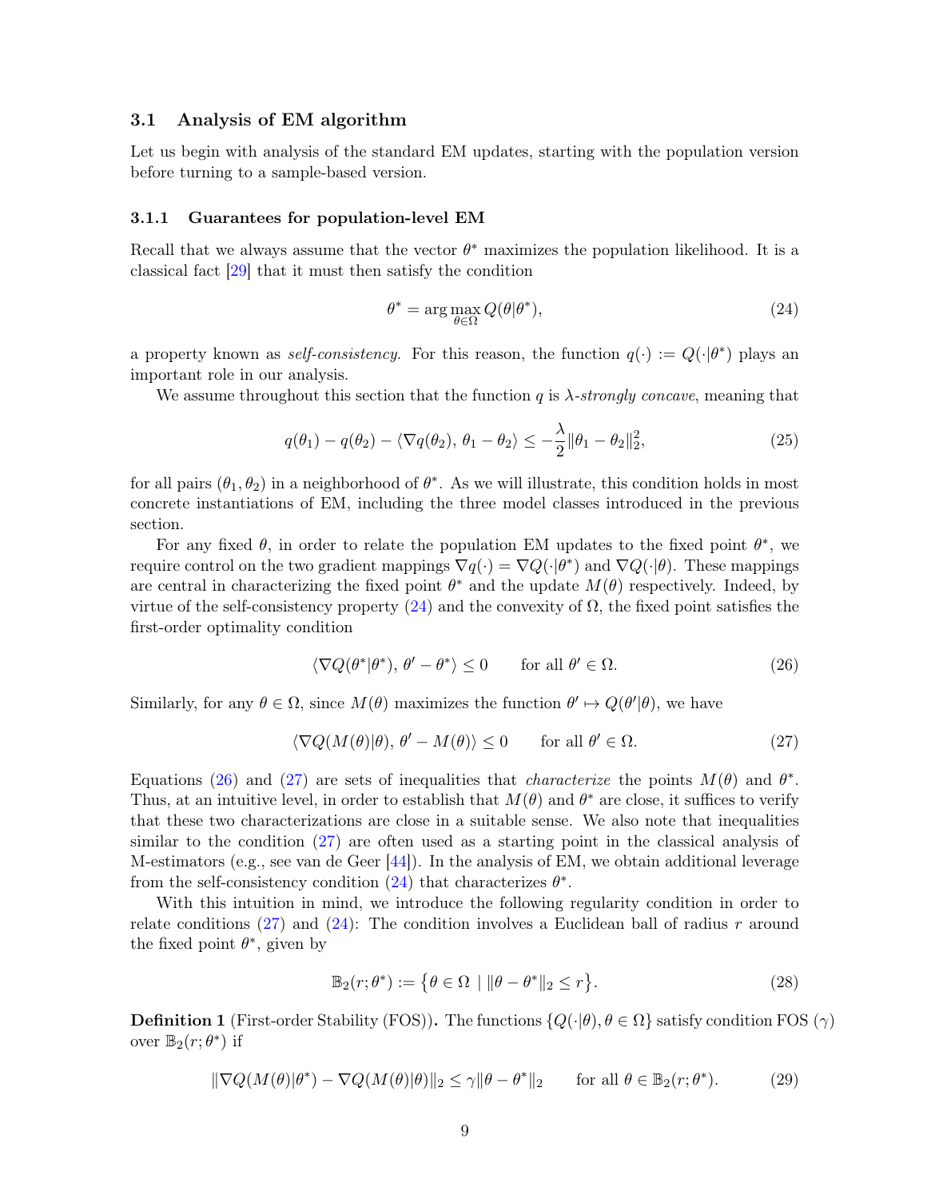### 3.1 Analysis of EM algorithm

Let us begin with analysis of the standard EM updates, starting with the population version before turning to a sample-based version.

#### 3.1.1 Guarantees for population-level EM

Recall that we always assume that the vector $\theta^*$ maximizes the population likelihood. It is a classical fact [29] that it must then satisfy the condition

$$\theta^* = \arg\max_{\theta \in \Omega} Q(\theta|\theta^*), \tag{24}$$

a property known as *self-consistency*. For this reason, the function $q(\cdot) := Q(\cdot|\theta^*)$ plays an important role in our analysis.

We assume throughout this section that the function $q$ is $\lambda$*-strongly concave*, meaning that

$$q(\theta_1) - q(\theta_2) - \langle \nabla q(\theta_2),\, \theta_1 - \theta_2 \rangle \leq -\frac{\lambda}{2} \|\theta_1 - \theta_2\|_2^2, \tag{25}$$

for all pairs $(\theta_1, \theta_2)$ in a neighborhood of $\theta^*$. As we will illustrate, this condition holds in most concrete instantiations of EM, including the three model classes introduced in the previous section.

For any fixed $\theta$, in order to relate the population EM updates to the fixed point $\theta^*$, we require control on the two gradient mappings $\nabla q(\cdot) = \nabla Q(\cdot|\theta^*)$ and $\nabla Q(\cdot|\theta)$. These mappings are central in characterizing the fixed point $\theta^*$ and the update $M(\theta)$ respectively. Indeed, by virtue of the self-consistency property (24) and the convexity of $\Omega$, the fixed point satisfies the first-order optimality condition

$$\langle \nabla Q(\theta^*|\theta^*),\, \theta' - \theta^* \rangle \leq 0 \qquad \text{for all } \theta' \in \Omega. \tag{26}$$

Similarly, for any $\theta \in \Omega$, since $M(\theta)$ maximizes the function $\theta' \mapsto Q(\theta'|\theta)$, we have

$$\langle \nabla Q(M(\theta)|\theta),\, \theta' - M(\theta) \rangle \leq 0 \qquad \text{for all } \theta' \in \Omega. \tag{27}$$

Equations (26) and (27) are sets of inequalities that *characterize* the points $M(\theta)$ and $\theta^*$. Thus, at an intuitive level, in order to establish that $M(\theta)$ and $\theta^*$ are close, it suffices to verify that these two characterizations are close in a suitable sense. We also note that inequalities similar to the condition (27) are often used as a starting point in the classical analysis of M-estimators (e.g., see van de Geer [44]). In the analysis of EM, we obtain additional leverage from the self-consistency condition (24) that characterizes $\theta^*$.

With this intuition in mind, we introduce the following regularity condition in order to relate conditions (27) and (24): The condition involves a Euclidean ball of radius $r$ around the fixed point $\theta^*$, given by

$$\mathbb{B}_2(r; \theta^*) := \big\{ \theta \in \Omega \mid \|\theta - \theta^*\|_2 \leq r \big\}. \tag{28}$$

**Definition 1** (First-order Stability (FOS))**.** The functions $\{Q(\cdot|\theta), \theta \in \Omega\}$ satisfy condition FOS $(\gamma)$ over $\mathbb{B}_2(r; \theta^*)$ if

$$\|\nabla Q(M(\theta)|\theta^*) - \nabla Q(M(\theta)|\theta)\|_2 \leq \gamma \|\theta - \theta^*\|_2 \qquad \text{for all } \theta \in \mathbb{B}_2(r; \theta^*). \tag{29}$$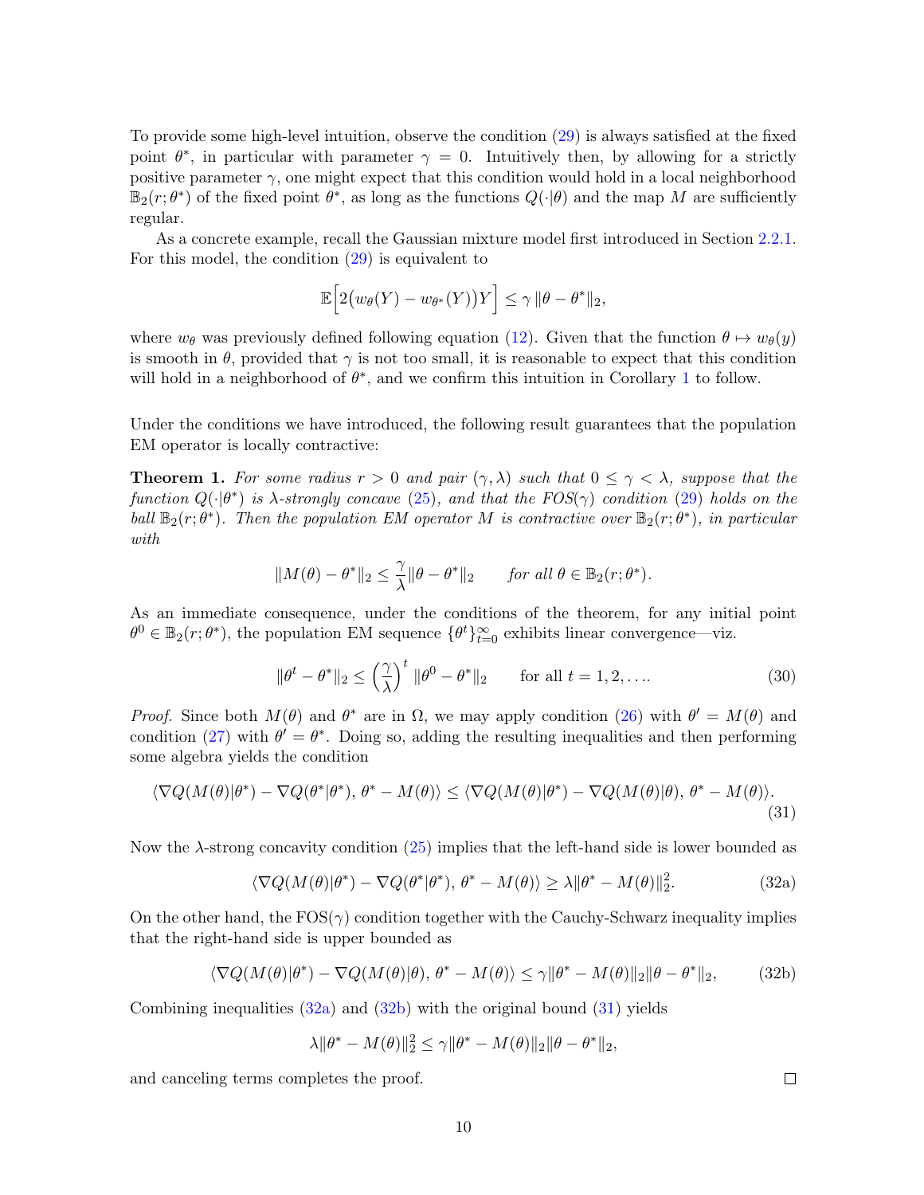To provide some high-level intuition, observe the condition (29) is always satisfied at the fixed point $\theta^*$, in particular with parameter $\gamma = 0$. Intuitively then, by allowing for a strictly positive parameter $\gamma$, one might expect that this condition would hold in a local neighborhood $\mathbb{B}_2(r;\theta^*)$ of the fixed point $\theta^*$, as long as the functions $Q(\cdot|\theta)$ and the map $M$ are sufficiently regular.

As a concrete example, recall the Gaussian mixture model first introduced in Section 2.2.1. For this model, the condition (29) is equivalent to

$$\mathbb{E}\Big[2\big(w_\theta(Y) - w_{\theta^*}(Y)\big)Y\Big] \leq \gamma \, \|\theta - \theta^*\|_2,$$

where $w_\theta$ was previously defined following equation (12). Given that the function $\theta \mapsto w_\theta(y)$ is smooth in $\theta$, provided that $\gamma$ is not too small, it is reasonable to expect that this condition will hold in a neighborhood of $\theta^*$, and we confirm this intuition in Corollary 1 to follow.

Under the conditions we have introduced, the following result guarantees that the population EM operator is locally contractive:

**Theorem 1.** *For some radius $r > 0$ and pair $(\gamma, \lambda)$ such that $0 \leq \gamma < \lambda$, suppose that the function $Q(\cdot|\theta^*)$ is $\lambda$-strongly concave (25), and that the FOS($\gamma$) condition (29) holds on the ball $\mathbb{B}_2(r;\theta^*)$. Then the population EM operator $M$ is contractive over $\mathbb{B}_2(r;\theta^*)$, in particular with*

$$\|M(\theta) - \theta^*\|_2 \leq \frac{\gamma}{\lambda}\|\theta - \theta^*\|_2 \qquad \textit{for all } \theta \in \mathbb{B}_2(r;\theta^*).$$

As an immediate consequence, under the conditions of the theorem, for any initial point $\theta^0 \in \mathbb{B}_2(r;\theta^*)$, the population EM sequence $\{\theta^t\}_{t=0}^{\infty}$ exhibits linear convergence—viz.

$$\|\theta^t - \theta^*\|_2 \leq \left(\frac{\gamma}{\lambda}\right)^t \|\theta^0 - \theta^*\|_2 \qquad \text{for all } t = 1, 2, \ldots. \tag{30}$$

*Proof.* Since both $M(\theta)$ and $\theta^*$ are in $\Omega$, we may apply condition (26) with $\theta' = M(\theta)$ and condition (27) with $\theta' = \theta^*$. Doing so, adding the resulting inequalities and then performing some algebra yields the condition

$$\langle \nabla Q(M(\theta)|\theta^*) - \nabla Q(\theta^*|\theta^*),\, \theta^* - M(\theta)\rangle \leq \langle \nabla Q(M(\theta)|\theta^*) - \nabla Q(M(\theta)|\theta),\, \theta^* - M(\theta)\rangle. \tag{31}$$

Now the $\lambda$-strong concavity condition (25) implies that the left-hand side is lower bounded as

$$\langle \nabla Q(M(\theta)|\theta^*) - \nabla Q(\theta^*|\theta^*),\, \theta^* - M(\theta)\rangle \geq \lambda \|\theta^* - M(\theta)\|_2^2. \tag{32a}$$

On the other hand, the FOS($\gamma$) condition together with the Cauchy-Schwarz inequality implies that the right-hand side is upper bounded as

$$\langle \nabla Q(M(\theta)|\theta^*) - \nabla Q(M(\theta)|\theta),\, \theta^* - M(\theta)\rangle \leq \gamma \|\theta^* - M(\theta)\|_2 \|\theta - \theta^*\|_2, \tag{32b}$$

Combining inequalities (32a) and (32b) with the original bound (31) yields

$$\lambda \|\theta^* - M(\theta)\|_2^2 \leq \gamma \|\theta^* - M(\theta)\|_2 \|\theta - \theta^*\|_2,$$

and canceling terms completes the proof. □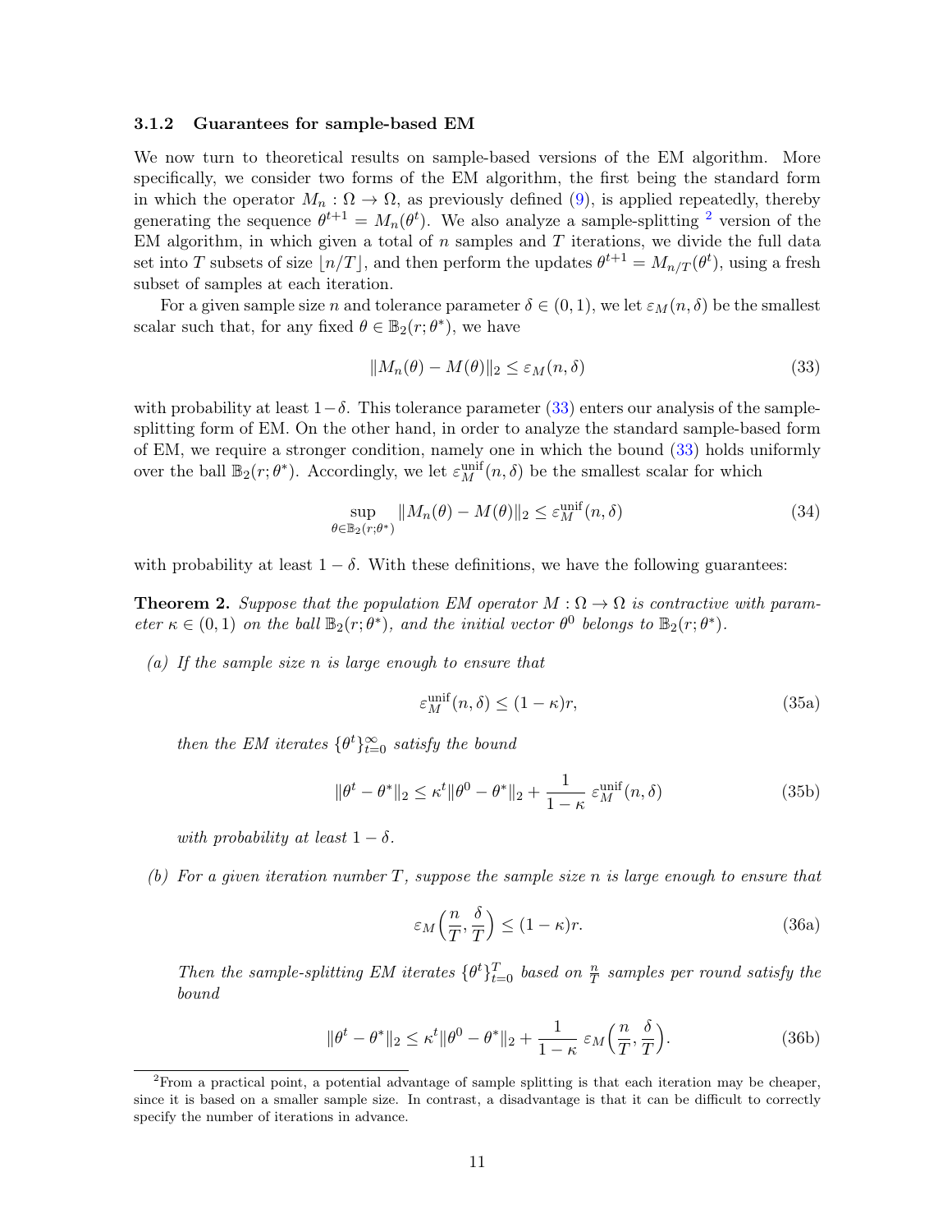### 3.1.2 Guarantees for sample-based EM

We now turn to theoretical results on sample-based versions of the EM algorithm. More specifically, we consider two forms of the EM algorithm, the first being the standard form in which the operator $M_n : \Omega \to \Omega$, as previously defined (9), is applied repeatedly, thereby generating the sequence $\theta^{t+1} = M_n(\theta^t)$. We also analyze a sample-splitting [2] version of the EM algorithm, in which given a total of $n$ samples and $T$ iterations, we divide the full data set into $T$ subsets of size $\lfloor n/T \rfloor$, and then perform the updates $\theta^{t+1} = M_{n/T}(\theta^t)$, using a fresh subset of samples at each iteration.

For a given sample size $n$ and tolerance parameter $\delta \in (0, 1)$, we let $\varepsilon_M(n, \delta)$ be the smallest scalar such that, for any fixed $\theta \in \mathbb{B}_2(r; \theta^*)$, we have

$$\|M_n(\theta) - M(\theta)\|_2 \leq \varepsilon_M(n, \delta) \tag{33}$$

with probability at least $1 - \delta$. This tolerance parameter (33) enters our analysis of the sample-splitting form of EM. On the other hand, in order to analyze the standard sample-based form of EM, we require a stronger condition, namely one in which the bound (33) holds uniformly over the ball $\mathbb{B}_2(r; \theta^*)$. Accordingly, we let $\varepsilon_M^{\text{unif}}(n, \delta)$ be the smallest scalar for which

$$\sup_{\theta \in \mathbb{B}_2(r;\theta^*)} \|M_n(\theta) - M(\theta)\|_2 \leq \varepsilon_M^{\text{unif}}(n, \delta) \tag{34}$$

with probability at least $1 - \delta$. With these definitions, we have the following guarantees:

**Theorem 2.** *Suppose that the population EM operator $M : \Omega \to \Omega$ is contractive with parameter $\kappa \in (0, 1)$ on the ball $\mathbb{B}_2(r; \theta^*)$, and the initial vector $\theta^0$ belongs to $\mathbb{B}_2(r; \theta^*)$.*

*(a) If the sample size $n$ is large enough to ensure that*

$$\varepsilon_M^{\text{unif}}(n, \delta) \leq (1 - \kappa) r, \tag{35a}$$

*then the EM iterates $\{\theta^t\}_{t=0}^{\infty}$ satisfy the bound*

$$\|\theta^t - \theta^*\|_2 \leq \kappa^t \|\theta^0 - \theta^*\|_2 + \frac{1}{1 - \kappa}\, \varepsilon_M^{\text{unif}}(n, \delta) \tag{35b}$$

*with probability at least $1 - \delta$.*

*(b) For a given iteration number $T$, suppose the sample size $n$ is large enough to ensure that*

$$\varepsilon_M\Big(\frac{n}{T}, \frac{\delta}{T}\Big) \leq (1 - \kappa) r. \tag{36a}$$

*Then the sample-splitting EM iterates $\{\theta^t\}_{t=0}^{T}$ based on $\frac{n}{T}$ samples per round satisfy the bound*

$$\|\theta^t - \theta^*\|_2 \leq \kappa^t \|\theta^0 - \theta^*\|_2 + \frac{1}{1 - \kappa}\, \varepsilon_M\Big(\frac{n}{T}, \frac{\delta}{T}\Big). \tag{36b}$$

---

[2] From a practical point, a potential advantage of sample splitting is that each iteration may be cheaper, since it is based on a smaller sample size. In contrast, a disadvantage is that it can be difficult to correctly specify the number of iterations in advance.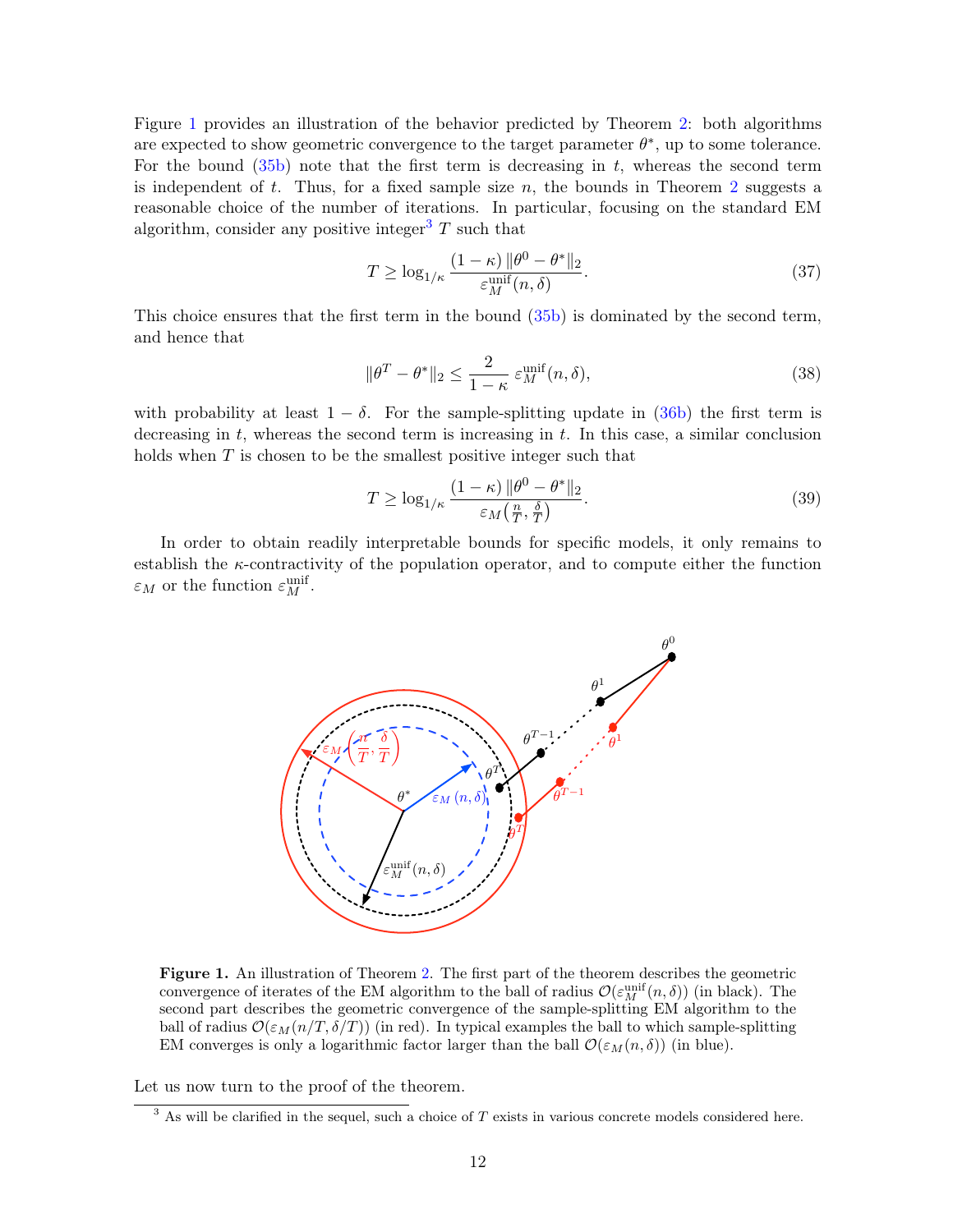Figure 1 provides an illustration of the behavior predicted by Theorem 2: both algorithms are expected to show geometric convergence to the target parameter $\theta^*$, up to some tolerance. For the bound (35b) note that the first term is decreasing in $t$, whereas the second term is independent of $t$. Thus, for a fixed sample size $n$, the bounds in Theorem 2 suggests a reasonable choice of the number of iterations. In particular, focusing on the standard EM algorithm, consider any positive integer[3] $T$ such that

$$T \geq \log_{1/\kappa} \frac{(1-\kappa)\,\|\theta^0 - \theta^*\|_2}{\varepsilon_M^{\text{unif}}(n,\delta)}. \tag{37}$$

This choice ensures that the first term in the bound (35b) is dominated by the second term, and hence that

$$\|\theta^T - \theta^*\|_2 \leq \frac{2}{1-\kappa}\,\varepsilon_M^{\text{unif}}(n,\delta), \tag{38}$$

with probability at least $1-\delta$. For the sample-splitting update in (36b) the first term is decreasing in $t$, whereas the second term is increasing in $t$. In this case, a similar conclusion holds when $T$ is chosen to be the smallest positive integer such that

$$T \geq \log_{1/\kappa} \frac{(1-\kappa)\,\|\theta^0 - \theta^*\|_2}{\varepsilon_M\big(\frac{n}{T}, \frac{\delta}{T}\big)}. \tag{39}$$

In order to obtain readily interpretable bounds for specific models, it only remains to establish the $\kappa$-contractivity of the population operator, and to compute either the function $\varepsilon_M$ or the function $\varepsilon_M^{\text{unif}}$.

**Figure 1.** An illustration of Theorem 2. The first part of the theorem describes the geometric convergence of iterates of the EM algorithm to the ball of radius $\mathcal{O}(\varepsilon_M^{\text{unif}}(n,\delta))$ (in black). The second part describes the geometric convergence of the sample-splitting EM algorithm to the ball of radius $\mathcal{O}(\varepsilon_M(n/T, \delta/T))$ (in red). In typical examples the ball to which sample-splitting EM converges is only a logarithmic factor larger than the ball $\mathcal{O}(\varepsilon_M(n,\delta))$ (in blue).

Let us now turn to the proof of the theorem.

[3] As will be clarified in the sequel, such a choice of $T$ exists in various concrete models considered here.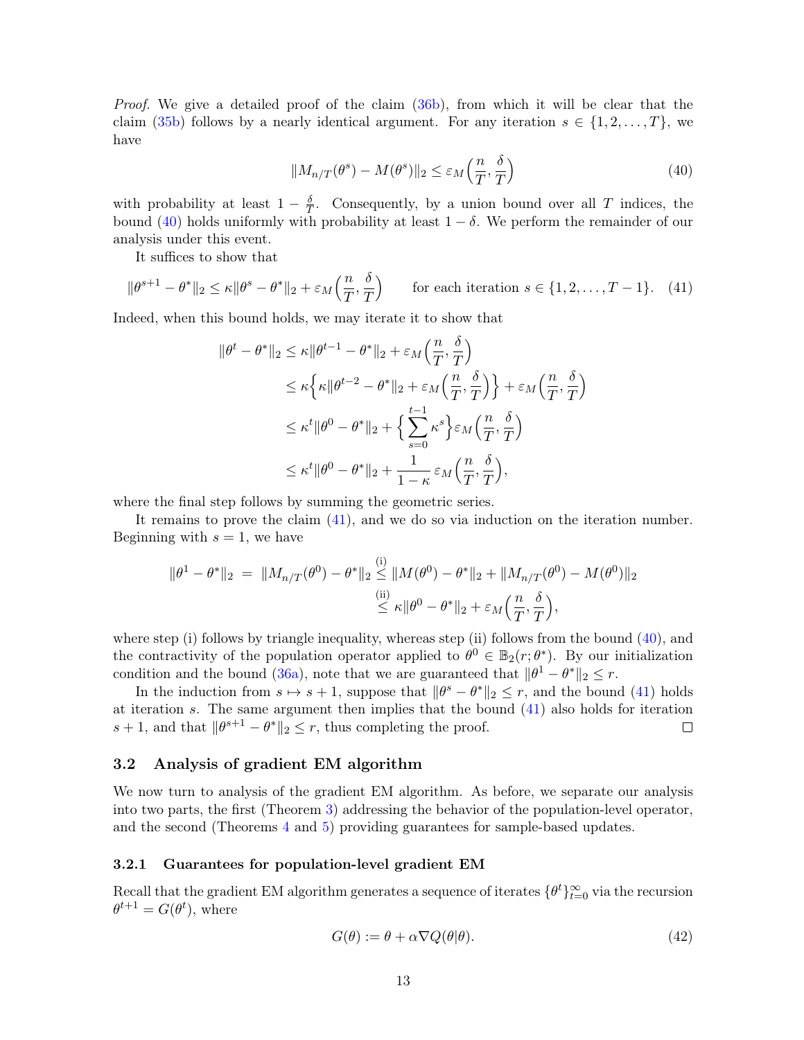*Proof.* We give a detailed proof of the claim (36b), from which it will be clear that the claim (35b) follows by a nearly identical argument. For any iteration $s \in \{1, 2, \ldots, T\}$, we have

$$
\|M_{n/T}(\theta^s) - M(\theta^s)\|_2 \le \varepsilon_M\Big(\frac{n}{T}, \frac{\delta}{T}\Big) \tag{40}
$$

with probability at least $1 - \frac{\delta}{T}$. Consequently, by a union bound over all $T$ indices, the bound (40) holds uniformly with probability at least $1 - \delta$. We perform the remainder of our analysis under this event.

It suffices to show that

$$
\|\theta^{s+1} - \theta^*\|_2 \le \kappa \|\theta^s - \theta^*\|_2 + \varepsilon_M\Big(\frac{n}{T}, \frac{\delta}{T}\Big) \qquad \text{for each iteration } s \in \{1, 2, \ldots, T-1\}. \tag{41}
$$

Indeed, when this bound holds, we may iterate it to show that

$$
\begin{aligned}
\|\theta^t - \theta^*\|_2 &\le \kappa \|\theta^{t-1} - \theta^*\|_2 + \varepsilon_M\Big(\frac{n}{T}, \frac{\delta}{T}\Big) \\
&\le \kappa \Big\{ \kappa \|\theta^{t-2} - \theta^*\|_2 + \varepsilon_M\Big(\frac{n}{T}, \frac{\delta}{T}\Big) \Big\} + \varepsilon_M\Big(\frac{n}{T}, \frac{\delta}{T}\Big) \\
&\le \kappa^t \|\theta^0 - \theta^*\|_2 + \Big\{ \sum_{s=0}^{t-1} \kappa^s \Big\} \varepsilon_M\Big(\frac{n}{T}, \frac{\delta}{T}\Big) \\
&\le \kappa^t \|\theta^0 - \theta^*\|_2 + \frac{1}{1-\kappa}\, \varepsilon_M\Big(\frac{n}{T}, \frac{\delta}{T}\Big),
\end{aligned}
$$

where the final step follows by summing the geometric series.

It remains to prove the claim (41), and we do so via induction on the iteration number. Beginning with $s = 1$, we have

$$
\begin{aligned}
\|\theta^1 - \theta^*\|_2 \;=\; \|M_{n/T}(\theta^0) - \theta^*\|_2 &\overset{\text{(i)}}{\le} \|M(\theta^0) - \theta^*\|_2 + \|M_{n/T}(\theta^0) - M(\theta^0)\|_2 \\
&\overset{\text{(ii)}}{\le} \kappa \|\theta^0 - \theta^*\|_2 + \varepsilon_M\Big(\frac{n}{T}, \frac{\delta}{T}\Big),
\end{aligned}
$$

where step (i) follows by triangle inequality, whereas step (ii) follows from the bound (40), and the contractivity of the population operator applied to $\theta^0 \in \mathbb{B}_2(r; \theta^*)$. By our initialization condition and the bound (36a), note that we are guaranteed that $\|\theta^1 - \theta^*\|_2 \le r$.

In the induction from $s \mapsto s+1$, suppose that $\|\theta^s - \theta^*\|_2 \le r$, and the bound (41) holds at iteration $s$. The same argument then implies that the bound (41) also holds for iteration $s+1$, and that $\|\theta^{s+1} - \theta^*\|_2 \le r$, thus completing the proof. $\square$

### 3.2 Analysis of gradient EM algorithm

We now turn to analysis of the gradient EM algorithm. As before, we separate our analysis into two parts, the first (Theorem 3) addressing the behavior of the population-level operator, and the second (Theorems 4 and 5) providing guarantees for sample-based updates.

#### 3.2.1 Guarantees for population-level gradient EM

Recall that the gradient EM algorithm generates a sequence of iterates $\{\theta^t\}_{t=0}^{\infty}$ via the recursion $\theta^{t+1} = G(\theta^t)$, where

$$
G(\theta) := \theta + \alpha \nabla Q(\theta|\theta). \tag{42}
$$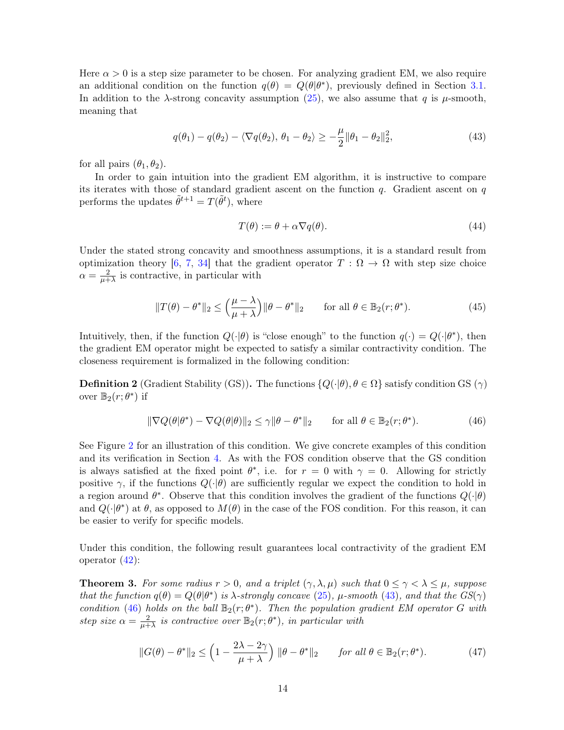Here $\alpha > 0$ is a step size parameter to be chosen. For analyzing gradient EM, we also require an additional condition on the function $q(\theta) = Q(\theta|\theta^*)$, previously defined in Section 3.1. In addition to the $\lambda$-strong concavity assumption (25), we also assume that $q$ is $\mu$-smooth, meaning that

$$q(\theta_1) - q(\theta_2) - \langle \nabla q(\theta_2),\, \theta_1 - \theta_2 \rangle \geq -\frac{\mu}{2}\|\theta_1 - \theta_2\|_2^2, \tag{43}$$

for all pairs $(\theta_1, \theta_2)$.

In order to gain intuition into the gradient EM algorithm, it is instructive to compare its iterates with those of standard gradient ascent on the function $q$. Gradient ascent on $q$ performs the updates $\tilde{\theta}^{t+1} = T(\tilde{\theta}^t)$, where

$$T(\theta) := \theta + \alpha \nabla q(\theta). \tag{44}$$

Under the stated strong concavity and smoothness assumptions, it is a standard result from optimization theory [6, 7, 34] that the gradient operator $T : \Omega \to \Omega$ with step size choice $\alpha = \frac{2}{\mu+\lambda}$ is contractive, in particular with

$$\|T(\theta) - \theta^*\|_2 \leq \Big(\frac{\mu - \lambda}{\mu + \lambda}\Big)\|\theta - \theta^*\|_2 \qquad \text{for all } \theta \in \mathbb{B}_2(r;\theta^*). \tag{45}$$

Intuitively, then, if the function $Q(\cdot|\theta)$ is "close enough" to the function $q(\cdot) = Q(\cdot|\theta^*)$, then the gradient EM operator might be expected to satisfy a similar contractivity condition. The closeness requirement is formalized in the following condition:

**Definition 2** (Gradient Stability (GS))**.** The functions $\{Q(\cdot|\theta), \theta \in \Omega\}$ satisfy condition GS $(\gamma)$ over $\mathbb{B}_2(r;\theta^*)$ if

$$\|\nabla Q(\theta|\theta^*) - \nabla Q(\theta|\theta)\|_2 \leq \gamma \|\theta - \theta^*\|_2 \qquad \text{for all } \theta \in \mathbb{B}_2(r;\theta^*). \tag{46}$$

See Figure 2 for an illustration of this condition. We give concrete examples of this condition and its verification in Section 4. As with the FOS condition observe that the GS condition is always satisfied at the fixed point $\theta^*$, i.e. for $r = 0$ with $\gamma = 0$. Allowing for strictly positive $\gamma$, if the functions $Q(\cdot|\theta)$ are sufficiently regular we expect the condition to hold in a region around $\theta^*$. Observe that this condition involves the gradient of the functions $Q(\cdot|\theta)$ and $Q(\cdot|\theta^*)$ at $\theta$, as opposed to $M(\theta)$ in the case of the FOS condition. For this reason, it can be easier to verify for specific models.

Under this condition, the following result guarantees local contractivity of the gradient EM operator (42):

**Theorem 3.** *For some radius $r > 0$, and a triplet $(\gamma, \lambda, \mu)$ such that $0 \leq \gamma < \lambda \leq \mu$, suppose that the function $q(\theta) = Q(\theta|\theta^*)$ is $\lambda$-strongly concave (25), $\mu$-smooth (43), and that the GS$(\gamma)$ condition (46) holds on the ball $\mathbb{B}_2(r;\theta^*)$. Then the population gradient EM operator $G$ with step size $\alpha = \frac{2}{\mu+\lambda}$ is contractive over $\mathbb{B}_2(r;\theta^*)$, in particular with*

$$\|G(\theta) - \theta^*\|_2 \leq \Big(1 - \frac{2\lambda - 2\gamma}{\mu + \lambda}\Big)\,\|\theta - \theta^*\|_2 \qquad \text{for all } \theta \in \mathbb{B}_2(r;\theta^*). \tag{47}$$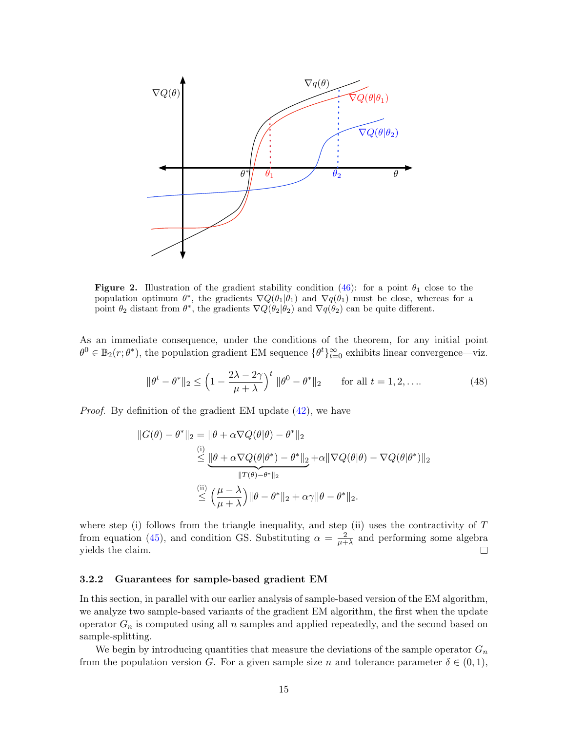**Figure 2.** Illustration of the gradient stability condition (46): for a point $\theta_1$ close to the population optimum $\theta^*$, the gradients $\nabla Q(\theta_1|\theta_1)$ and $\nabla q(\theta_1)$ must be close, whereas for a point $\theta_2$ distant from $\theta^*$, the gradients $\nabla Q(\theta_2|\theta_2)$ and $\nabla q(\theta_2)$ can be quite different.

As an immediate consequence, under the conditions of the theorem, for any initial point $\theta^0 \in \mathbb{B}_2(r;\theta^*)$, the population gradient EM sequence $\{\theta^t\}_{t=0}^\infty$ exhibits linear convergence—viz.

$$\|\theta^t - \theta^*\|_2 \le \Big(1 - \frac{2\lambda - 2\gamma}{\mu + \lambda}\Big)^t \|\theta^0 - \theta^*\|_2 \qquad \text{for all } t = 1, 2, \ldots. \tag{48}$$

*Proof.* By definition of the gradient EM update (42), we have

$$\begin{aligned}
\|G(\theta) - \theta^*\|_2 &= \|\theta + \alpha \nabla Q(\theta|\theta) - \theta^*\|_2 \\
&\overset{\text{(i)}}{\le} \underbrace{\|\theta + \alpha \nabla Q(\theta|\theta^*) - \theta^*\|_2}_{\|T(\theta) - \theta^*\|_2} + \alpha \|\nabla Q(\theta|\theta) - \nabla Q(\theta|\theta^*)\|_2 \\
&\overset{\text{(ii)}}{\le} \Big(\frac{\mu - \lambda}{\mu + \lambda}\Big)\|\theta - \theta^*\|_2 + \alpha\gamma\|\theta - \theta^*\|_2.
\end{aligned}$$

where step (i) follows from the triangle inequality, and step (ii) uses the contractivity of $T$ from equation (45), and condition GS. Substituting $\alpha = \frac{2}{\mu+\lambda}$ and performing some algebra yields the claim. □

#### 3.2.2 Guarantees for sample-based gradient EM

In this section, in parallel with our earlier analysis of sample-based version of the EM algorithm, we analyze two sample-based variants of the gradient EM algorithm, the first when the update operator $G_n$ is computed using all $n$ samples and applied repeatedly, and the second based on sample-splitting.

We begin by introducing quantities that measure the deviations of the sample operator $G_n$ from the population version $G$. For a given sample size $n$ and tolerance parameter $\delta \in (0, 1)$,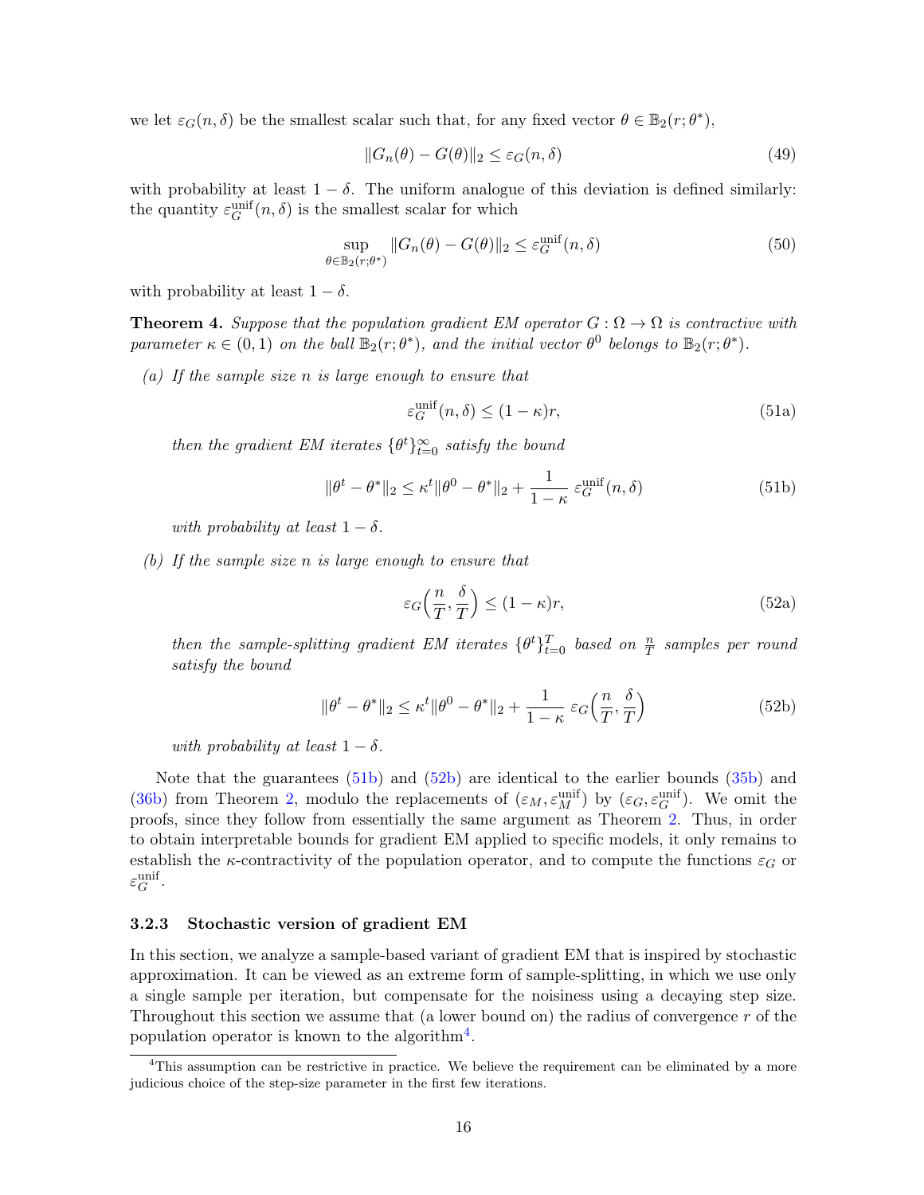we let $\varepsilon_G(n, \delta)$ be the smallest scalar such that, for any fixed vector $\theta \in \mathbb{B}_2(r; \theta^*)$,

$$\|G_n(\theta) - G(\theta)\|_2 \leq \varepsilon_G(n, \delta) \tag{49}$$

with probability at least $1 - \delta$. The uniform analogue of this deviation is defined similarly: the quantity $\varepsilon_G^{\text{unif}}(n, \delta)$ is the smallest scalar for which

$$\sup_{\theta \in \mathbb{B}_2(r; \theta^*)} \|G_n(\theta) - G(\theta)\|_2 \leq \varepsilon_G^{\text{unif}}(n, \delta) \tag{50}$$

with probability at least $1 - \delta$.

**Theorem 4.** *Suppose that the population gradient EM operator $G : \Omega \to \Omega$ is contractive with parameter $\kappa \in (0, 1)$ on the ball $\mathbb{B}_2(r; \theta^*)$, and the initial vector $\theta^0$ belongs to $\mathbb{B}_2(r; \theta^*)$.*

*(a) If the sample size $n$ is large enough to ensure that*

$$\varepsilon_G^{\text{unif}}(n, \delta) \leq (1 - \kappa) r, \tag{51a}$$

*then the gradient EM iterates $\{\theta^t\}_{t=0}^{\infty}$ satisfy the bound*

$$\|\theta^t - \theta^*\|_2 \leq \kappa^t \|\theta^0 - \theta^*\|_2 + \frac{1}{1 - \kappa} \, \varepsilon_G^{\text{unif}}(n, \delta) \tag{51b}$$

*with probability at least $1 - \delta$.*

*(b) If the sample size $n$ is large enough to ensure that*

$$\varepsilon_G\Big(\frac{n}{T}, \frac{\delta}{T}\Big) \leq (1 - \kappa) r, \tag{52a}$$

*then the sample-splitting gradient EM iterates $\{\theta^t\}_{t=0}^{T}$ based on $\frac{n}{T}$ samples per round satisfy the bound*

$$\|\theta^t - \theta^*\|_2 \leq \kappa^t \|\theta^0 - \theta^*\|_2 + \frac{1}{1 - \kappa} \, \varepsilon_G\Big(\frac{n}{T}, \frac{\delta}{T}\Big) \tag{52b}$$

*with probability at least $1 - \delta$.*

Note that the guarantees (51b) and (52b) are identical to the earlier bounds (35b) and (36b) from Theorem 2, modulo the replacements of $(\varepsilon_M, \varepsilon_M^{\text{unif}})$ by $(\varepsilon_G, \varepsilon_G^{\text{unif}})$. We omit the proofs, since they follow from essentially the same argument as Theorem 2. Thus, in order to obtain interpretable bounds for gradient EM applied to specific models, it only remains to establish the $\kappa$-contractivity of the population operator, and to compute the functions $\varepsilon_G$ or $\varepsilon_G^{\text{unif}}$.

### 3.2.3 Stochastic version of gradient EM

In this section, we analyze a sample-based variant of gradient EM that is inspired by stochastic approximation. It can be viewed as an extreme form of sample-splitting, in which we use only a single sample per iteration, but compensate for the noisiness using a decaying step size. Throughout this section we assume that (a lower bound on) the radius of convergence $r$ of the population operator is known to the algorithm[4].

[4] This assumption can be restrictive in practice. We believe the requirement can be eliminated by a more judicious choice of the step-size parameter in the first few iterations.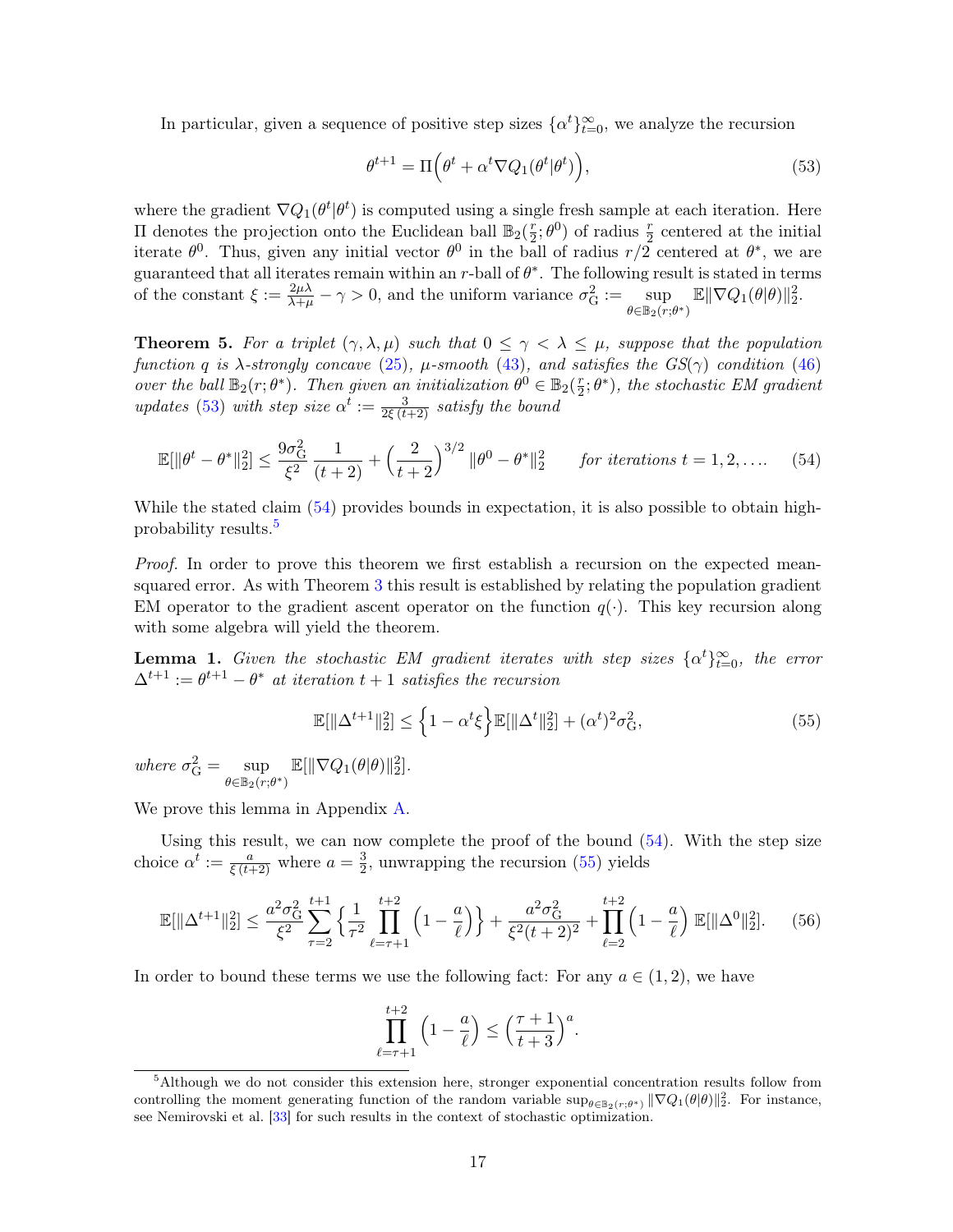In particular, given a sequence of positive step sizes $\{\alpha^t\}_{t=0}^{\infty}$, we analyze the recursion

$$\theta^{t+1} = \Pi\Big(\theta^t + \alpha^t \nabla Q_1(\theta^t|\theta^t)\Big), \tag{53}$$

where the gradient $\nabla Q_1(\theta^t|\theta^t)$ is computed using a single fresh sample at each iteration. Here $\Pi$ denotes the projection onto the Euclidean ball $\mathbb{B}_2(\frac{r}{2};\theta^0)$ of radius $\frac{r}{2}$ centered at the initial iterate $\theta^0$. Thus, given any initial vector $\theta^0$ in the ball of radius $r/2$ centered at $\theta^*$, we are guaranteed that all iterates remain within an $r$-ball of $\theta^*$. The following result is stated in terms of the constant $\xi := \frac{2\mu\lambda}{\lambda+\mu} - \gamma > 0$, and the uniform variance $\sigma_{\mathrm{G}}^2 := \sup_{\theta \in \mathbb{B}_2(r;\theta^*)} \mathbb{E}\|\nabla Q_1(\theta|\theta)\|_2^2$.

**Theorem 5.** *For a triplet $(\gamma, \lambda, \mu)$ such that $0 \le \gamma < \lambda \le \mu$, suppose that the population function $q$ is $\lambda$-strongly concave (25), $\mu$-smooth (43), and satisfies the GS($\gamma$) condition (46) over the ball $\mathbb{B}_2(r;\theta^*)$. Then given an initialization $\theta^0 \in \mathbb{B}_2(\frac{r}{2};\theta^*)$, the stochastic EM gradient updates (53) with step size $\alpha^t := \frac{3}{2\xi\,(t+2)}$ satisfy the bound*

$$\mathbb{E}[\|\theta^t - \theta^*\|_2^2] \le \frac{9\sigma_{\mathrm{G}}^2}{\xi^2}\,\frac{1}{(t+2)} + \Big(\frac{2}{t+2}\Big)^{3/2}\|\theta^0 - \theta^*\|_2^2 \qquad \textit{for iterations } t = 1, 2, \ldots. \tag{54}$$

While the stated claim (54) provides bounds in expectation, it is also possible to obtain high-probability results.[5]

*Proof.* In order to prove this theorem we first establish a recursion on the expected mean-squared error. As with Theorem 3 this result is established by relating the population gradient EM operator to the gradient ascent operator on the function $q(\cdot)$. This key recursion along with some algebra will yield the theorem.

**Lemma 1.** *Given the stochastic EM gradient iterates with step sizes $\{\alpha^t\}_{t=0}^{\infty}$, the error $\Delta^{t+1} := \theta^{t+1} - \theta^*$ at iteration $t+1$ satisfies the recursion*

$$\mathbb{E}[\|\Delta^{t+1}\|_2^2] \le \Big\{1 - \alpha^t\xi\Big\}\mathbb{E}[\|\Delta^t\|_2^2] + (\alpha^t)^2\sigma_{\mathrm{G}}^2, \tag{55}$$

*where* $\sigma_{\mathrm{G}}^2 = \sup_{\theta \in \mathbb{B}_2(r;\theta^*)} \mathbb{E}[\|\nabla Q_1(\theta|\theta)\|_2^2]$.

We prove this lemma in Appendix A.

Using this result, we can now complete the proof of the bound (54). With the step size choice $\alpha^t := \frac{a}{\xi\,(t+2)}$ where $a = \frac{3}{2}$, unwrapping the recursion (55) yields

$$\mathbb{E}[\|\Delta^{t+1}\|_2^2] \le \frac{a^2\sigma_{\mathrm{G}}^2}{\xi^2}\sum_{\tau=2}^{t+1}\Big\{\frac{1}{\tau^2}\prod_{\ell=\tau+1}^{t+2}\Big(1 - \frac{a}{\ell}\Big)\Big\} + \frac{a^2\sigma_{\mathrm{G}}^2}{\xi^2(t+2)^2} + \prod_{\ell=2}^{t+2}\Big(1 - \frac{a}{\ell}\Big)\,\mathbb{E}[\|\Delta^0\|_2^2]. \tag{56}$$

In order to bound these terms we use the following fact: For any $a \in (1, 2)$, we have

$$\prod_{\ell=\tau+1}^{t+2}\Big(1 - \frac{a}{\ell}\Big) \le \Big(\frac{\tau+1}{t+3}\Big)^a.$$

[5] Although we do not consider this extension here, stronger exponential concentration results follow from controlling the moment generating function of the random variable $\sup_{\theta \in \mathbb{B}_2(r;\theta^*)}\|\nabla Q_1(\theta|\theta)\|_2^2$. For instance, see Nemirovski et al. [33] for such results in the context of stochastic optimization.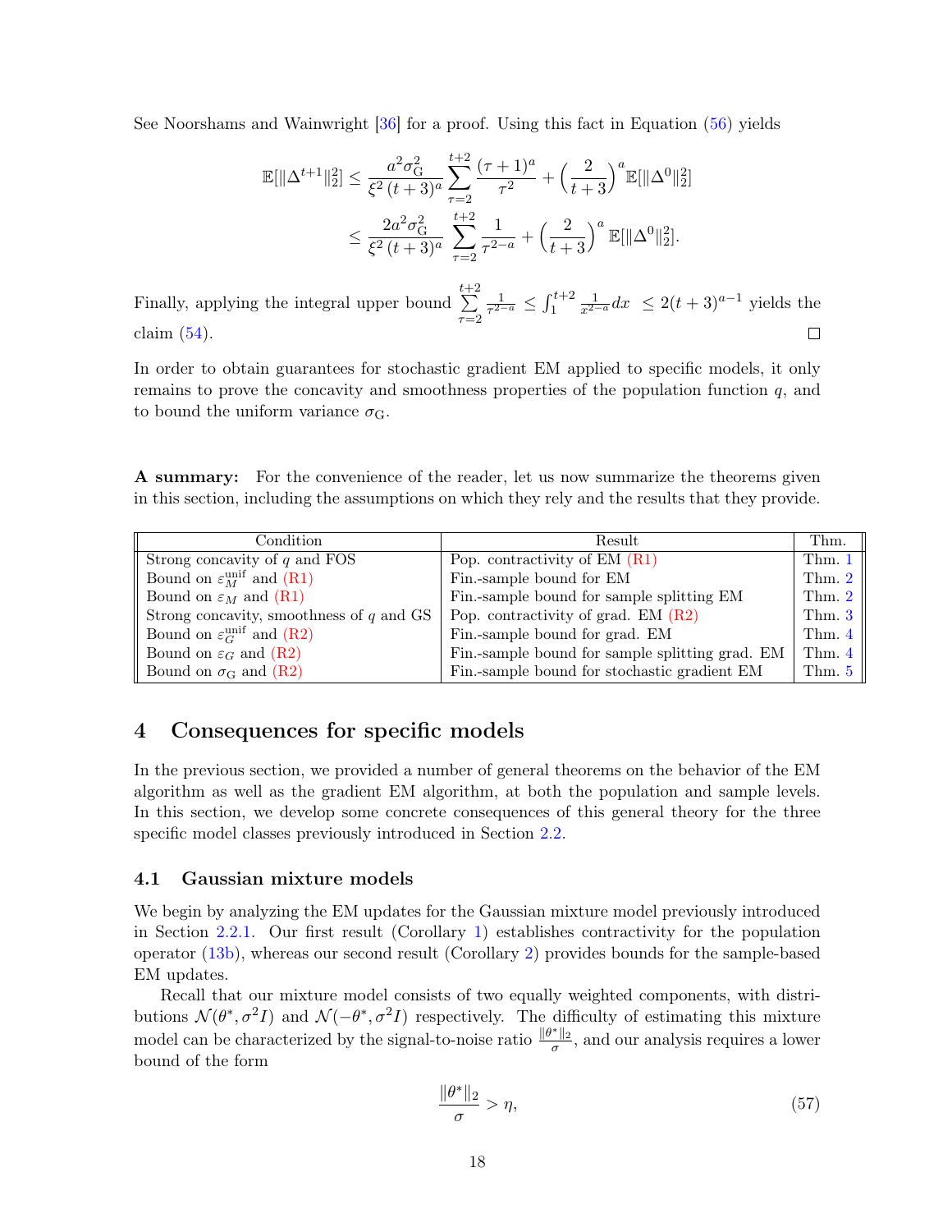See Noorshams and Wainwright [36] for a proof. Using this fact in Equation (56) yields

$$\mathbb{E}[\|\Delta^{t+1}\|_2^2] \leq \frac{a^2 \sigma_{\mathrm{G}}^2}{\xi^2 \, (t+3)^a} \sum_{\tau=2}^{t+2} \frac{(\tau+1)^a}{\tau^2} + \Big(\frac{2}{t+3}\Big)^a \mathbb{E}[\|\Delta^0\|_2^2]$$

$$\leq \frac{2a^2 \sigma_{\mathrm{G}}^2}{\xi^2 \, (t+3)^a} \sum_{\tau=2}^{t+2} \frac{1}{\tau^{2-a}} + \Big(\frac{2}{t+3}\Big)^a \mathbb{E}[\|\Delta^0\|_2^2].$$

Finally, applying the integral upper bound $\sum_{\tau=2}^{t+2} \frac{1}{\tau^{2-a}} \leq \int_1^{t+2} \frac{1}{x^{2-a}} dx \ \leq 2(t+3)^{a-1}$ yields the claim (54). □

In order to obtain guarantees for stochastic gradient EM applied to specific models, it only remains to prove the concavity and smoothness properties of the population function $q$, and to bound the uniform variance $\sigma_{\mathrm{G}}$.

**A summary:** For the convenience of the reader, let us now summarize the theorems given in this section, including the assumptions on which they rely and the results that they provide.

| Condition | Result | Thm. |
|---|---|---|
| Strong concavity of $q$ and FOS | Pop. contractivity of EM (R1) | Thm. 1 |
| Bound on $\varepsilon_M^{\mathrm{unif}}$ and (R1) | Fin.-sample bound for EM | Thm. 2 |
| Bound on $\varepsilon_M$ and (R1) | Fin.-sample bound for sample splitting EM | Thm. 2 |
| Strong concavity, smoothness of $q$ and GS | Pop. contractivity of grad. EM (R2) | Thm. 3 |
| Bound on $\varepsilon_G^{\mathrm{unif}}$ and (R2) | Fin.-sample bound for grad. EM | Thm. 4 |
| Bound on $\varepsilon_G$ and (R2) | Fin.-sample bound for sample splitting grad. EM | Thm. 4 |
| Bound on $\sigma_{\mathrm{G}}$ and (R2) | Fin.-sample bound for stochastic gradient EM | Thm. 5 |

## 4 Consequences for specific models

In the previous section, we provided a number of general theorems on the behavior of the EM algorithm as well as the gradient EM algorithm, at both the population and sample levels. In this section, we develop some concrete consequences of this general theory for the three specific model classes previously introduced in Section 2.2.

### 4.1 Gaussian mixture models

We begin by analyzing the EM updates for the Gaussian mixture model previously introduced in Section 2.2.1. Our first result (Corollary 1) establishes contractivity for the population operator (13b), whereas our second result (Corollary 2) provides bounds for the sample-based EM updates.

Recall that our mixture model consists of two equally weighted components, with distributions $\mathcal{N}(\theta^*, \sigma^2 I)$ and $\mathcal{N}(-\theta^*, \sigma^2 I)$ respectively. The difficulty of estimating this mixture model can be characterized by the signal-to-noise ratio $\frac{\|\theta^*\|_2}{\sigma}$, and our analysis requires a lower bound of the form

$$\frac{\|\theta^*\|_2}{\sigma} > \eta, \tag{57}$$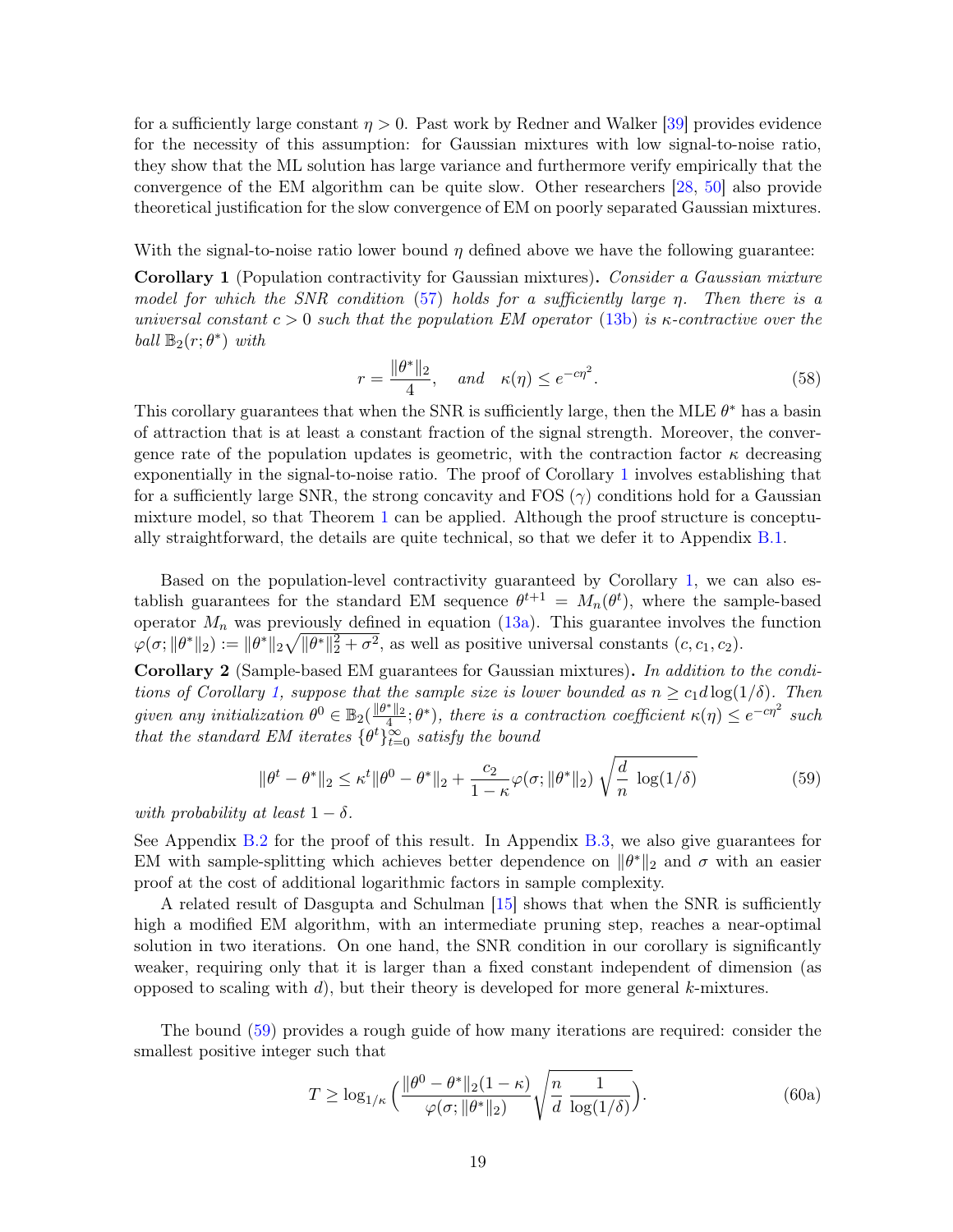for a sufficiently large constant $\eta > 0$. Past work by Redner and Walker [39] provides evidence for the necessity of this assumption: for Gaussian mixtures with low signal-to-noise ratio, they show that the ML solution has large variance and furthermore verify empirically that the convergence of the EM algorithm can be quite slow. Other researchers [28, 50] also provide theoretical justification for the slow convergence of EM on poorly separated Gaussian mixtures.

With the signal-to-noise ratio lower bound $\eta$ defined above we have the following guarantee:

**Corollary 1** (Population contractivity for Gaussian mixtures)**.** *Consider a Gaussian mixture model for which the SNR condition (57) holds for a sufficiently large $\eta$. Then there is a universal constant $c > 0$ such that the population EM operator (13b) is $\kappa$-contractive over the ball $\mathbb{B}_2(r; \theta^*)$ with*

$$r = \frac{\|\theta^*\|_2}{4}, \quad \text{and} \quad \kappa(\eta) \leq e^{-c\eta^2}. \tag{58}$$

This corollary guarantees that when the SNR is sufficiently large, then the MLE $\theta^*$ has a basin of attraction that is at least a constant fraction of the signal strength. Moreover, the convergence rate of the population updates is geometric, with the contraction factor $\kappa$ decreasing exponentially in the signal-to-noise ratio. The proof of Corollary 1 involves establishing that for a sufficiently large SNR, the strong concavity and FOS ($\gamma$) conditions hold for a Gaussian mixture model, so that Theorem 1 can be applied. Although the proof structure is conceptually straightforward, the details are quite technical, so that we defer it to Appendix B.1.

Based on the population-level contractivity guaranteed by Corollary 1, we can also establish guarantees for the standard EM sequence $\theta^{t+1} = M_n(\theta^t)$, where the sample-based operator $M_n$ was previously defined in equation (13a). This guarantee involves the function $\varphi(\sigma; \|\theta^*\|_2) := \|\theta^*\|_2 \sqrt{\|\theta^*\|_2^2 + \sigma^2}$, as well as positive universal constants $(c, c_1, c_2)$.

**Corollary 2** (Sample-based EM guarantees for Gaussian mixtures)**.** *In addition to the conditions of Corollary 1, suppose that the sample size is lower bounded as $n \geq c_1 d \log(1/\delta)$. Then given any initialization $\theta^0 \in \mathbb{B}_2(\frac{\|\theta^*\|_2}{4}; \theta^*)$, there is a contraction coefficient $\kappa(\eta) \leq e^{-c\eta^2}$ such that the standard EM iterates $\{\theta^t\}_{t=0}^{\infty}$ satisfy the bound*

$$\|\theta^t - \theta^*\|_2 \leq \kappa^t \|\theta^0 - \theta^*\|_2 + \frac{c_2}{1-\kappa} \varphi(\sigma; \|\theta^*\|_2) \sqrt{\frac{d}{n} \, \log(1/\delta)} \tag{59}$$

*with probability at least $1 - \delta$.*

See Appendix B.2 for the proof of this result. In Appendix B.3, we also give guarantees for EM with sample-splitting which achieves better dependence on $\|\theta^*\|_2$ and $\sigma$ with an easier proof at the cost of additional logarithmic factors in sample complexity.

A related result of Dasgupta and Schulman [15] shows that when the SNR is sufficiently high a modified EM algorithm, with an intermediate pruning step, reaches a near-optimal solution in two iterations. On one hand, the SNR condition in our corollary is significantly weaker, requiring only that it is larger than a fixed constant independent of dimension (as opposed to scaling with $d$), but their theory is developed for more general $k$-mixtures.

The bound (59) provides a rough guide of how many iterations are required: consider the smallest positive integer such that

$$T \geq \log_{1/\kappa} \Big( \frac{\|\theta^0 - \theta^*\|_2 (1-\kappa)}{\varphi(\sigma; \|\theta^*\|_2)} \sqrt{\frac{n}{d} \, \frac{1}{\log(1/\delta)}} \Big). \tag{60a}$$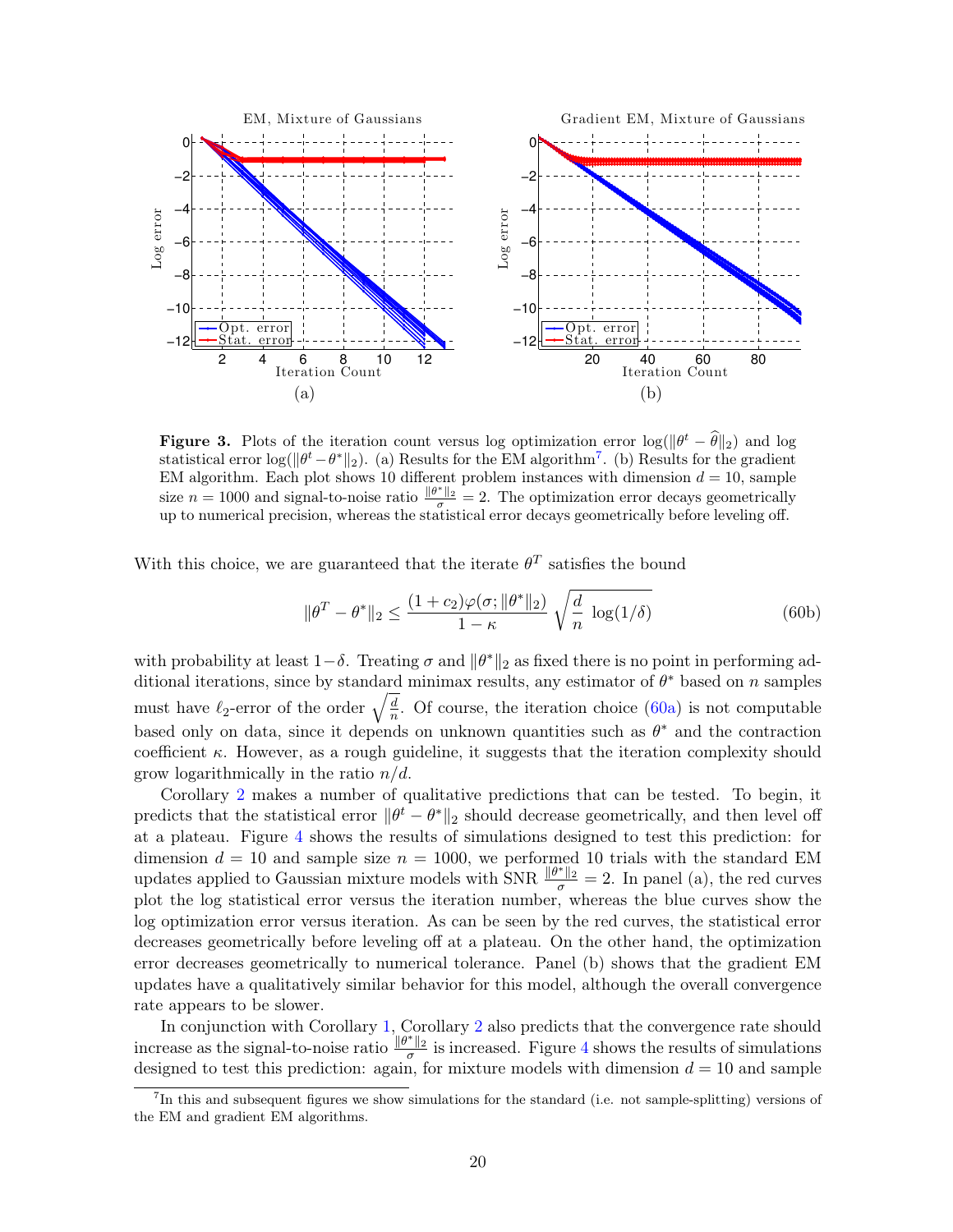**Figure 3.** Plots of the iteration count versus log optimization error $\log(\|\theta^t - \widehat{\theta}\|_2)$ and log statistical error $\log(\|\theta^t - \theta^*\|_2)$. (a) Results for the EM algorithm[7]. (b) Results for the gradient EM algorithm. Each plot shows 10 different problem instances with dimension $d = 10$, sample size $n = 1000$ and signal-to-noise ratio $\frac{\|\theta^*\|_2}{\sigma} = 2$. The optimization error decays geometrically up to numerical precision, whereas the statistical error decays geometrically before leveling off.

With this choice, we are guaranteed that the iterate $\theta^T$ satisfies the bound

$$\|\theta^T - \theta^*\|_2 \leq \frac{(1 + c_2)\varphi(\sigma; \|\theta^*\|_2)}{1 - \kappa} \sqrt{\frac{d}{n} \log(1/\delta)} \tag{60b}$$

with probability at least $1-\delta$. Treating $\sigma$ and $\|\theta^*\|_2$ as fixed there is no point in performing additional iterations, since by standard minimax results, any estimator of $\theta^*$ based on $n$ samples must have $\ell_2$-error of the order $\sqrt{\frac{d}{n}}$. Of course, the iteration choice (60a) is not computable based only on data, since it depends on unknown quantities such as $\theta^*$ and the contraction coefficient $\kappa$. However, as a rough guideline, it suggests that the iteration complexity should grow logarithmically in the ratio $n/d$.

Corollary 2 makes a number of qualitative predictions that can be tested. To begin, it predicts that the statistical error $\|\theta^t - \theta^*\|_2$ should decrease geometrically, and then level off at a plateau. Figure 4 shows the results of simulations designed to test this prediction: for dimension $d = 10$ and sample size $n = 1000$, we performed 10 trials with the standard EM updates applied to Gaussian mixture models with SNR $\frac{\|\theta^*\|_2}{\sigma} = 2$. In panel (a), the red curves plot the log statistical error versus the iteration number, whereas the blue curves show the log optimization error versus iteration. As can be seen by the red curves, the statistical error decreases geometrically before leveling off at a plateau. On the other hand, the optimization error decreases geometrically to numerical tolerance. Panel (b) shows that the gradient EM updates have a qualitatively similar behavior for this model, although the overall convergence rate appears to be slower.

In conjunction with Corollary 1, Corollary 2 also predicts that the convergence rate should increase as the signal-to-noise ratio $\frac{\|\theta^*\|_2}{\sigma}$ is increased. Figure 4 shows the results of simulations designed to test this prediction: again, for mixture models with dimension $d = 10$ and sample

[7] In this and subsequent figures we show simulations for the standard (i.e. not sample-splitting) versions of the EM and gradient EM algorithms.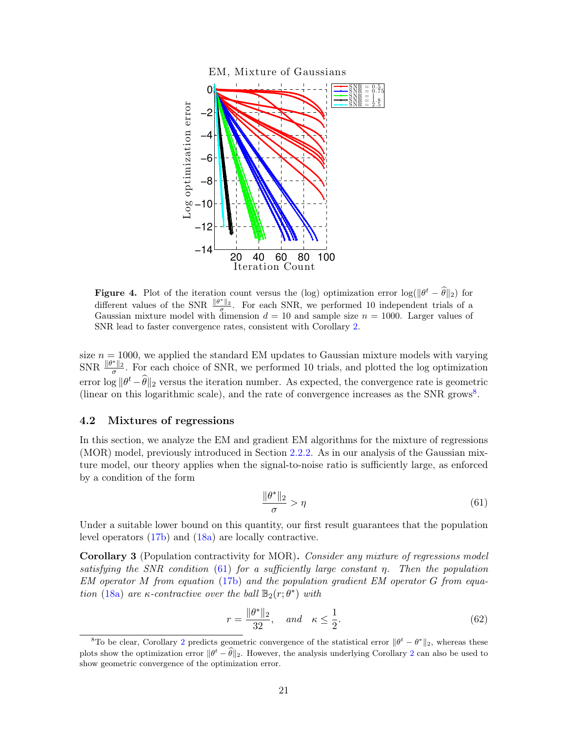**Figure 4.** Plot of the iteration count versus the (log) optimization error $\log(\|\theta^t - \widehat{\theta}\|_2)$ for different values of the SNR $\frac{\|\theta^*\|_2}{\sigma}$. For each SNR, we performed 10 independent trials of a Gaussian mixture model with dimension $d = 10$ and sample size $n = 1000$. Larger values of SNR lead to faster convergence rates, consistent with Corollary 2.

size $n = 1000$, we applied the standard EM updates to Gaussian mixture models with varying SNR $\frac{\|\theta^*\|_2}{\sigma}$. For each choice of SNR, we performed 10 trials, and plotted the log optimization error $\log \|\theta^t - \widehat{\theta}\|_2$ versus the iteration number. As expected, the convergence rate is geometric (linear on this logarithmic scale), and the rate of convergence increases as the SNR grows[8].

### 4.2 Mixtures of regressions

In this section, we analyze the EM and gradient EM algorithms for the mixture of regressions (MOR) model, previously introduced in Section 2.2.2. As in our analysis of the Gaussian mixture model, our theory applies when the signal-to-noise ratio is sufficiently large, as enforced by a condition of the form

$$\frac{\|\theta^*\|_2}{\sigma} > \eta \tag{61}$$

Under a suitable lower bound on this quantity, our first result guarantees that the population level operators (17b) and (18a) are locally contractive.

**Corollary 3** (Population contractivity for MOR)**.** *Consider any mixture of regressions model satisfying the SNR condition* (61) *for a sufficiently large constant* $\eta$*. Then the population EM operator* $M$ *from equation* (17b) *and the population gradient EM operator* $G$ *from equation* (18a) *are* $\kappa$*-contractive over the ball* $\mathbb{B}_2(r; \theta^*)$ *with*

$$r = \frac{\|\theta^*\|_2}{32}, \quad \textit{and} \quad \kappa \leq \frac{1}{2}. \tag{62}$$

[8]To be clear, Corollary 2 predicts geometric convergence of the statistical error $\|\theta^t - \theta^*\|_2$, whereas these plots show the optimization error $\|\theta^t - \widehat{\theta}\|_2$. However, the analysis underlying Corollary 2 can also be used to show geometric convergence of the optimization error.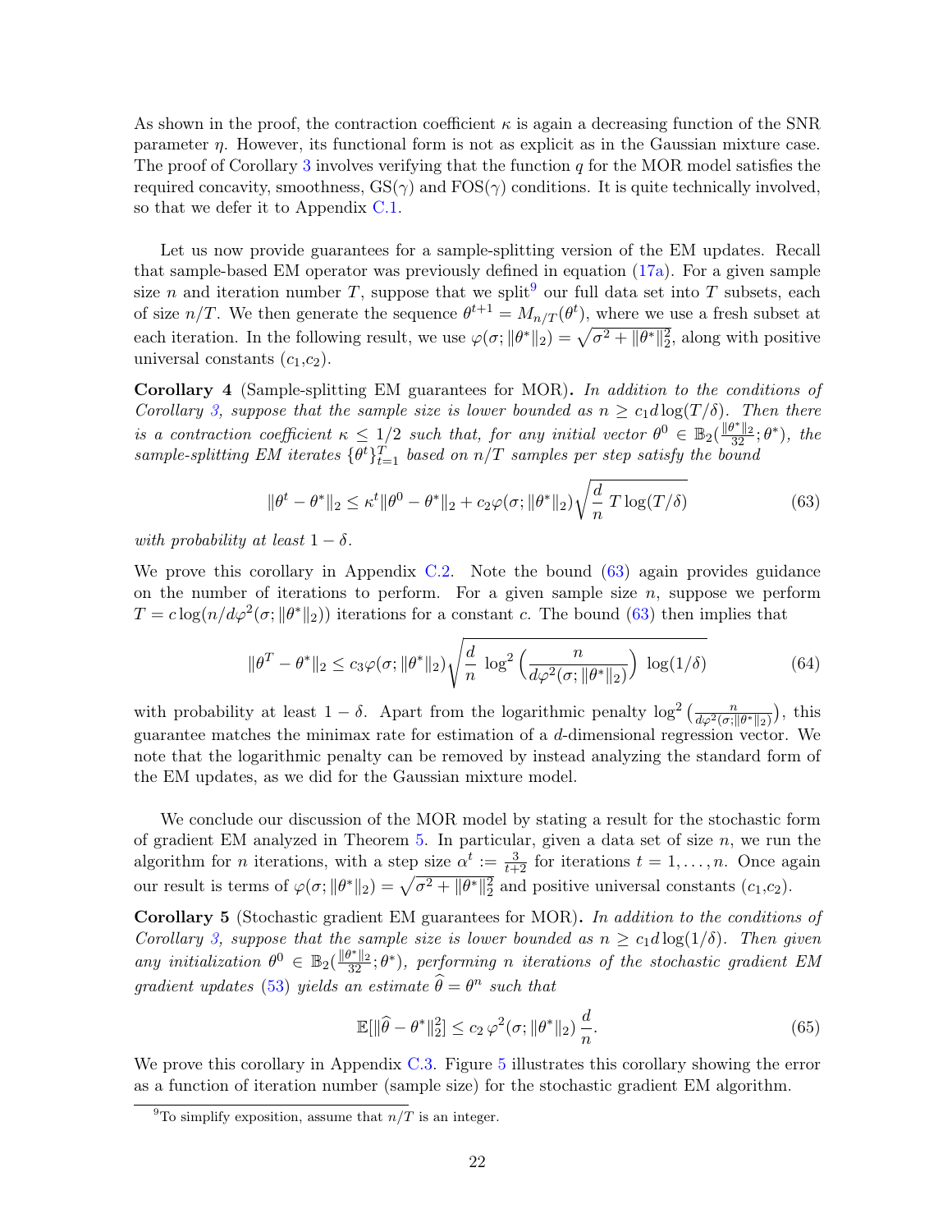As shown in the proof, the contraction coefficient $\kappa$ is again a decreasing function of the SNR parameter $\eta$. However, its functional form is not as explicit as in the Gaussian mixture case. The proof of Corollary 3 involves verifying that the function $q$ for the MOR model satisfies the required concavity, smoothness, GS($\gamma$) and FOS($\gamma$) conditions. It is quite technically involved, so that we defer it to Appendix C.1.

Let us now provide guarantees for a sample-splitting version of the EM updates. Recall that sample-based EM operator was previously defined in equation (17a). For a given sample size $n$ and iteration number $T$, suppose that we split[9] our full data set into $T$ subsets, each of size $n/T$. We then generate the sequence $\theta^{t+1} = M_{n/T}(\theta^t)$, where we use a fresh subset at each iteration. In the following result, we use $\varphi(\sigma; \|\theta^*\|_2) = \sqrt{\sigma^2 + \|\theta^*\|_2^2}$, along with positive universal constants $(c_1, c_2)$.

**Corollary 4** (Sample-splitting EM guarantees for MOR). *In addition to the conditions of Corollary 3, suppose that the sample size is lower bounded as $n \geq c_1 d \log(T/\delta)$. Then there is a contraction coefficient $\kappa \leq 1/2$ such that, for any initial vector $\theta^0 \in \mathbb{B}_2(\frac{\|\theta^*\|_2}{32}; \theta^*)$, the sample-splitting EM iterates $\{\theta^t\}_{t=1}^T$ based on $n/T$ samples per step satisfy the bound*

$$\|\theta^t - \theta^*\|_2 \leq \kappa^t \|\theta^0 - \theta^*\|_2 + c_2 \varphi(\sigma; \|\theta^*\|_2) \sqrt{\frac{d}{n}\, T \log(T/\delta)} \tag{63}$$

*with probability at least $1 - \delta$.*

We prove this corollary in Appendix C.2. Note the bound (63) again provides guidance on the number of iterations to perform. For a given sample size $n$, suppose we perform $T = c \log(n / d\varphi^2(\sigma; \|\theta^*\|_2))$ iterations for a constant $c$. The bound (63) then implies that

$$\|\theta^T - \theta^*\|_2 \leq c_3 \varphi(\sigma; \|\theta^*\|_2) \sqrt{\frac{d}{n}\, \log^2\left(\frac{n}{d\varphi^2(\sigma; \|\theta^*\|_2)}\right)\, \log(1/\delta)} \tag{64}$$

with probability at least $1 - \delta$. Apart from the logarithmic penalty $\log^2\left(\frac{n}{d\varphi^2(\sigma; \|\theta^*\|_2)}\right)$, this guarantee matches the minimax rate for estimation of a $d$-dimensional regression vector. We note that the logarithmic penalty can be removed by instead analyzing the standard form of the EM updates, as we did for the Gaussian mixture model.

We conclude our discussion of the MOR model by stating a result for the stochastic form of gradient EM analyzed in Theorem 5. In particular, given a data set of size $n$, we run the algorithm for $n$ iterations, with a step size $\alpha^t := \frac{3}{t+2}$ for iterations $t = 1, \ldots, n$. Once again our result is terms of $\varphi(\sigma; \|\theta^*\|_2) = \sqrt{\sigma^2 + \|\theta^*\|_2^2}$ and positive universal constants $(c_1, c_2)$.

**Corollary 5** (Stochastic gradient EM guarantees for MOR). *In addition to the conditions of Corollary 3, suppose that the sample size is lower bounded as $n \geq c_1 d \log(1/\delta)$. Then given any initialization $\theta^0 \in \mathbb{B}_2(\frac{\|\theta^*\|_2}{32}; \theta^*)$, performing $n$ iterations of the stochastic gradient EM gradient updates (53) yields an estimate $\widehat{\theta} = \theta^n$ such that*

$$\mathbb{E}[\|\widehat{\theta} - \theta^*\|_2^2] \leq c_2\, \varphi^2(\sigma; \|\theta^*\|_2)\, \frac{d}{n}. \tag{65}$$

We prove this corollary in Appendix C.3. Figure 5 illustrates this corollary showing the error as a function of iteration number (sample size) for the stochastic gradient EM algorithm.

[9] To simplify exposition, assume that $n/T$ is an integer.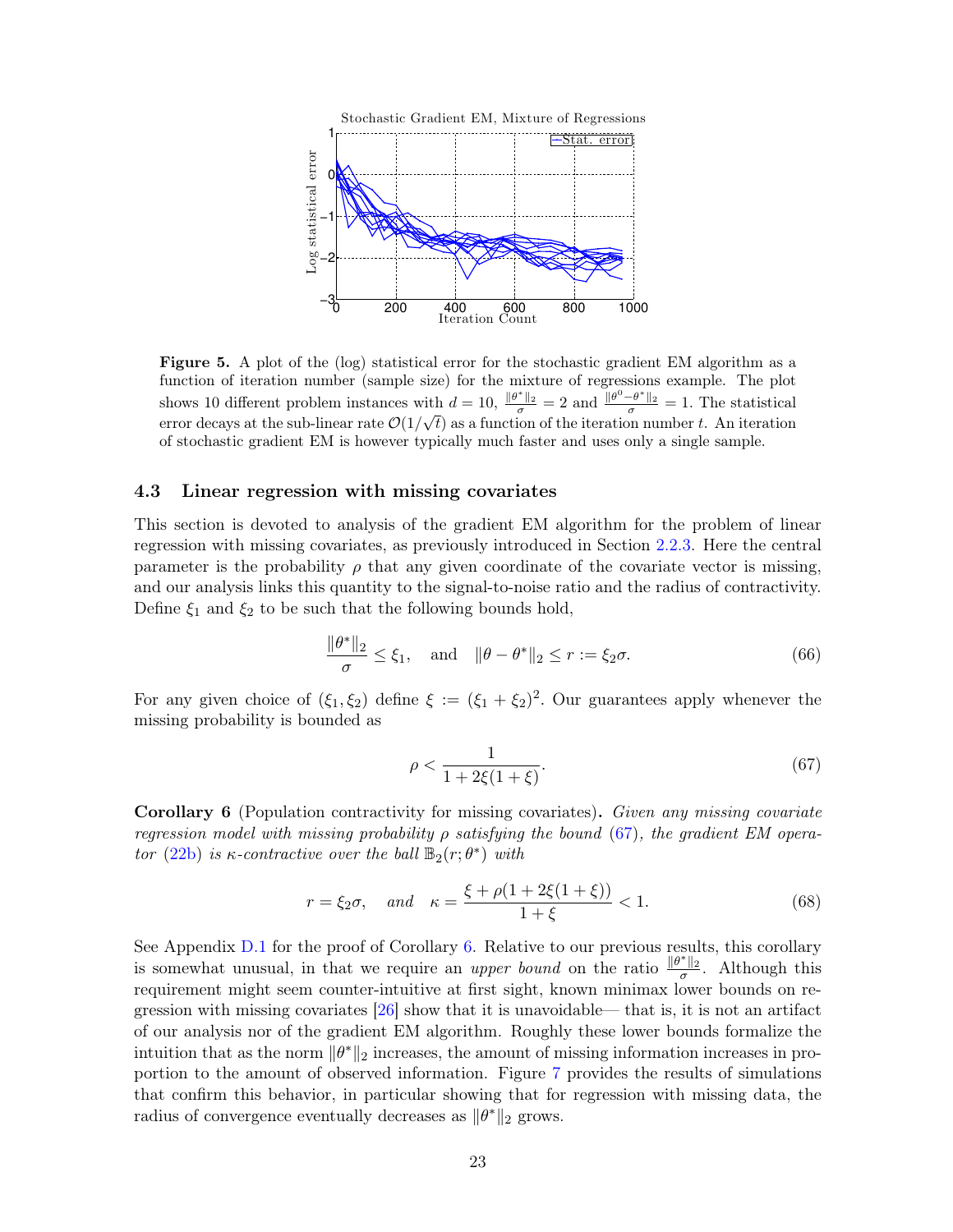**Figure 5.** A plot of the (log) statistical error for the stochastic gradient EM algorithm as a function of iteration number (sample size) for the mixture of regressions example. The plot shows 10 different problem instances with $d = 10$, $\frac{\|\theta^*\|_2}{\sigma} = 2$ and $\frac{\|\theta^0 - \theta^*\|_2}{\sigma} = 1$. The statistical error decays at the sub-linear rate $\mathcal{O}(1/\sqrt{t})$ as a function of the iteration number $t$. An iteration of stochastic gradient EM is however typically much faster and uses only a single sample.

### 4.3 Linear regression with missing covariates

This section is devoted to analysis of the gradient EM algorithm for the problem of linear regression with missing covariates, as previously introduced in Section 2.2.3. Here the central parameter is the probability $\rho$ that any given coordinate of the covariate vector is missing, and our analysis links this quantity to the signal-to-noise ratio and the radius of contractivity. Define $\xi_1$ and $\xi_2$ to be such that the following bounds hold,

$$\frac{\|\theta^*\|_2}{\sigma} \leq \xi_1, \quad \text{and} \quad \|\theta - \theta^*\|_2 \leq r := \xi_2 \sigma. \tag{66}$$

For any given choice of $(\xi_1, \xi_2)$ define $\xi := (\xi_1 + \xi_2)^2$. Our guarantees apply whenever the missing probability is bounded as

$$\rho < \frac{1}{1 + 2\xi(1 + \xi)}. \tag{67}$$

**Corollary 6** (Population contractivity for missing covariates)**.** *Given any missing covariate regression model with missing probability $\rho$ satisfying the bound (67), the gradient EM operator (22b) is $\kappa$-contractive over the ball $\mathbb{B}_2(r; \theta^*)$ with*

$$r = \xi_2 \sigma, \quad \textit{and} \quad \kappa = \frac{\xi + \rho(1 + 2\xi(1 + \xi))}{1 + \xi} < 1. \tag{68}$$

See Appendix D.1 for the proof of Corollary 6. Relative to our previous results, this corollary is somewhat unusual, in that we require an *upper bound* on the ratio $\frac{\|\theta^*\|_2}{\sigma}$. Although this requirement might seem counter-intuitive at first sight, known minimax lower bounds on regression with missing covariates [26] show that it is unavoidable— that is, it is not an artifact of our analysis nor of the gradient EM algorithm. Roughly these lower bounds formalize the intuition that as the norm $\|\theta^*\|_2$ increases, the amount of missing information increases in proportion to the amount of observed information. Figure 7 provides the results of simulations that confirm this behavior, in particular showing that for regression with missing data, the radius of convergence eventually decreases as $\|\theta^*\|_2$ grows.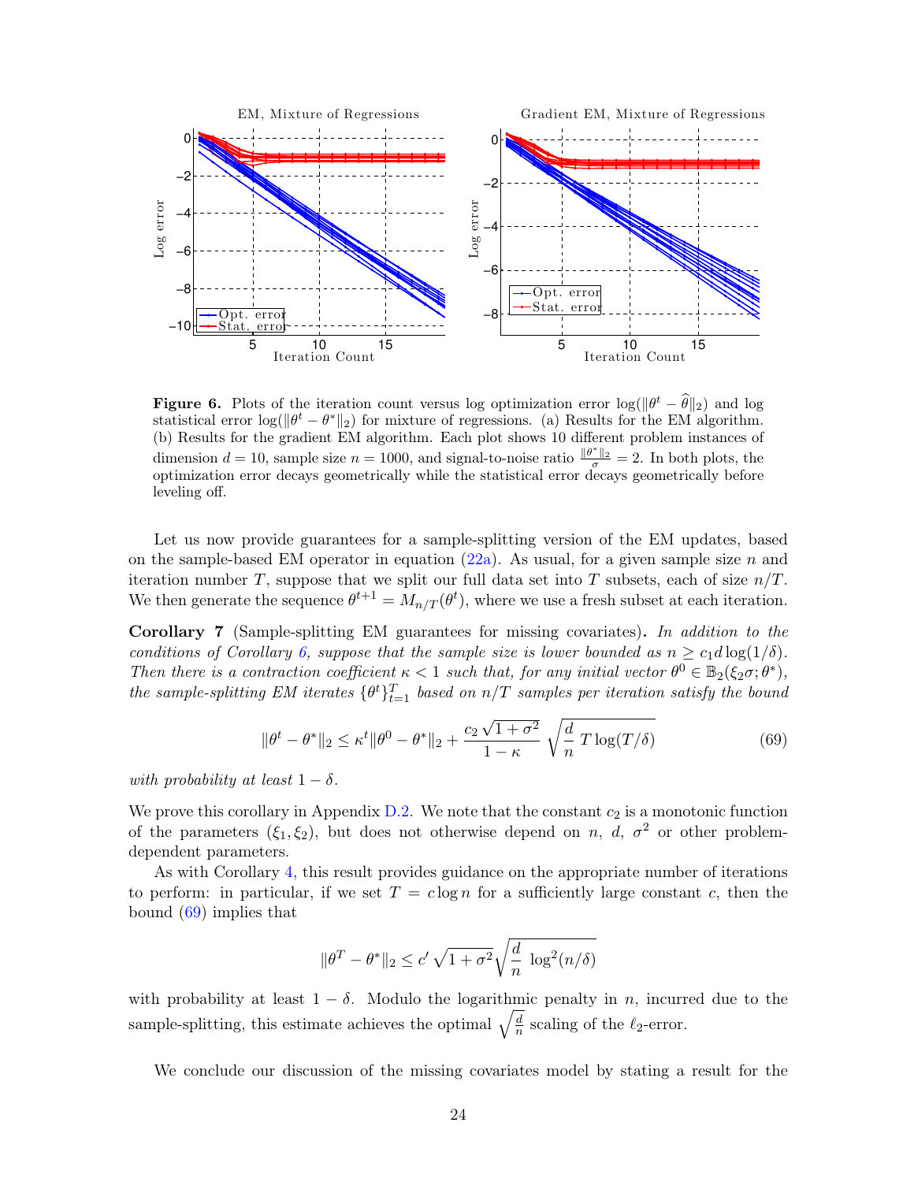**Figure 6.** Plots of the iteration count versus log optimization error $\log(\|\theta^t - \widehat{\theta}\|_2)$ and log statistical error $\log(\|\theta^t - \theta^*\|_2)$ for mixture of regressions. (a) Results for the EM algorithm. (b) Results for the gradient EM algorithm. Each plot shows 10 different problem instances of dimension $d = 10$, sample size $n = 1000$, and signal-to-noise ratio $\frac{\|\theta^*\|_2}{\sigma} = 2$. In both plots, the optimization error decays geometrically while the statistical error decays geometrically before leveling off.

Let us now provide guarantees for a sample-splitting version of the EM updates, based on the sample-based EM operator in equation (22a). As usual, for a given sample size $n$ and iteration number $T$, suppose that we split our full data set into $T$ subsets, each of size $n/T$. We then generate the sequence $\theta^{t+1} = M_{n/T}(\theta^t)$, where we use a fresh subset at each iteration.

**Corollary 7** (Sample-splitting EM guarantees for missing covariates)**.** *In addition to the conditions of Corollary 6, suppose that the sample size is lower bounded as $n \geq c_1 d \log(1/\delta)$. Then there is a contraction coefficient $\kappa < 1$ such that, for any initial vector $\theta^0 \in \mathbb{B}_2(\xi_2\sigma; \theta^*)$, the sample-splitting EM iterates $\{\theta^t\}_{t=1}^T$ based on $n/T$ samples per iteration satisfy the bound*

$$\|\theta^t - \theta^*\|_2 \leq \kappa^t \|\theta^0 - \theta^*\|_2 + \frac{c_2\sqrt{1+\sigma^2}}{1-\kappa} \sqrt{\frac{d}{n} \, T \log(T/\delta)} \tag{69}$$

*with probability at least $1 - \delta$.*

We prove this corollary in Appendix D.2. We note that the constant $c_2$ is a monotonic function of the parameters $(\xi_1, \xi_2)$, but does not otherwise depend on $n$, $d$, $\sigma^2$ or other problem-dependent parameters.

As with Corollary 4, this result provides guidance on the appropriate number of iterations to perform: in particular, if we set $T = c \log n$ for a sufficiently large constant $c$, then the bound (69) implies that

$$\|\theta^T - \theta^*\|_2 \leq c' \sqrt{1+\sigma^2} \sqrt{\frac{d}{n} \, \log^2(n/\delta)}$$

with probability at least $1 - \delta$. Modulo the logarithmic penalty in $n$, incurred due to the sample-splitting, this estimate achieves the optimal $\sqrt{\frac{d}{n}}$ scaling of the $\ell_2$-error.

We conclude our discussion of the missing covariates model by stating a result for the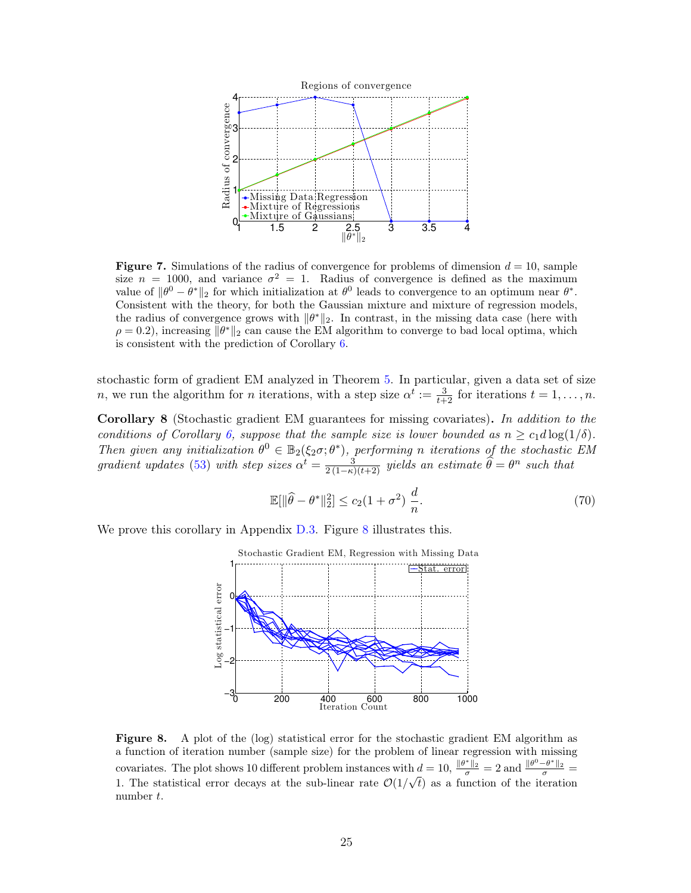**Figure 7.** Simulations of the radius of convergence for problems of dimension $d = 10$, sample size $n = 1000$, and variance $\sigma^2 = 1$. Radius of convergence is defined as the maximum value of $\|\theta^0 - \theta^*\|_2$ for which initialization at $\theta^0$ leads to convergence to an optimum near $\theta^*$. Consistent with the theory, for both the Gaussian mixture and mixture of regression models, the radius of convergence grows with $\|\theta^*\|_2$. In contrast, in the missing data case (here with $\rho = 0.2$), increasing $\|\theta^*\|_2$ can cause the EM algorithm to converge to bad local optima, which is consistent with the prediction of Corollary 6.

stochastic form of gradient EM analyzed in Theorem 5. In particular, given a data set of size $n$, we run the algorithm for $n$ iterations, with a step size $\alpha^t := \frac{3}{t+2}$ for iterations $t = 1, \ldots, n$.

**Corollary 8** (Stochastic gradient EM guarantees for missing covariates)**.** *In addition to the conditions of Corollary 6, suppose that the sample size is lower bounded as $n \geq c_1 d \log(1/\delta)$. Then given any initialization $\theta^0 \in \mathbb{B}_2(\xi_2\sigma; \theta^*)$, performing $n$ iterations of the stochastic EM gradient updates (53) with step sizes $\alpha^t = \frac{3}{2(1-\kappa)(t+2)}$ yields an estimate $\widehat{\theta} = \theta^n$ such that*

$$\mathbb{E}[\|\widehat{\theta} - \theta^*\|_2^2] \leq c_2(1 + \sigma^2)\, \frac{d}{n}. \tag{70}$$

We prove this corollary in Appendix D.3. Figure 8 illustrates this.

**Figure 8.** A plot of the (log) statistical error for the stochastic gradient EM algorithm as a function of iteration number (sample size) for the problem of linear regression with missing covariates. The plot shows 10 different problem instances with $d = 10$, $\frac{\|\theta^*\|_2}{\sigma} = 2$ and $\frac{\|\theta^0 - \theta^*\|_2}{\sigma} = 1$. The statistical error decays at the sub-linear rate $\mathcal{O}(1/\sqrt{t})$ as a function of the iteration number $t$.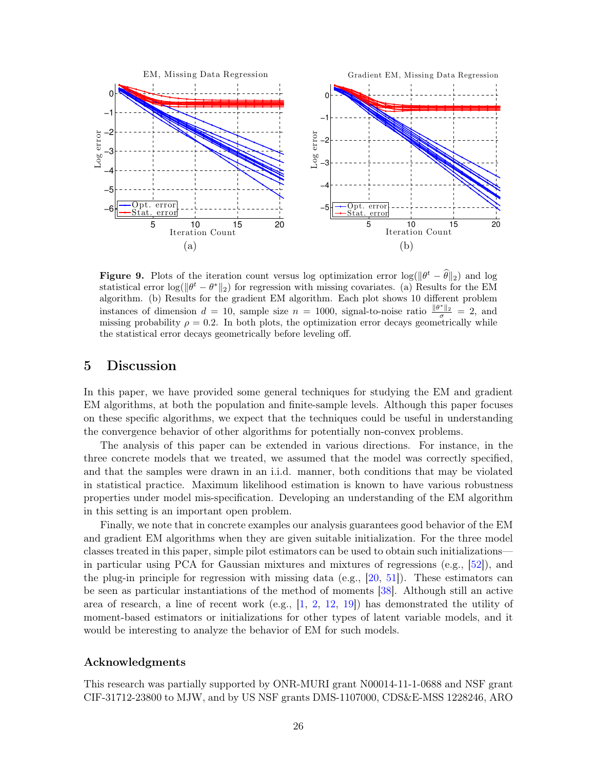**Figure 9.** Plots of the iteration count versus log optimization error $\log(\|\theta^t - \widehat{\theta}\|_2)$ and log statistical error $\log(\|\theta^t - \theta^*\|_2)$ for regression with missing covariates. (a) Results for the EM algorithm. (b) Results for the gradient EM algorithm. Each plot shows 10 different problem instances of dimension $d = 10$, sample size $n = 1000$, signal-to-noise ratio $\frac{\|\theta^*\|_2}{\sigma} = 2$, and missing probability $\rho = 0.2$. In both plots, the optimization error decays geometrically while the statistical error decays geometrically before leveling off.

## 5 Discussion

In this paper, we have provided some general techniques for studying the EM and gradient EM algorithms, at both the population and finite-sample levels. Although this paper focuses on these specific algorithms, we expect that the techniques could be useful in understanding the convergence behavior of other algorithms for potentially non-convex problems.

The analysis of this paper can be extended in various directions. For instance, in the three concrete models that we treated, we assumed that the model was correctly specified, and that the samples were drawn in an i.i.d. manner, both conditions that may be violated in statistical practice. Maximum likelihood estimation is known to have various robustness properties under model mis-specification. Developing an understanding of the EM algorithm in this setting is an important open problem.

Finally, we note that in concrete examples our analysis guarantees good behavior of the EM and gradient EM algorithms when they are given suitable initialization. For the three model classes treated in this paper, simple pilot estimators can be used to obtain such initializations—in particular using PCA for Gaussian mixtures and mixtures of regressions (e.g., [52]), and the plug-in principle for regression with missing data (e.g., [20, 51]). These estimators can be seen as particular instantiations of the method of moments [38]. Although still an active area of research, a line of recent work (e.g., [1, 2, 12, 19]) has demonstrated the utility of moment-based estimators or initializations for other types of latent variable models, and it would be interesting to analyze the behavior of EM for such models.

### Acknowledgments

This research was partially supported by ONR-MURI grant N00014-11-1-0688 and NSF grant CIF-31712-23800 to MJW, and by US NSF grants DMS-1107000, CDS&E-MSS 1228246, ARO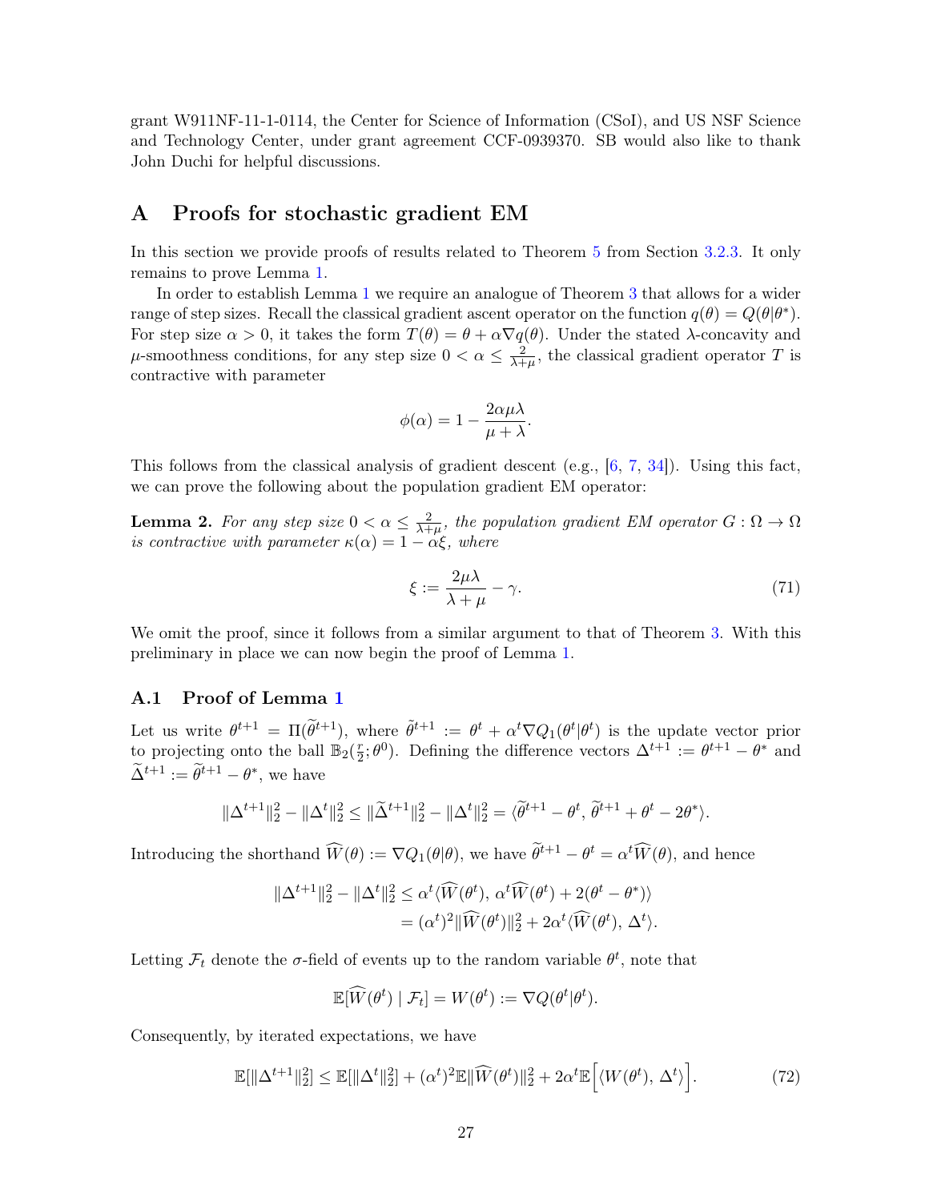grant W911NF-11-1-0114, the Center for Science of Information (CSoI), and US NSF Science and Technology Center, under grant agreement CCF-0939370. SB would also like to thank John Duchi for helpful discussions.

# A Proofs for stochastic gradient EM

In this section we provide proofs of results related to Theorem 5 from Section 3.2.3. It only remains to prove Lemma 1.

In order to establish Lemma 1 we require an analogue of Theorem 3 that allows for a wider range of step sizes. Recall the classical gradient ascent operator on the function $q(\theta) = Q(\theta|\theta^*)$. For step size $\alpha > 0$, it takes the form $T(\theta) = \theta + \alpha \nabla q(\theta)$. Under the stated $\lambda$-concavity and $\mu$-smoothness conditions, for any step size $0 < \alpha \leq \frac{2}{\lambda+\mu}$, the classical gradient operator $T$ is contractive with parameter

$$\phi(\alpha) = 1 - \frac{2\alpha\mu\lambda}{\mu+\lambda}.$$

This follows from the classical analysis of gradient descent (e.g., [6, 7, 34]). Using this fact, we can prove the following about the population gradient EM operator:

**Lemma 2.** *For any step size $0 < \alpha \leq \frac{2}{\lambda+\mu}$, the population gradient EM operator $G : \Omega \to \Omega$ is contractive with parameter $\kappa(\alpha) = 1 - \alpha\xi$, where*

$$\xi := \frac{2\mu\lambda}{\lambda+\mu} - \gamma. \tag{71}$$

We omit the proof, since it follows from a similar argument to that of Theorem 3. With this preliminary in place we can now begin the proof of Lemma 1.

## A.1 Proof of Lemma 1

Let us write $\theta^{t+1} = \Pi(\widetilde{\theta}^{t+1})$, where $\tilde{\theta}^{t+1} := \theta^t + \alpha^t \nabla Q_1(\theta^t|\theta^t)$ is the update vector prior to projecting onto the ball $\mathbb{B}_2(\frac{r}{2};\theta^0)$. Defining the difference vectors $\Delta^{t+1} := \theta^{t+1} - \theta^*$ and $\widetilde{\Delta}^{t+1} := \widetilde{\theta}^{t+1} - \theta^*$, we have

$$\|\Delta^{t+1}\|_2^2 - \|\Delta^t\|_2^2 \leq \|\widetilde{\Delta}^{t+1}\|_2^2 - \|\Delta^t\|_2^2 = \langle \widetilde{\theta}^{t+1} - \theta^t, \, \widetilde{\theta}^{t+1} + \theta^t - 2\theta^* \rangle.$$

Introducing the shorthand $\widehat{W}(\theta) := \nabla Q_1(\theta|\theta)$, we have $\widetilde{\theta}^{t+1} - \theta^t = \alpha^t \widehat{W}(\theta)$, and hence

$$\begin{aligned}
\|\Delta^{t+1}\|_2^2 - \|\Delta^t\|_2^2 &\leq \alpha^t \langle \widehat{W}(\theta^t), \, \alpha^t \widehat{W}(\theta^t) + 2(\theta^t - \theta^*) \rangle \\
&= (\alpha^t)^2 \|\widehat{W}(\theta^t)\|_2^2 + 2\alpha^t \langle \widehat{W}(\theta^t), \, \Delta^t \rangle.
\end{aligned}$$

Letting $\mathcal{F}_t$ denote the $\sigma$-field of events up to the random variable $\theta^t$, note that

$$\mathbb{E}[\widehat{W}(\theta^t) \mid \mathcal{F}_t] = W(\theta^t) := \nabla Q(\theta^t|\theta^t).$$

Consequently, by iterated expectations, we have

$$\mathbb{E}[\|\Delta^{t+1}\|_2^2] \leq \mathbb{E}[\|\Delta^t\|_2^2] + (\alpha^t)^2 \mathbb{E}\|\widehat{W}(\theta^t)\|_2^2 + 2\alpha^t \mathbb{E}\Big[\langle W(\theta^t), \, \Delta^t \rangle\Big]. \tag{72}$$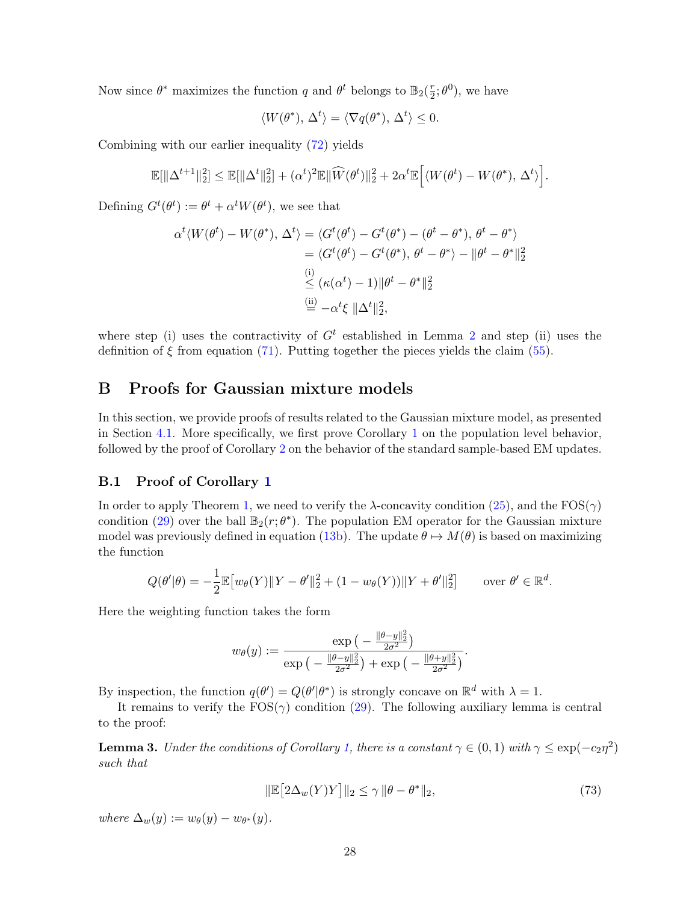Now since $\theta^*$ maximizes the function $q$ and $\theta^t$ belongs to $\mathbb{B}_2(\frac{r}{2};\theta^0)$, we have

$$\langle W(\theta^*),\, \Delta^t \rangle = \langle \nabla q(\theta^*),\, \Delta^t \rangle \leq 0.$$

Combining with our earlier inequality (72) yields

$$\mathbb{E}[\|\Delta^{t+1}\|_2^2] \leq \mathbb{E}[\|\Delta^t\|_2^2] + (\alpha^t)^2 \mathbb{E}\|\widehat{W}(\theta^t)\|_2^2 + 2\alpha^t \mathbb{E}\Big[\langle W(\theta^t) - W(\theta^*),\, \Delta^t \rangle\Big].$$

Defining $G^t(\theta^t) := \theta^t + \alpha^t W(\theta^t)$, we see that

$$\begin{aligned}
\alpha^t \langle W(\theta^t) - W(\theta^*),\, \Delta^t \rangle &= \langle G^t(\theta^t) - G^t(\theta^*) - (\theta^t - \theta^*),\, \theta^t - \theta^* \rangle \\
&= \langle G^t(\theta^t) - G^t(\theta^*),\, \theta^t - \theta^* \rangle - \|\theta^t - \theta^*\|_2^2 \\
&\overset{\text{(i)}}{\leq} (\kappa(\alpha^t) - 1)\|\theta^t - \theta^*\|_2^2 \\
&\overset{\text{(ii)}}{=} -\alpha^t \xi\, \|\Delta^t\|_2^2,
\end{aligned}$$

where step (i) uses the contractivity of $G^t$ established in Lemma 2 and step (ii) uses the definition of $\xi$ from equation (71). Putting together the pieces yields the claim (55).

# B Proofs for Gaussian mixture models

In this section, we provide proofs of results related to the Gaussian mixture model, as presented in Section 4.1. More specifically, we first prove Corollary 1 on the population level behavior, followed by the proof of Corollary 2 on the behavior of the standard sample-based EM updates.

## B.1 Proof of Corollary 1

In order to apply Theorem 1, we need to verify the $\lambda$-concavity condition (25), and the FOS($\gamma$) condition (29) over the ball $\mathbb{B}_2(r;\theta^*)$. The population EM operator for the Gaussian mixture model was previously defined in equation (13b). The update $\theta \mapsto M(\theta)$ is based on maximizing the function

$$Q(\theta'|\theta) = -\frac{1}{2}\mathbb{E}\big[w_\theta(Y)\|Y - \theta'\|_2^2 + (1 - w_\theta(Y))\|Y + \theta'\|_2^2\big] \qquad \text{over } \theta' \in \mathbb{R}^d.$$

Here the weighting function takes the form

$$w_\theta(y) := \frac{\exp\big(-\frac{\|\theta - y\|_2^2}{2\sigma^2}\big)}{\exp\big(-\frac{\|\theta - y\|_2^2}{2\sigma^2}\big) + \exp\big(-\frac{\|\theta + y\|_2^2}{2\sigma^2}\big)}.$$

By inspection, the function $q(\theta') = Q(\theta'|\theta^*)$ is strongly concave on $\mathbb{R}^d$ with $\lambda = 1$.

It remains to verify the FOS($\gamma$) condition (29). The following auxiliary lemma is central to the proof:

**Lemma 3.** *Under the conditions of Corollary 1, there is a constant $\gamma \in (0,1)$ with $\gamma \leq \exp(-c_2\eta^2)$ such that*

$$\|\mathbb{E}\big[2\Delta_w(Y)Y\big]\|_2 \leq \gamma\, \|\theta - \theta^*\|_2, \tag{73}$$

*where $\Delta_w(y) := w_\theta(y) - w_{\theta^*}(y)$.*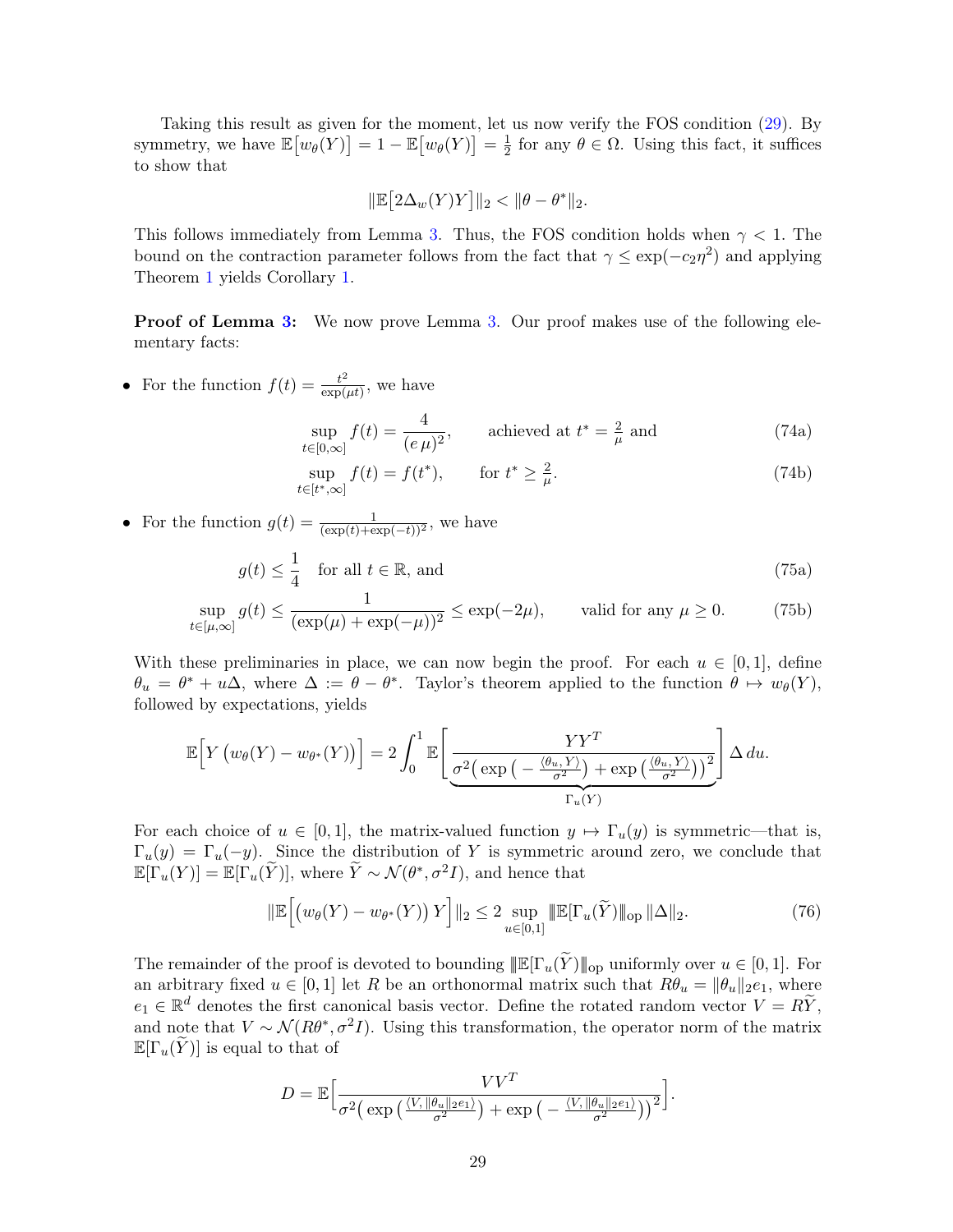Taking this result as given for the moment, let us now verify the FOS condition (29). By symmetry, we have $\mathbb{E}\big[w_\theta(Y)\big] = 1 - \mathbb{E}\big[w_\theta(Y)\big] = \frac{1}{2}$ for any $\theta \in \Omega$. Using this fact, it suffices to show that

$$\|\mathbb{E}\big[2\Delta_w(Y)Y\big]\|_2 < \|\theta - \theta^*\|_2.$$

This follows immediately from Lemma 3. Thus, the FOS condition holds when $\gamma < 1$. The bound on the contraction parameter follows from the fact that $\gamma \leq \exp(-c_2\eta^2)$ and applying Theorem 1 yields Corollary 1.

**Proof of Lemma 3:** We now prove Lemma 3. Our proof makes use of the following elementary facts:

- For the function $f(t) = \frac{t^2}{\exp(\mu t)}$, we have

$$\sup_{t \in [0,\infty]} f(t) = \frac{4}{(e\,\mu)^2}, \qquad \text{achieved at } t^* = \tfrac{2}{\mu} \text{ and} \tag{74a}$$

$$\sup_{t \in [t^*,\infty]} f(t) = f(t^*), \qquad \text{for } t^* \geq \tfrac{2}{\mu}. \tag{74b}$$

- For the function $g(t) = \frac{1}{(\exp(t)+\exp(-t))^2}$, we have

$$g(t) \leq \frac{1}{4} \quad \text{for all } t \in \mathbb{R}, \text{ and} \tag{75a}$$

$$\sup_{t \in [\mu,\infty]} g(t) \leq \frac{1}{(\exp(\mu)+\exp(-\mu))^2} \leq \exp(-2\mu), \qquad \text{valid for any } \mu \geq 0. \tag{75b}$$

With these preliminaries in place, we can now begin the proof. For each $u \in [0,1]$, define $\theta_u = \theta^* + u\Delta$, where $\Delta := \theta - \theta^*$. Taylor's theorem applied to the function $\theta \mapsto w_\theta(Y)$, followed by expectations, yields

$$\mathbb{E}\Big[Y\left(w_\theta(Y) - w_{\theta^*}(Y)\right)\Big] = 2\int_0^1 \mathbb{E}\Bigg[\underbrace{\frac{YY^T}{\sigma^2\big(\exp\big(-\frac{\langle\theta_u, Y\rangle}{\sigma^2}\big) + \exp\big(\frac{\langle\theta_u, Y\rangle}{\sigma^2}\big)\big)^2}}_{\Gamma_u(Y)}\Bigg]\Delta\, du.$$

For each choice of $u \in [0,1]$, the matrix-valued function $y \mapsto \Gamma_u(y)$ is symmetric—that is, $\Gamma_u(y) = \Gamma_u(-y)$. Since the distribution of $Y$ is symmetric around zero, we conclude that $\mathbb{E}[\Gamma_u(Y)] = \mathbb{E}[\Gamma_u(\widetilde{Y})]$, where $\widetilde{Y} \sim \mathcal{N}(\theta^*, \sigma^2 I)$, and hence that

$$\|\mathbb{E}\Big[\left(w_\theta(Y) - w_{\theta^*}(Y)\right)Y\Big]\|_2 \leq 2\sup_{u\in[0,1]} |\!|\!|\mathbb{E}[\Gamma_u(\widetilde{Y})]|\!|\!|_{\text{op}}\,\|\Delta\|_2. \tag{76}$$

The remainder of the proof is devoted to bounding $|\!|\!|\mathbb{E}[\Gamma_u(\widetilde{Y})]|\!|\!|_{\text{op}}$ uniformly over $u \in [0,1]$. For an arbitrary fixed $u \in [0,1]$ let $R$ be an orthonormal matrix such that $R\theta_u = \|\theta_u\|_2 e_1$, where $e_1 \in \mathbb{R}^d$ denotes the first canonical basis vector. Define the rotated random vector $V = R\widetilde{Y}$, and note that $V \sim \mathcal{N}(R\theta^*, \sigma^2 I)$. Using this transformation, the operator norm of the matrix $\mathbb{E}[\Gamma_u(\widetilde{Y})]$ is equal to that of

$$D = \mathbb{E}\Big[\frac{VV^T}{\sigma^2\big(\exp\big(\frac{\langle V, \|\theta_u\|_2 e_1\rangle}{\sigma^2}\big) + \exp\big(-\frac{\langle V, \|\theta_u\|_2 e_1\rangle}{\sigma^2}\big)\big)^2}\Big].$$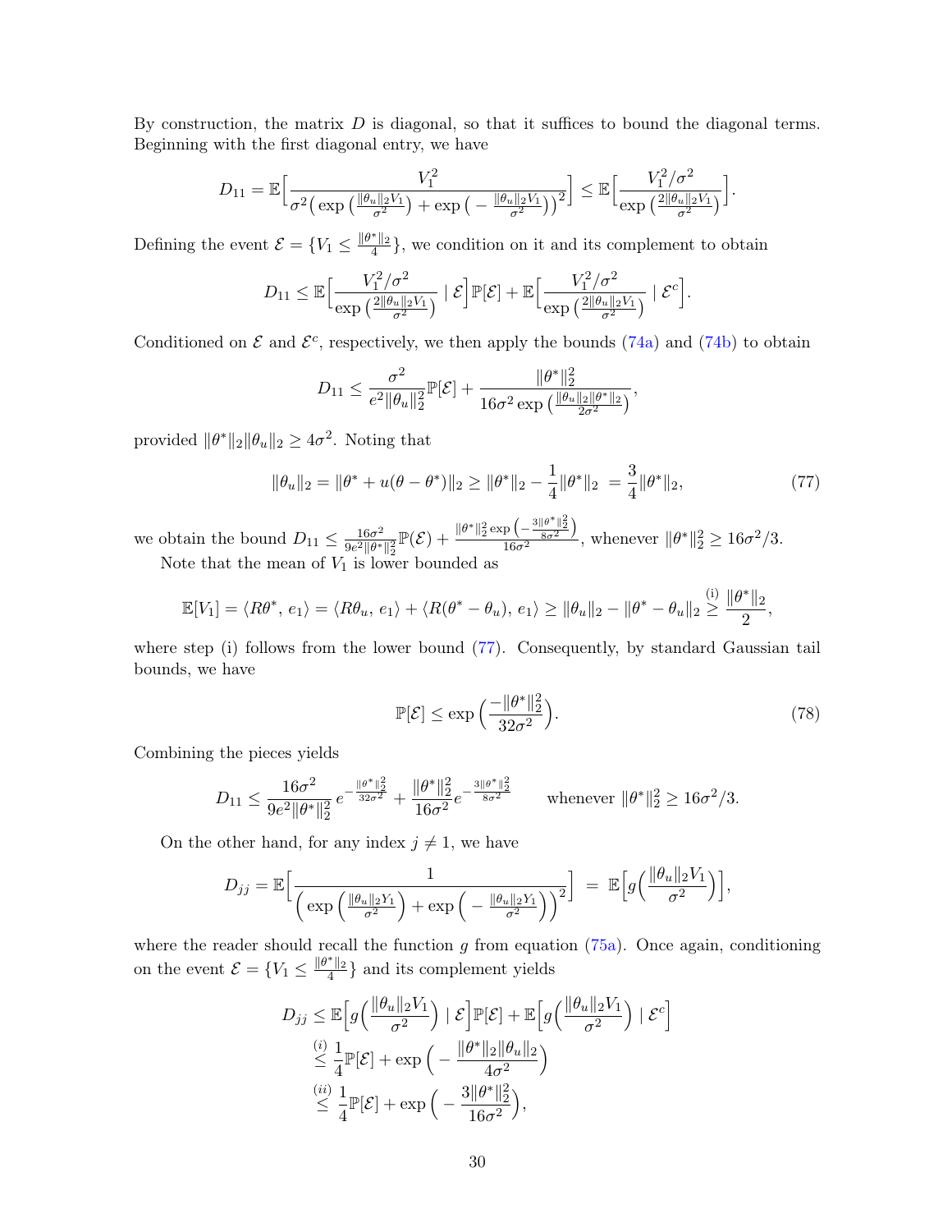By construction, the matrix $D$ is diagonal, so that it suffices to bound the diagonal terms. Beginning with the first diagonal entry, we have

$$D_{11} = \mathbb{E}\Big[\frac{V_1^2}{\sigma^2\big(\exp\big(\frac{\|\theta_u\|_2 V_1}{\sigma^2}\big) + \exp\big(-\frac{\|\theta_u\|_2 V_1}{\sigma^2}\big)\big)^2}\Big] \le \mathbb{E}\Big[\frac{V_1^2/\sigma^2}{\exp\big(\frac{2\|\theta_u\|_2 V_1}{\sigma^2}\big)}\Big].$$

Defining the event $\mathcal{E} = \{V_1 \le \frac{\|\theta^*\|_2}{4}\}$, we condition on it and its complement to obtain

$$D_{11} \le \mathbb{E}\Big[\frac{V_1^2/\sigma^2}{\exp\big(\frac{2\|\theta_u\|_2 V_1}{\sigma^2}\big)} \mid \mathcal{E}\Big]\mathbb{P}[\mathcal{E}] + \mathbb{E}\Big[\frac{V_1^2/\sigma^2}{\exp\big(\frac{2\|\theta_u\|_2 V_1}{\sigma^2}\big)} \mid \mathcal{E}^c\Big].$$

Conditioned on $\mathcal{E}$ and $\mathcal{E}^c$, respectively, we then apply the bounds (74a) and (74b) to obtain

$$D_{11} \le \frac{\sigma^2}{e^2\|\theta_u\|_2^2}\mathbb{P}[\mathcal{E}] + \frac{\|\theta^*\|_2^2}{16\sigma^2\exp\big(\frac{\|\theta_u\|_2\|\theta^*\|_2}{2\sigma^2}\big)},$$

provided $\|\theta^*\|_2\|\theta_u\|_2 \ge 4\sigma^2$. Noting that

$$\|\theta_u\|_2 = \|\theta^* + u(\theta - \theta^*)\|_2 \ge \|\theta^*\|_2 - \frac{1}{4}\|\theta^*\|_2 \; = \frac{3}{4}\|\theta^*\|_2, \tag{77}$$

we obtain the bound $D_{11} \le \frac{16\sigma^2}{9e^2\|\theta^*\|_2^2}\mathbb{P}(\mathcal{E}) + \frac{\|\theta^*\|_2^2\exp\big(-\frac{3\|\theta^*\|_2^2}{8\sigma^2}\big)}{16\sigma^2}$, whenever $\|\theta^*\|_2^2 \ge 16\sigma^2/3$.

Note that the mean of $V_1$ is lower bounded as

$$\mathbb{E}[V_1] = \langle R\theta^*,\, e_1\rangle = \langle R\theta_u,\, e_1\rangle + \langle R(\theta^* - \theta_u),\, e_1\rangle \ge \|\theta_u\|_2 - \|\theta^* - \theta_u\|_2 \stackrel{\text{(i)}}{\ge} \frac{\|\theta^*\|_2}{2},$$

where step (i) follows from the lower bound (77). Consequently, by standard Gaussian tail bounds, we have

$$\mathbb{P}[\mathcal{E}] \le \exp\Big(\frac{-\|\theta^*\|_2^2}{32\sigma^2}\Big). \tag{78}$$

Combining the pieces yields

$$D_{11} \le \frac{16\sigma^2}{9e^2\|\theta^*\|_2^2}\, e^{-\frac{\|\theta^*\|_2^2}{32\sigma^2}} + \frac{\|\theta^*\|_2^2}{16\sigma^2}e^{-\frac{3\|\theta^*\|_2^2}{8\sigma^2}} \qquad \text{whenever } \|\theta^*\|_2^2 \ge 16\sigma^2/3.$$

On the other hand, for any index $j \neq 1$, we have

$$D_{jj} = \mathbb{E}\Big[\frac{1}{\Big(\exp\Big(\frac{\|\theta_u\|_2 Y_1}{\sigma^2}\Big) + \exp\Big(-\frac{\|\theta_u\|_2 Y_1}{\sigma^2}\Big)\Big)^2}\Big] \;=\; \mathbb{E}\Big[g\Big(\frac{\|\theta_u\|_2 V_1}{\sigma^2}\Big)\Big],$$

where the reader should recall the function $g$ from equation (75a). Once again, conditioning on the event $\mathcal{E} = \{V_1 \le \frac{\|\theta^*\|_2}{4}\}$ and its complement yields

$$\begin{aligned}
D_{jj} &\le \mathbb{E}\Big[g\Big(\frac{\|\theta_u\|_2 V_1}{\sigma^2}\Big) \mid \mathcal{E}\Big]\mathbb{P}[\mathcal{E}] + \mathbb{E}\Big[g\Big(\frac{\|\theta_u\|_2 V_1}{\sigma^2}\Big) \mid \mathcal{E}^c\Big] \\
&\stackrel{(i)}{\le} \frac{1}{4}\mathbb{P}[\mathcal{E}] + \exp\Big(-\frac{\|\theta^*\|_2\|\theta_u\|_2}{4\sigma^2}\Big) \\
&\stackrel{(ii)}{\le} \frac{1}{4}\mathbb{P}[\mathcal{E}] + \exp\Big(-\frac{3\|\theta^*\|_2^2}{16\sigma^2}\Big),
\end{aligned}$$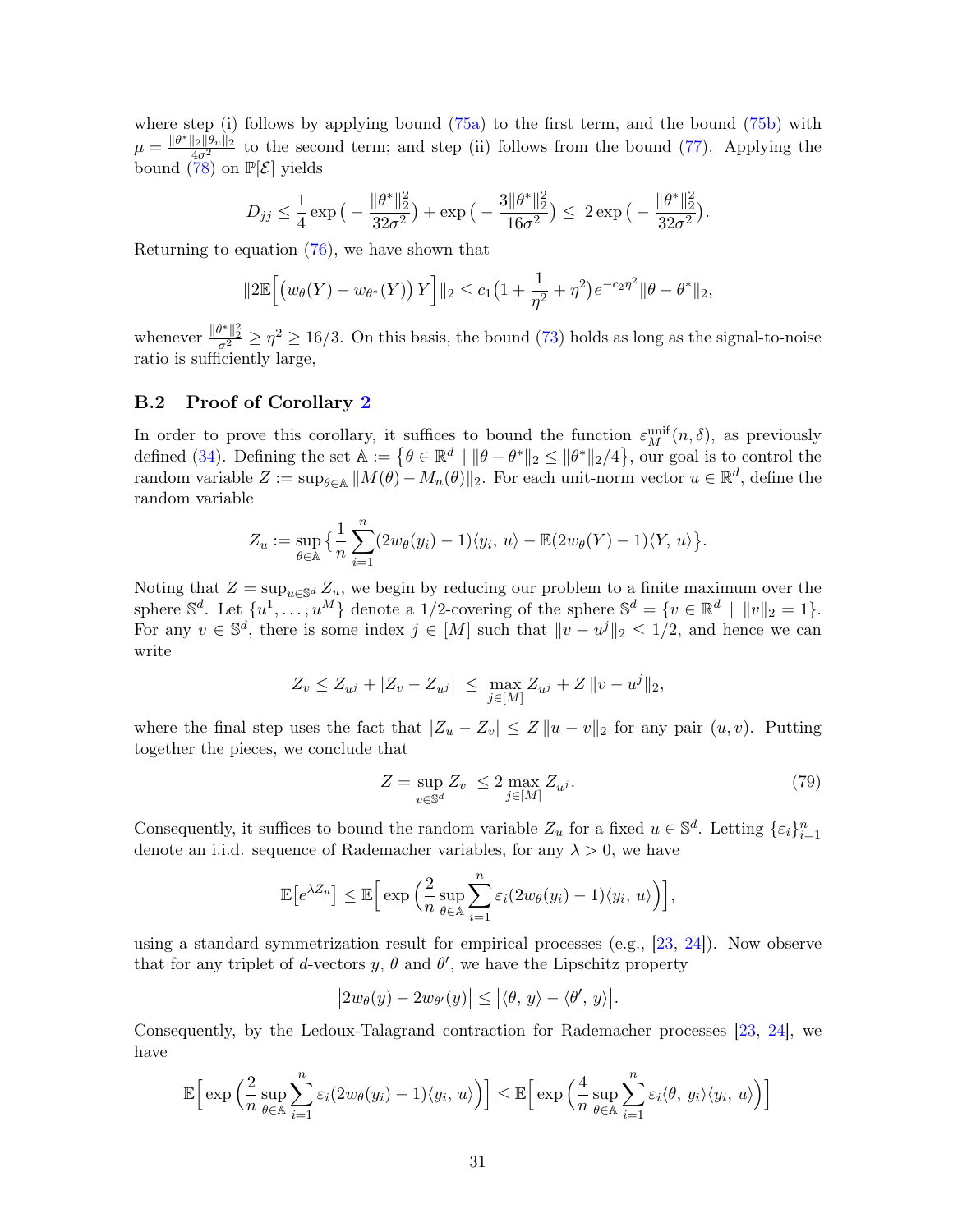where step (i) follows by applying bound (75a) to the first term, and the bound (75b) with $\mu = \frac{\|\theta^*\|_2 \|\theta_u\|_2}{4\sigma^2}$ to the second term; and step (ii) follows from the bound (77). Applying the bound (78) on $\mathbb{P}[\mathcal{E}]$ yields

$$D_{jj} \leq \frac{1}{4} \exp\big(-\frac{\|\theta^*\|_2^2}{32\sigma^2}\big) + \exp\big(-\frac{3\|\theta^*\|_2^2}{16\sigma^2}\big) \leq\ 2\exp\big(-\frac{\|\theta^*\|_2^2}{32\sigma^2}\big).$$

Returning to equation (76), we have shown that

$$\|2\mathbb{E}\Big[\big(w_\theta(Y) - w_{\theta^*}(Y)\big)\, Y\Big]\|_2 \leq c_1 \big(1 + \frac{1}{\eta^2} + \eta^2\big) e^{-c_2 \eta^2} \|\theta - \theta^*\|_2,$$

whenever $\frac{\|\theta^*\|_2^2}{\sigma^2} \geq \eta^2 \geq 16/3$. On this basis, the bound (73) holds as long as the signal-to-noise ratio is sufficiently large,

## B.2 Proof of Corollary 2

In order to prove this corollary, it suffices to bound the function $\varepsilon_M^{\text{unif}}(n, \delta)$, as previously defined (34). Defining the set $\mathbb{A} := \big\{\theta \in \mathbb{R}^d \mid \|\theta - \theta^*\|_2 \leq \|\theta^*\|_2/4\big\}$, our goal is to control the random variable $Z := \sup_{\theta \in \mathbb{A}} \|M(\theta) - M_n(\theta)\|_2$. For each unit-norm vector $u \in \mathbb{R}^d$, define the random variable

$$Z_u := \sup_{\theta \in \mathbb{A}} \big\{\frac{1}{n}\sum_{i=1}^n (2w_\theta(y_i) - 1)\langle y_i,\, u\rangle - \mathbb{E}(2w_\theta(Y) - 1)\langle Y,\, u\rangle\big\}.$$

Noting that $Z = \sup_{u \in \mathbb{S}^d} Z_u$, we begin by reducing our problem to a finite maximum over the sphere $\mathbb{S}^d$. Let $\{u^1, \ldots, u^M\}$ denote a 1/2-covering of the sphere $\mathbb{S}^d = \{v \in \mathbb{R}^d \mid \|v\|_2 = 1\}$. For any $v \in \mathbb{S}^d$, there is some index $j \in [M]$ such that $\|v - u^j\|_2 \leq 1/2$, and hence we can write

$$Z_v \leq Z_{u^j} + |Z_v - Z_{u^j}| \ \leq\ \max_{j \in [M]} Z_{u^j} + Z\, \|v - u^j\|_2,$$

where the final step uses the fact that $|Z_u - Z_v| \leq Z\, \|u - v\|_2$ for any pair $(u, v)$. Putting together the pieces, we conclude that

$$Z = \sup_{v \in \mathbb{S}^d} Z_v\ \leq 2 \max_{j \in [M]} Z_{u^j}. \tag{79}$$

Consequently, it suffices to bound the random variable $Z_u$ for a fixed $u \in \mathbb{S}^d$. Letting $\{\varepsilon_i\}_{i=1}^n$ denote an i.i.d. sequence of Rademacher variables, for any $\lambda > 0$, we have

$$\mathbb{E}\big[e^{\lambda Z_u}\big] \leq \mathbb{E}\Big[\exp\Big(\frac{2}{n}\sup_{\theta \in \mathbb{A}} \sum_{i=1}^n \varepsilon_i (2w_\theta(y_i) - 1)\langle y_i,\, u\rangle\Big)\Big],$$

using a standard symmetrization result for empirical processes (e.g., [23, 24]). Now observe that for any triplet of $d$-vectors $y$, $\theta$ and $\theta'$, we have the Lipschitz property

$$\big|2w_\theta(y) - 2w_{\theta'}(y)\big| \leq \big|\langle\theta,\, y\rangle - \langle\theta',\, y\rangle\big|.$$

Consequently, by the Ledoux-Talagrand contraction for Rademacher processes [23, 24], we have

$$\mathbb{E}\Big[\exp\Big(\frac{2}{n}\sup_{\theta \in \mathbb{A}} \sum_{i=1}^n \varepsilon_i (2w_\theta(y_i) - 1)\langle y_i,\, u\rangle\Big)\Big] \leq \mathbb{E}\Big[\exp\Big(\frac{4}{n}\sup_{\theta \in \mathbb{A}} \sum_{i=1}^n \varepsilon_i \langle\theta,\, y_i\rangle\langle y_i,\, u\rangle\Big)\Big]$$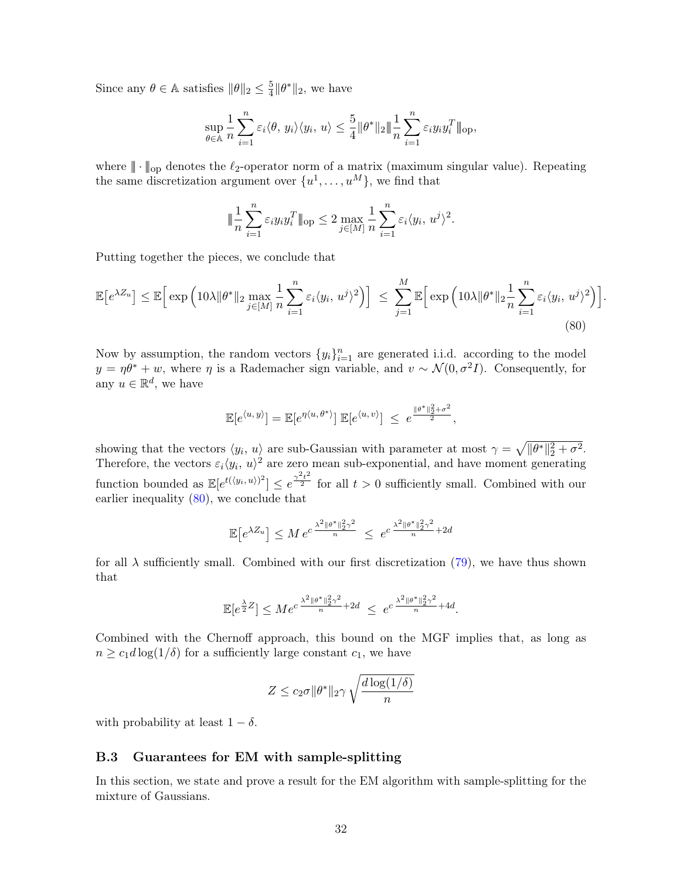Since any $\theta \in \mathbb{A}$ satisfies $\|\theta\|_2 \leq \frac{5}{4}\|\theta^*\|_2$, we have

$$\sup_{\theta \in \mathbb{A}} \frac{1}{n}\sum_{i=1}^{n} \varepsilon_i \langle \theta,\, y_i \rangle \langle y_i,\, u\rangle \leq \frac{5}{4}\|\theta^*\|_2 \| \frac{1}{n}\sum_{i=1}^{n} \varepsilon_i y_i y_i^T \|_{\text{op}},$$

where $\|\cdot\|_{\text{op}}$ denotes the $\ell_2$-operator norm of a matrix (maximum singular value). Repeating the same discretization argument over $\{u^1, \ldots, u^M\}$, we find that

$$\| \frac{1}{n}\sum_{i=1}^{n} \varepsilon_i y_i y_i^T \|_{\text{op}} \leq 2 \max_{j \in [M]} \frac{1}{n}\sum_{i=1}^{n} \varepsilon_i \langle y_i,\, u^j\rangle^2.$$

Putting together the pieces, we conclude that

$$\mathbb{E}\big[e^{\lambda Z_u}\big] \leq \mathbb{E}\Big[\exp\Big(10\lambda \|\theta^*\|_2 \max_{j\in[M]} \frac{1}{n}\sum_{i=1}^{n} \varepsilon_i \langle y_i,\, u^j\rangle^2\Big)\Big] \;\leq\; \sum_{j=1}^{M} \mathbb{E}\Big[\exp\Big(10\lambda\|\theta^*\|_2 \frac{1}{n}\sum_{i=1}^{n} \varepsilon_i \langle y_i,\, u^j\rangle^2\Big)\Big]. \tag{80}$$

Now by assumption, the random vectors $\{y_i\}_{i=1}^n$ are generated i.i.d. according to the model $y = \eta\theta^* + w$, where $\eta$ is a Rademacher sign variable, and $v \sim \mathcal{N}(0, \sigma^2 I)$. Consequently, for any $u \in \mathbb{R}^d$, we have

$$\mathbb{E}[e^{\langle u,\, y\rangle}] = \mathbb{E}[e^{\eta\langle u,\, \theta^*\rangle}]\, \mathbb{E}[e^{\langle u,\, v\rangle}] \;\leq\; e^{\frac{\|\theta^*\|_2^2 + \sigma^2}{2}},$$

showing that the vectors $\langle y_i,\, u\rangle$ are sub-Gaussian with parameter at most $\gamma = \sqrt{\|\theta^*\|_2^2 + \sigma^2}$. Therefore, the vectors $\varepsilon_i \langle y_i,\, u\rangle^2$ are zero mean sub-exponential, and have moment generating function bounded as $\mathbb{E}[e^{t(\langle y_i,\, u\rangle)^2}] \leq e^{\frac{\gamma^2 t^2}{2}}$ for all $t > 0$ sufficiently small. Combined with our earlier inequality (80), we conclude that

$$\mathbb{E}\big[e^{\lambda Z_u}\big] \leq M\, e^{c\,\frac{\lambda^2 \|\theta^*\|_2^2 \gamma^2}{n}} \;\leq\; e^{c\,\frac{\lambda^2\|\theta^*\|_2^2\gamma^2}{n} + 2d}$$

for all $\lambda$ sufficiently small. Combined with our first discretization (79), we have thus shown that

$$\mathbb{E}[e^{\frac{\lambda}{2}Z}] \leq M e^{c\,\frac{\lambda^2\|\theta^*\|_2^2\gamma^2}{n} + 2d} \;\leq\; e^{c\,\frac{\lambda^2\|\theta^*\|_2^2\gamma^2}{n} + 4d}.$$

Combined with the Chernoff approach, this bound on the MGF implies that, as long as $n \geq c_1 d\log(1/\delta)$ for a sufficiently large constant $c_1$, we have

$$Z \leq c_2 \sigma \|\theta^*\|_2 \gamma \sqrt{\frac{d\log(1/\delta)}{n}}$$

with probability at least $1 - \delta$.

### B.3 Guarantees for EM with sample-splitting

In this section, we state and prove a result for the EM algorithm with sample-splitting for the mixture of Gaussians.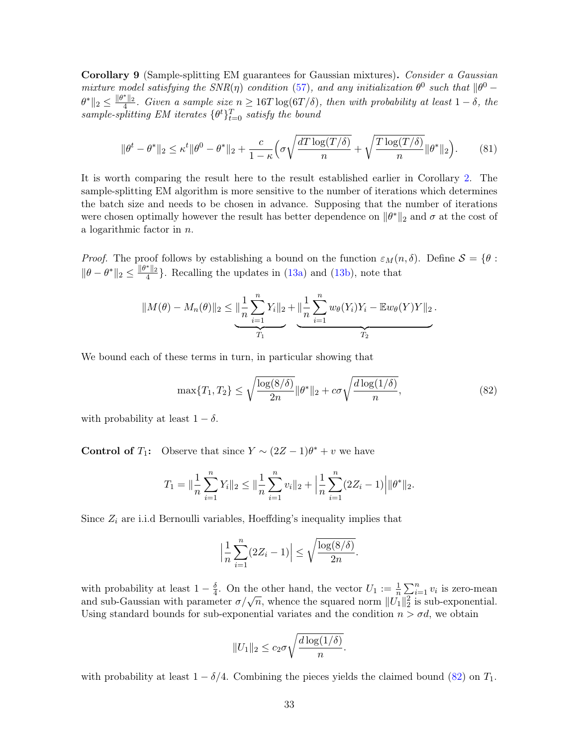**Corollary 9** (Sample-splitting EM guarantees for Gaussian mixtures)**.** *Consider a Gaussian mixture model satisfying the SNR($\eta$) condition (57), and any initialization $\theta^0$ such that $\|\theta^0 - \theta^*\|_2 \leq \frac{\|\theta^*\|_2}{4}$. Given a sample size $n \geq 16T\log(6T/\delta)$, then with probability at least $1-\delta$, the sample-splitting EM iterates $\{\theta^t\}_{t=0}^T$ satisfy the bound*

$$\|\theta^t - \theta^*\|_2 \leq \kappa^t \|\theta^0 - \theta^*\|_2 + \frac{c}{1-\kappa}\Big(\sigma\sqrt{\frac{dT\log(T/\delta)}{n}} + \sqrt{\frac{T\log(T/\delta)}{n}}\|\theta^*\|_2\Big). \tag{81}$$

It is worth comparing the result here to the result established earlier in Corollary 2. The sample-splitting EM algorithm is more sensitive to the number of iterations which determines the batch size and needs to be chosen in advance. Supposing that the number of iterations were chosen optimally however the result has better dependence on $\|\theta^*\|_2$ and $\sigma$ at the cost of a logarithmic factor in $n$.

*Proof.* The proof follows by establishing a bound on the function $\varepsilon_M(n,\delta)$. Define $\mathcal{S} = \{\theta : \|\theta - \theta^*\|_2 \leq \frac{\|\theta^*\|_2}{4}\}$. Recalling the updates in (13a) and (13b), note that

$$\|M(\theta) - M_n(\theta)\|_2 \leq \underbrace{\|\frac{1}{n}\sum_{i=1}^n Y_i\|_2}_{T_1} + \underbrace{\|\frac{1}{n}\sum_{i=1}^n w_\theta(Y_i)Y_i - \mathbb{E}w_\theta(Y)Y\|_2}_{T_2}.$$

We bound each of these terms in turn, in particular showing that

$$\max\{T_1, T_2\} \leq \sqrt{\frac{\log(8/\delta)}{2n}}\|\theta^*\|_2 + c\sigma\sqrt{\frac{d\log(1/\delta)}{n}}, \tag{82}$$

with probability at least $1-\delta$.

**Control of $T_1$:** Observe that since $Y \sim (2Z-1)\theta^* + v$ we have

$$T_1 = \|\frac{1}{n}\sum_{i=1}^n Y_i\|_2 \leq \|\frac{1}{n}\sum_{i=1}^n v_i\|_2 + \Big|\frac{1}{n}\sum_{i=1}^n (2Z_i - 1)\Big|\|\theta^*\|_2.$$

Since $Z_i$ are i.i.d Bernoulli variables, Hoeffding's inequality implies that

$$\Big|\frac{1}{n}\sum_{i=1}^n (2Z_i - 1)\Big| \leq \sqrt{\frac{\log(8/\delta)}{2n}}.$$

with probability at least $1 - \frac{\delta}{4}$. On the other hand, the vector $U_1 := \frac{1}{n}\sum_{i=1}^n v_i$ is zero-mean and sub-Gaussian with parameter $\sigma/\sqrt{n}$, whence the squared norm $\|U_1\|_2^2$ is sub-exponential. Using standard bounds for sub-exponential variates and the condition $n > \sigma d$, we obtain

$$\|U_1\|_2 \leq c_2\sigma\sqrt{\frac{d\log(1/\delta)}{n}}.$$

with probability at least $1-\delta/4$. Combining the pieces yields the claimed bound (82) on $T_1$.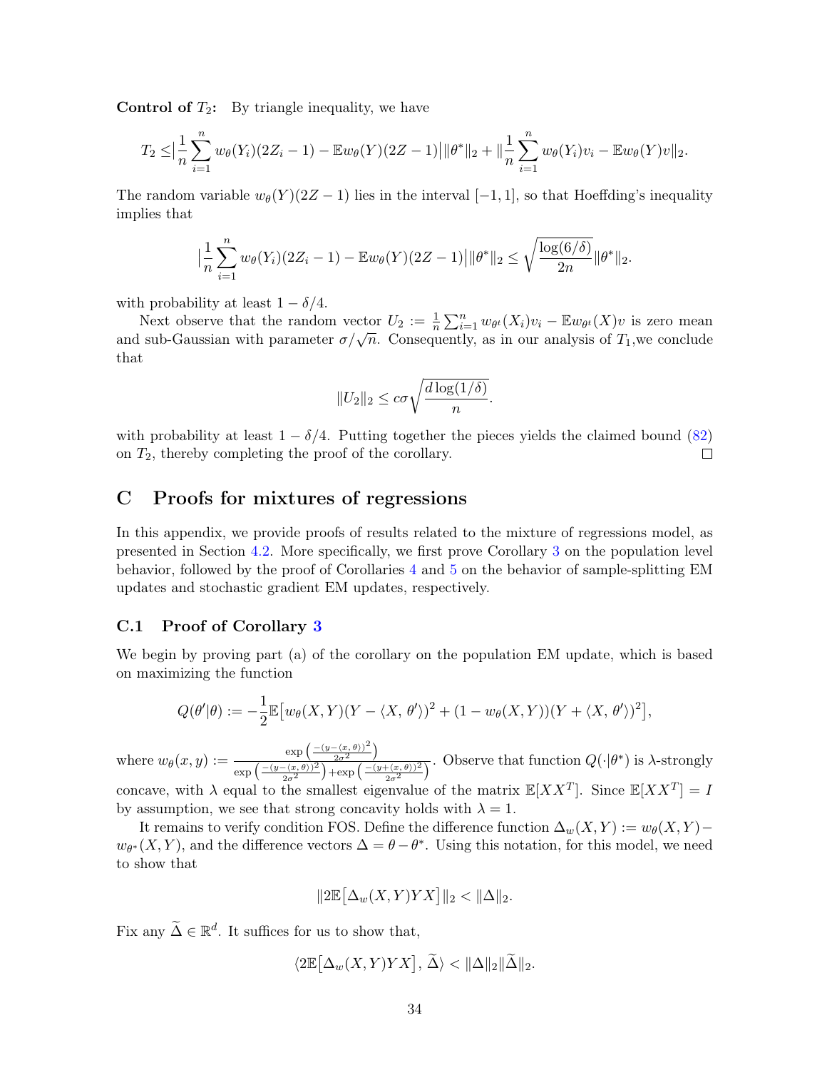**Control of $T_2$:** By triangle inequality, we have

$$T_2 \leq \Big|\frac{1}{n}\sum_{i=1}^{n} w_\theta(Y_i)(2Z_i - 1) - \mathbb{E}w_\theta(Y)(2Z-1)\Big|\|\theta^*\|_2 + \|\frac{1}{n}\sum_{i=1}^{n} w_\theta(Y_i)v_i - \mathbb{E}w_\theta(Y)v\|_2.$$

The random variable $w_\theta(Y)(2Z-1)$ lies in the interval $[-1,1]$, so that Hoeffding's inequality implies that

$$\Big|\frac{1}{n}\sum_{i=1}^{n} w_\theta(Y_i)(2Z_i - 1) - \mathbb{E}w_\theta(Y)(2Z-1)\Big|\|\theta^*\|_2 \leq \sqrt{\frac{\log(6/\delta)}{2n}}\|\theta^*\|_2.$$

with probability at least $1-\delta/4$.

Next observe that the random vector $U_2 := \frac{1}{n}\sum_{i=1}^{n} w_{\theta^t}(X_i)v_i - \mathbb{E}w_{\theta^t}(X)v$ is zero mean and sub-Gaussian with parameter $\sigma/\sqrt{n}$. Consequently, as in our analysis of $T_1$,we conclude that

$$\|U_2\|_2 \leq c\sigma\sqrt{\frac{d\log(1/\delta)}{n}}.$$

with probability at least $1-\delta/4$. Putting together the pieces yields the claimed bound (82) on $T_2$, thereby completing the proof of the corollary. □

# C Proofs for mixtures of regressions

In this appendix, we provide proofs of results related to the mixture of regressions model, as presented in Section 4.2. More specifically, we first prove Corollary 3 on the population level behavior, followed by the proof of Corollaries 4 and 5 on the behavior of sample-splitting EM updates and stochastic gradient EM updates, respectively.

## C.1 Proof of Corollary 3

We begin by proving part (a) of the corollary on the population EM update, which is based on maximizing the function

$$Q(\theta'|\theta) := -\frac{1}{2}\mathbb{E}\big[w_\theta(X,Y)(Y - \langle X,\, \theta'\rangle)^2 + (1-w_\theta(X,Y))(Y + \langle X,\, \theta'\rangle)^2\big],$$

where $w_\theta(x,y) := \frac{\exp\left(\frac{-(y-\langle x,\,\theta\rangle)^2}{2\sigma^2}\right)}{\exp\left(\frac{-(y-\langle x,\,\theta\rangle)^2}{2\sigma^2}\right)+\exp\left(\frac{-(y+\langle x,\,\theta\rangle)^2}{2\sigma^2}\right)}$. Observe that function $Q(\cdot|\theta^*)$ is $\lambda$-strongly concave, with $\lambda$ equal to the smallest eigenvalue of the matrix $\mathbb{E}[XX^T]$. Since $\mathbb{E}[XX^T] = I$ by assumption, we see that strong concavity holds with $\lambda = 1$.

It remains to verify condition FOS. Define the difference function $\Delta_w(X,Y) := w_\theta(X,Y) - w_{\theta^*}(X,Y)$, and the difference vectors $\Delta = \theta - \theta^*$. Using this notation, for this model, we need to show that

$$\|2\mathbb{E}\big[\Delta_w(X,Y)YX\big]\|_2 < \|\Delta\|_2.$$

Fix any $\widetilde{\Delta} \in \mathbb{R}^d$. It suffices for us to show that,

$$\langle 2\mathbb{E}\big[\Delta_w(X,Y)YX\big],\, \widetilde{\Delta}\rangle < \|\Delta\|_2\|\widetilde{\Delta}\|_2.$$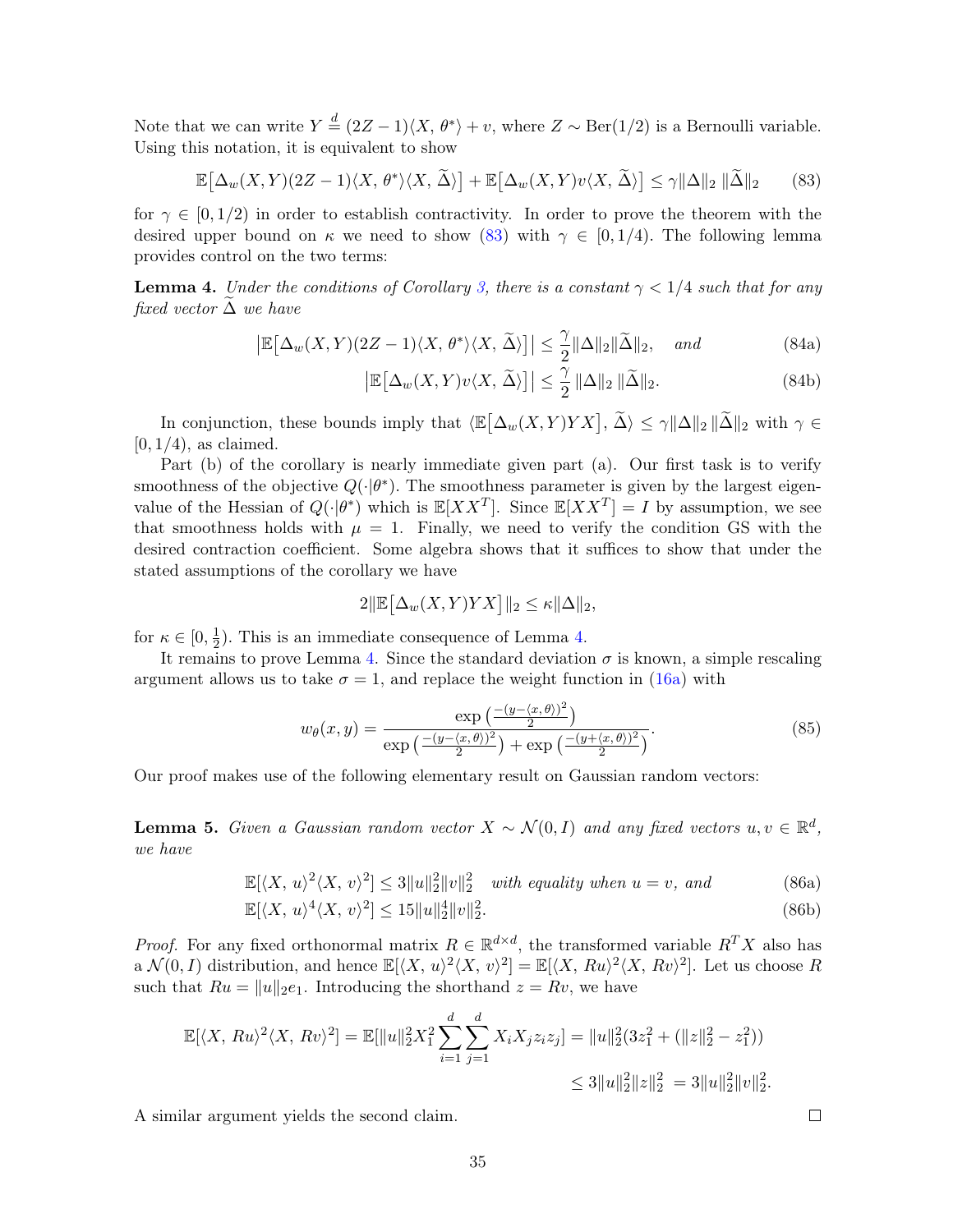Note that we can write $Y \stackrel{d}{=} (2Z-1)\langle X,\, \theta^*\rangle + v$, where $Z \sim \mathrm{Ber}(1/2)$ is a Bernoulli variable. Using this notation, it is equivalent to show

$$\mathbb{E}\big[\Delta_w(X,Y)(2Z-1)\langle X,\, \theta^*\rangle\langle X,\, \widetilde{\Delta}\rangle\big] + \mathbb{E}\big[\Delta_w(X,Y)v\langle X,\, \widetilde{\Delta}\rangle\big] \leq \gamma\|\Delta\|_2\, \|\widetilde{\Delta}\|_2 \tag{83}$$

for $\gamma \in [0, 1/2)$ in order to establish contractivity. In order to prove the theorem with the desired upper bound on $\kappa$ we need to show (83) with $\gamma \in [0, 1/4)$. The following lemma provides control on the two terms:

**Lemma 4.** *Under the conditions of Corollary 3, there is a constant $\gamma < 1/4$ such that for any fixed vector $\widetilde{\Delta}$ we have*

$$\big|\mathbb{E}\big[\Delta_w(X,Y)(2Z-1)\langle X,\, \theta^*\rangle\langle X,\, \widetilde{\Delta}\rangle\big]\big| \leq \frac{\gamma}{2}\|\Delta\|_2\|\widetilde{\Delta}\|_2, \quad \textit{and} \tag{84a}$$

$$\big|\mathbb{E}\big[\Delta_w(X,Y)v\langle X,\, \widetilde{\Delta}\rangle\big]\big| \leq \frac{\gamma}{2}\,\|\Delta\|_2\,\|\widetilde{\Delta}\|_2. \tag{84b}$$

In conjunction, these bounds imply that $\langle \mathbb{E}\big[\Delta_w(X,Y)YX\big],\, \widetilde{\Delta}\rangle \leq \gamma\|\Delta\|_2\,\|\widetilde{\Delta}\|_2$ with $\gamma \in [0, 1/4)$, as claimed.

Part (b) of the corollary is nearly immediate given part (a). Our first task is to verify smoothness of the objective $Q(\cdot|\theta^*)$. The smoothness parameter is given by the largest eigenvalue of the Hessian of $Q(\cdot|\theta^*)$ which is $\mathbb{E}[XX^T]$. Since $\mathbb{E}[XX^T] = I$ by assumption, we see that smoothness holds with $\mu = 1$. Finally, we need to verify the condition GS with the desired contraction coefficient. Some algebra shows that it suffices to show that under the stated assumptions of the corollary we have

$$2\|\mathbb{E}\big[\Delta_w(X,Y)YX\big]\|_2 \leq \kappa\|\Delta\|_2,$$

for $\kappa \in [0, \frac{1}{2})$. This is an immediate consequence of Lemma 4.

It remains to prove Lemma 4. Since the standard deviation $\sigma$ is known, a simple rescaling argument allows us to take $\sigma = 1$, and replace the weight function in (16a) with

$$w_\theta(x,y) = \frac{\exp\big(\frac{-(y-\langle x,\theta\rangle)^2}{2}\big)}{\exp\big(\frac{-(y-\langle x,\theta\rangle)^2}{2}\big) + \exp\big(\frac{-(y+\langle x,\theta\rangle)^2}{2}\big)}. \tag{85}$$

Our proof makes use of the following elementary result on Gaussian random vectors:

**Lemma 5.** *Given a Gaussian random vector $X \sim \mathcal{N}(0, I)$ and any fixed vectors $u, v \in \mathbb{R}^d$, we have*

$$\mathbb{E}[\langle X,\, u\rangle^2\langle X,\, v\rangle^2] \leq 3\|u\|_2^2\|v\|_2^2 \quad \textit{with equality when } u = v, \textit{ and} \tag{86a}$$

$$\mathbb{E}[\langle X,\, u\rangle^4\langle X,\, v\rangle^2] \leq 15\|u\|_2^4\|v\|_2^2. \tag{86b}$$

*Proof.* For any fixed orthonormal matrix $R \in \mathbb{R}^{d\times d}$, the transformed variable $R^TX$ also has a $\mathcal{N}(0, I)$ distribution, and hence $\mathbb{E}[\langle X,\, u\rangle^2\langle X,\, v\rangle^2] = \mathbb{E}[\langle X,\, Ru\rangle^2\langle X,\, Rv\rangle^2]$. Let us choose $R$ such that $Ru = \|u\|_2 e_1$. Introducing the shorthand $z = Rv$, we have

$$\begin{aligned}\mathbb{E}[\langle X,\, Ru\rangle^2\langle X,\, Rv\rangle^2] = \mathbb{E}[\|u\|_2^2 X_1^2 \sum_{i=1}^d\sum_{j=1}^d X_iX_jz_iz_j] &= \|u\|_2^2(3z_1^2 + (\|z\|_2^2 - z_1^2)) \\ &\leq 3\|u\|_2^2\|z\|_2^2 \; = 3\|u\|_2^2\|v\|_2^2.\end{aligned}$$

A similar argument yields the second claim. □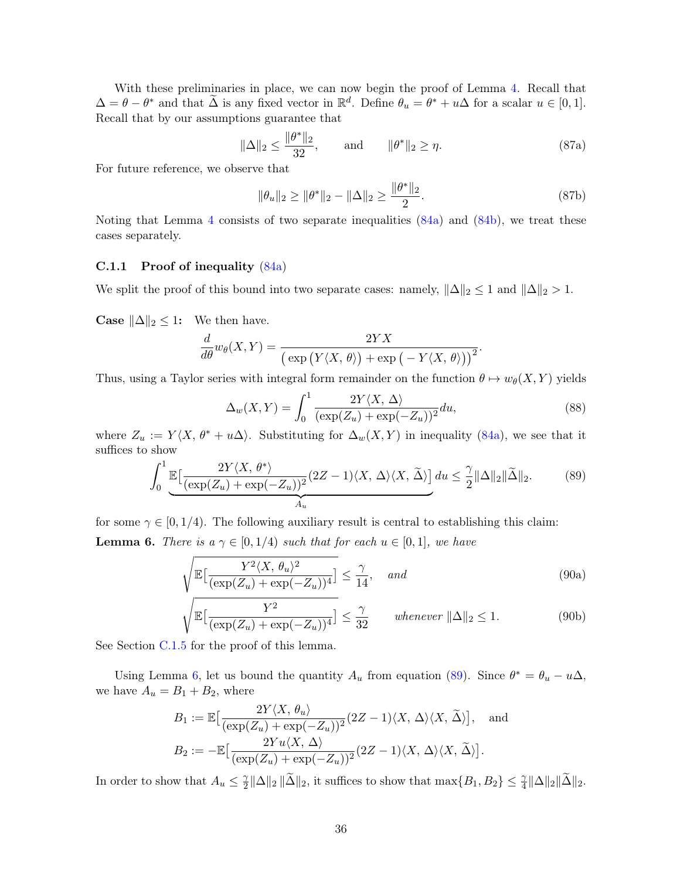With these preliminaries in place, we can now begin the proof of Lemma 4. Recall that $\Delta = \theta - \theta^*$ and that $\widetilde{\Delta}$ is any fixed vector in $\mathbb{R}^d$. Define $\theta_u = \theta^* + u\Delta$ for a scalar $u \in [0, 1]$. Recall that by our assumptions guarantee that

$$\|\Delta\|_2 \le \frac{\|\theta^*\|_2}{32}, \qquad \text{and} \qquad \|\theta^*\|_2 \ge \eta. \tag{87a}$$

For future reference, we observe that

$$\|\theta_u\|_2 \ge \|\theta^*\|_2 - \|\Delta\|_2 \ge \frac{\|\theta^*\|_2}{2}. \tag{87b}$$

Noting that Lemma 4 consists of two separate inequalities (84a) and (84b), we treat these cases separately.

### C.1.1 Proof of inequality (84a)

We split the proof of this bound into two separate cases: namely, $\|\Delta\|_2 \le 1$ and $\|\Delta\|_2 > 1$.

**Case $\|\Delta\|_2 \le 1$:** We then have.

$$\frac{d}{d\theta} w_\theta(X, Y) = \frac{2YX}{\big(\exp\big(Y\langle X,\, \theta\rangle\big) + \exp\big(-Y\langle X,\, \theta\rangle\big)\big)^2}.$$

Thus, using a Taylor series with integral form remainder on the function $\theta \mapsto w_\theta(X, Y)$ yields

$$\Delta_w(X, Y) = \int_0^1 \frac{2Y\langle X,\, \Delta\rangle}{(\exp(Z_u) + \exp(-Z_u))^2} du, \tag{88}$$

where $Z_u := Y\langle X,\, \theta^* + u\Delta\rangle$. Substituting for $\Delta_w(X, Y)$ in inequality (84a), we see that it suffices to show

$$\int_0^1 \underbrace{\mathbb{E}\big[\frac{2Y\langle X,\, \theta^*\rangle}{(\exp(Z_u) + \exp(-Z_u))^2}(2Z - 1)\langle X,\, \Delta\rangle\langle X,\, \widetilde{\Delta}\rangle\big]}_{A_u} du \le \frac{\gamma}{2}\|\Delta\|_2\|\widetilde{\Delta}\|_2. \tag{89}$$

for some $\gamma \in [0, 1/4)$. The following auxiliary result is central to establishing this claim:

**Lemma 6.** *There is a $\gamma \in [0, 1/4)$ such that for each $u \in [0, 1]$, we have*

$$\sqrt{\mathbb{E}\big[\frac{Y^2\langle X,\, \theta_u\rangle^2}{(\exp(Z_u) + \exp(-Z_u))^4}\big]} \le \frac{\gamma}{14}, \quad \textit{and} \tag{90a}$$

$$\sqrt{\mathbb{E}\big[\frac{Y^2}{(\exp(Z_u) + \exp(-Z_u))^4}\big]} \le \frac{\gamma}{32} \qquad \textit{whenever } \|\Delta\|_2 \le 1. \tag{90b}$$

See Section C.1.5 for the proof of this lemma.

Using Lemma 6, let us bound the quantity $A_u$ from equation (89). Since $\theta^* = \theta_u - u\Delta$, we have $A_u = B_1 + B_2$, where

$$B_1 := \mathbb{E}\big[\frac{2Y\langle X,\, \theta_u\rangle}{(\exp(Z_u) + \exp(-Z_u))^2}(2Z - 1)\langle X,\, \Delta\rangle\langle X,\, \widetilde{\Delta}\rangle\big], \quad \text{and}$$

$$B_2 := -\mathbb{E}\big[\frac{2Yu\langle X,\, \Delta\rangle}{(\exp(Z_u) + \exp(-Z_u))^2}(2Z - 1)\langle X,\, \Delta\rangle\langle X,\, \widetilde{\Delta}\rangle\big].$$

In order to show that $A_u \le \frac{\gamma}{2}\|\Delta\|_2\,\|\widetilde{\Delta}\|_2$, it suffices to show that $\max\{B_1, B_2\} \le \frac{\gamma}{4}\|\Delta\|_2\|\widetilde{\Delta}\|_2$.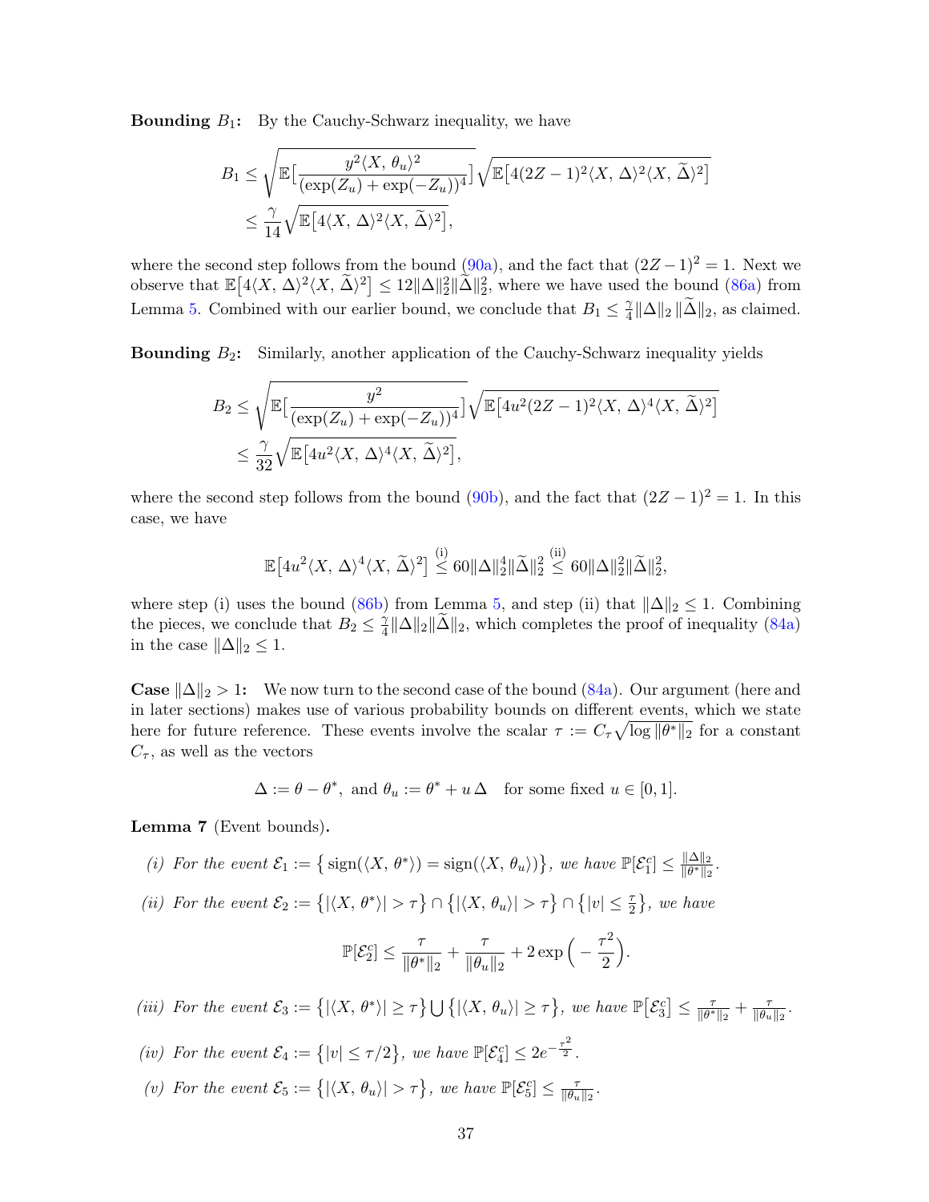**Bounding $B_1$:** By the Cauchy-Schwarz inequality, we have

$$
\begin{aligned}
B_1 &\leq \sqrt{\mathbb{E}\big[\frac{y^2 \langle X,\, \theta_u\rangle^2}{(\exp(Z_u) + \exp(-Z_u))^4}\big]} \sqrt{\mathbb{E}\big[4(2Z-1)^2 \langle X,\, \Delta\rangle^2 \langle X,\, \widetilde{\Delta}\rangle^2\big]} \\
&\leq \frac{\gamma}{14} \sqrt{\mathbb{E}\big[4\langle X,\, \Delta\rangle^2 \langle X,\, \widetilde{\Delta}\rangle^2\big]},
\end{aligned}
$$

where the second step follows from the bound (90a), and the fact that $(2Z-1)^2 = 1$. Next we observe that $\mathbb{E}\big[4\langle X,\, \Delta\rangle^2 \langle X,\, \widetilde{\Delta}\rangle^2\big] \leq 12\|\Delta\|_2^2 \|\widetilde{\Delta}\|_2^2$, where we have used the bound (86a) from Lemma 5. Combined with our earlier bound, we conclude that $B_1 \leq \frac{\gamma}{4}\|\Delta\|_2 \, \|\widetilde{\Delta}\|_2$, as claimed.

**Bounding $B_2$:** Similarly, another application of the Cauchy-Schwarz inequality yields

$$
\begin{aligned}
B_2 &\leq \sqrt{\mathbb{E}\big[\frac{y^2}{(\exp(Z_u) + \exp(-Z_u))^4}\big]} \sqrt{\mathbb{E}\big[4u^2(2Z-1)^2 \langle X,\, \Delta\rangle^4 \langle X,\, \widetilde{\Delta}\rangle^2\big]} \\
&\leq \frac{\gamma}{32} \sqrt{\mathbb{E}\big[4u^2 \langle X,\, \Delta\rangle^4 \langle X,\, \widetilde{\Delta}\rangle^2\big]},
\end{aligned}
$$

where the second step follows from the bound (90b), and the fact that $(2Z-1)^2 = 1$. In this case, we have

$$
\mathbb{E}\big[4u^2 \langle X,\, \Delta\rangle^4 \langle X,\, \widetilde{\Delta}\rangle^2\big] \stackrel{\text{(i)}}{\leq} 60\|\Delta\|_2^4 \|\widetilde{\Delta}\|_2^2 \stackrel{\text{(ii)}}{\leq} 60\|\Delta\|_2^2 \|\widetilde{\Delta}\|_2^2,
$$

where step (i) uses the bound (86b) from Lemma 5, and step (ii) that $\|\Delta\|_2 \leq 1$. Combining the pieces, we conclude that $B_2 \leq \frac{\gamma}{4}\|\Delta\|_2 \|\widetilde{\Delta}\|_2$, which completes the proof of inequality (84a) in the case $\|\Delta\|_2 \leq 1$.

**Case $\|\Delta\|_2 > 1$:** We now turn to the second case of the bound (84a). Our argument (here and in later sections) makes use of various probability bounds on different events, which we state here for future reference. These events involve the scalar $\tau := C_\tau \sqrt{\log \|\theta^*\|_2}$ for a constant $C_\tau$, as well as the vectors

$$
\Delta := \theta - \theta^*, \text{ and } \theta_u := \theta^* + u\,\Delta \quad \text{for some fixed } u \in [0, 1].
$$

**Lemma 7** (Event bounds)**.**

*(i) For the event $\mathcal{E}_1 := \big\{ \operatorname{sign}(\langle X,\, \theta^*\rangle) = \operatorname{sign}(\langle X,\, \theta_u\rangle) \big\}$, we have $\mathbb{P}[\mathcal{E}_1^c] \leq \frac{\|\Delta\|_2}{\|\theta^*\|_2}$.*

*(ii) For the event $\mathcal{E}_2 := \big\{ |\langle X,\, \theta^*\rangle| > \tau \big\} \cap \big\{ |\langle X,\, \theta_u\rangle| > \tau \big\} \cap \big\{ |v| \leq \frac{\tau}{2} \big\}$, we have*

$$
\mathbb{P}[\mathcal{E}_2^c] \leq \frac{\tau}{\|\theta^*\|_2} + \frac{\tau}{\|\theta_u\|_2} + 2\exp\Big(-\frac{\tau^2}{2}\Big).
$$

*(iii) For the event $\mathcal{E}_3 := \big\{ |\langle X,\, \theta^*\rangle| \geq \tau \big\} \bigcup \big\{ |\langle X,\, \theta_u\rangle| \geq \tau \big\}$, we have $\mathbb{P}\big[\mathcal{E}_3^c\big] \leq \frac{\tau}{\|\theta^*\|_2} + \frac{\tau}{\|\theta_u\|_2}$.*

*(iv) For the event $\mathcal{E}_4 := \big\{ |v| \leq \tau/2 \big\}$, we have $\mathbb{P}[\mathcal{E}_4^c] \leq 2e^{-\frac{\tau^2}{2}}$.*

*(v) For the event $\mathcal{E}_5 := \big\{ |\langle X,\, \theta_u\rangle| > \tau \big\}$, we have $\mathbb{P}[\mathcal{E}_5^c] \leq \frac{\tau}{\|\theta_u\|_2}$.*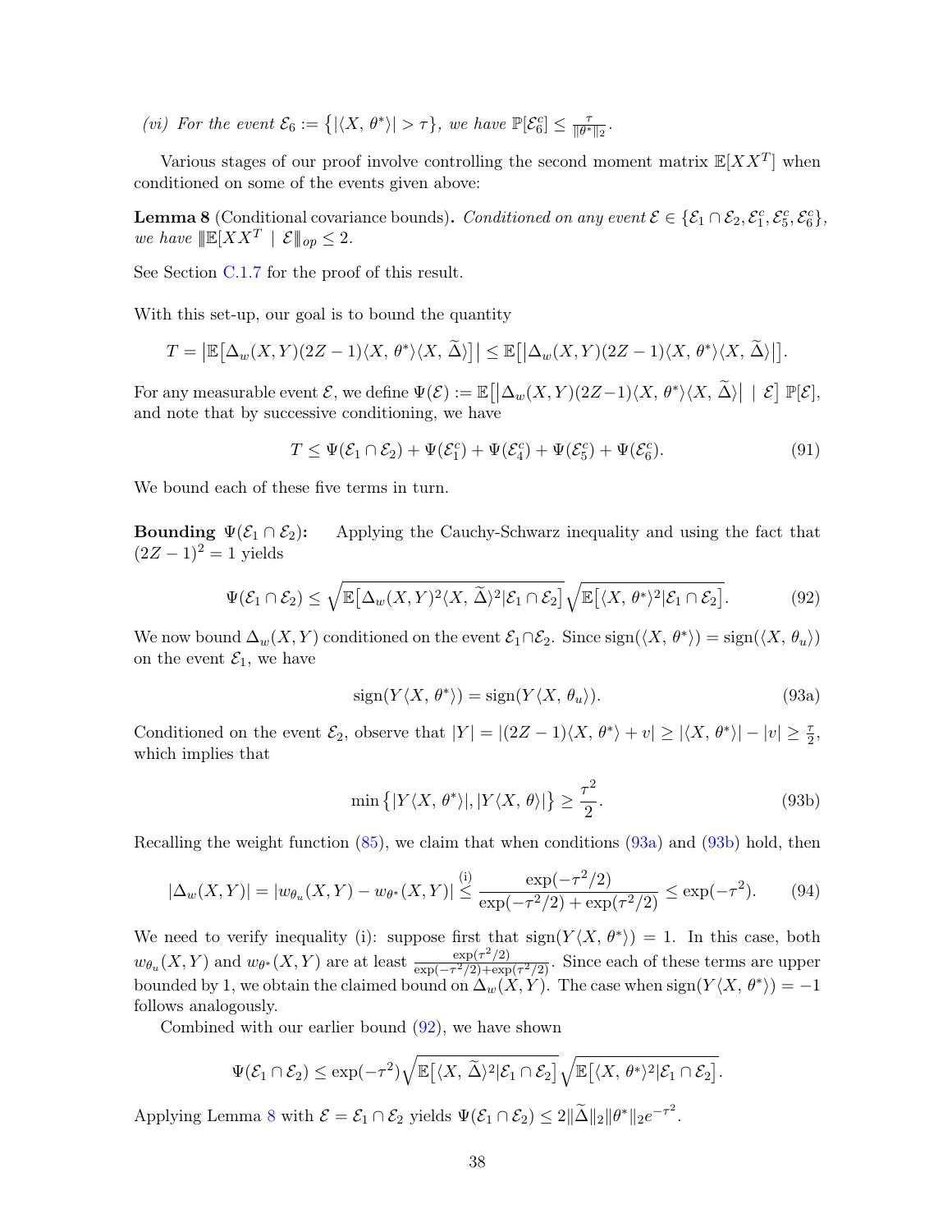*(vi) For the event $\mathcal{E}_6 := \{|\langle X, \theta^* \rangle| > \tau\}$, we have $\mathbb{P}[\mathcal{E}_6^c] \leq \frac{\tau}{\|\theta^*\|_2}$.*

Various stages of our proof involve controlling the second moment matrix $\mathbb{E}[XX^T]$ when conditioned on some of the events given above:

**Lemma 8** (Conditional covariance bounds)**.** *Conditioned on any event $\mathcal{E} \in \{\mathcal{E}_1 \cap \mathcal{E}_2, \mathcal{E}_1^c, \mathcal{E}_5^c, \mathcal{E}_6^c\}$, we have $\|\mathbb{E}[XX^T \mid \mathcal{E}\|_{op} \leq 2$.*

See Section C.1.7 for the proof of this result.

With this set-up, our goal is to bound the quantity

$$T = \big|\mathbb{E}\big[\Delta_w(X,Y)(2Z-1)\langle X,\, \theta^*\rangle\langle X,\, \widetilde{\Delta}\rangle\big]\big| \leq \mathbb{E}\big[\big|\Delta_w(X,Y)(2Z-1)\langle X,\, \theta^*\rangle\langle X,\, \widetilde{\Delta}\rangle\big|\big].$$

For any measurable event $\mathcal{E}$, we define $\Psi(\mathcal{E}) := \mathbb{E}\big[\big|\Delta_w(X,Y)(2Z-1)\langle X,\, \theta^*\rangle\langle X,\, \widetilde{\Delta}\rangle\big| \mid \mathcal{E}\big]\, \mathbb{P}[\mathcal{E}]$, and note that by successive conditioning, we have

$$T \leq \Psi(\mathcal{E}_1 \cap \mathcal{E}_2) + \Psi(\mathcal{E}_1^c) + \Psi(\mathcal{E}_4^c) + \Psi(\mathcal{E}_5^c) + \Psi(\mathcal{E}_6^c). \tag{91}$$

We bound each of these five terms in turn.

**Bounding $\Psi(\mathcal{E}_1 \cap \mathcal{E}_2)$:** Applying the Cauchy-Schwarz inequality and using the fact that $(2Z-1)^2 = 1$ yields

$$\Psi(\mathcal{E}_1 \cap \mathcal{E}_2) \leq \sqrt{\mathbb{E}\big[\Delta_w(X,Y)^2\langle X,\, \widetilde{\Delta}\rangle^2 | \mathcal{E}_1 \cap \mathcal{E}_2\big]}\sqrt{\mathbb{E}\big[\langle X,\, \theta^*\rangle^2 | \mathcal{E}_1 \cap \mathcal{E}_2\big]}. \tag{92}$$

We now bound $\Delta_w(X,Y)$ conditioned on the event $\mathcal{E}_1 \cap \mathcal{E}_2$. Since $\text{sign}(\langle X,\, \theta^*\rangle) = \text{sign}(\langle X,\, \theta_u\rangle)$ on the event $\mathcal{E}_1$, we have

$$\text{sign}(Y\langle X,\, \theta^*\rangle) = \text{sign}(Y\langle X,\, \theta_u\rangle). \tag{93a}$$

Conditioned on the event $\mathcal{E}_2$, observe that $|Y| = |(2Z-1)\langle X,\, \theta^*\rangle + v| \geq |\langle X,\, \theta^*\rangle| - |v| \geq \frac{\tau}{2}$, which implies that

$$\min\big\{|Y\langle X,\, \theta^*\rangle|, |Y\langle X,\, \theta\rangle|\big\} \geq \frac{\tau^2}{2}. \tag{93b}$$

Recalling the weight function (85), we claim that when conditions (93a) and (93b) hold, then

$$|\Delta_w(X,Y)| = |w_{\theta_u}(X,Y) - w_{\theta^*}(X,Y)| \overset{\text{(i)}}{\leq} \frac{\exp(-\tau^2/2)}{\exp(-\tau^2/2) + \exp(\tau^2/2)} \leq \exp(-\tau^2). \tag{94}$$

We need to verify inequality (i): suppose first that $\text{sign}(Y\langle X,\, \theta^*\rangle) = 1$. In this case, both $w_{\theta_u}(X,Y)$ and $w_{\theta^*}(X,Y)$ are at least $\frac{\exp(\tau^2/2)}{\exp(-\tau^2/2)+\exp(\tau^2/2)}$. Since each of these terms are upper bounded by 1, we obtain the claimed bound on $\Delta_w(X,Y)$. The case when $\text{sign}(Y\langle X,\, \theta^*\rangle) = -1$ follows analogously.

Combined with our earlier bound (92), we have shown

$$\Psi(\mathcal{E}_1 \cap \mathcal{E}_2) \leq \exp(-\tau^2)\sqrt{\mathbb{E}\big[\langle X,\, \widetilde{\Delta}\rangle^2 | \mathcal{E}_1 \cap \mathcal{E}_2\big]}\sqrt{\mathbb{E}\big[\langle X,\, \theta^*\rangle^2 | \mathcal{E}_1 \cap \mathcal{E}_2\big]}.$$

Applying Lemma 8 with $\mathcal{E} = \mathcal{E}_1 \cap \mathcal{E}_2$ yields $\Psi(\mathcal{E}_1 \cap \mathcal{E}_2) \leq 2\|\widetilde{\Delta}\|_2\|\theta^*\|_2 e^{-\tau^2}$.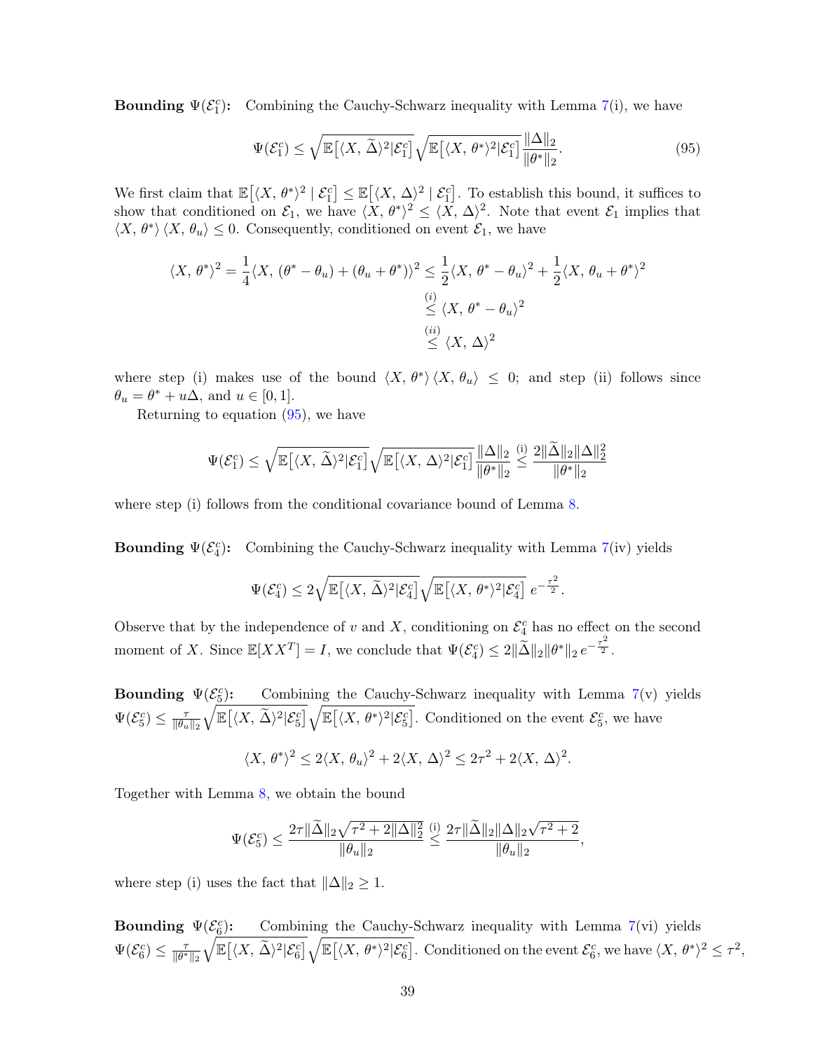**Bounding $\Psi(\mathcal{E}_1^c)$:** Combining the Cauchy-Schwarz inequality with Lemma 7(i), we have

$$\Psi(\mathcal{E}_1^c) \leq \sqrt{\mathbb{E}\big[\langle X,\, \widetilde{\Delta}\rangle^2 | \mathcal{E}_1^c\big]} \sqrt{\mathbb{E}\big[\langle X,\, \theta^*\rangle^2 | \mathcal{E}_1^c\big]} \frac{\|\Delta\|_2}{\|\theta^*\|_2}. \tag{95}$$

We first claim that $\mathbb{E}\big[\langle X,\, \theta^*\rangle^2 \mid \mathcal{E}_1^c\big] \leq \mathbb{E}\big[\langle X,\, \Delta\rangle^2 \mid \mathcal{E}_1^c\big]$. To establish this bound, it suffices to show that conditioned on $\mathcal{E}_1$, we have $\langle X,\, \theta^*\rangle^2 \leq \langle X,\, \Delta\rangle^2$. Note that event $\mathcal{E}_1$ implies that $\langle X,\, \theta^*\rangle \langle X,\, \theta_u\rangle \leq 0$. Consequently, conditioned on event $\mathcal{E}_1$, we have

$$\begin{aligned}
\langle X,\, \theta^*\rangle^2 = \frac{1}{4}\langle X,\, (\theta^* - \theta_u) + (\theta_u + \theta^*)\rangle^2 &\leq \frac{1}{2}\langle X,\, \theta^* - \theta_u\rangle^2 + \frac{1}{2}\langle X,\, \theta_u + \theta^*\rangle^2 \\
&\overset{(i)}{\leq} \langle X,\, \theta^* - \theta_u\rangle^2 \\
&\overset{(ii)}{\leq} \langle X,\, \Delta\rangle^2
\end{aligned}$$

where step (i) makes use of the bound $\langle X,\, \theta^*\rangle \langle X,\, \theta_u\rangle \leq 0$; and step (ii) follows since $\theta_u = \theta^* + u\Delta$, and $u \in [0, 1]$.

Returning to equation (95), we have

$$\Psi(\mathcal{E}_1^c) \leq \sqrt{\mathbb{E}\big[\langle X,\, \widetilde{\Delta}\rangle^2 | \mathcal{E}_1^c\big]} \sqrt{\mathbb{E}\big[\langle X,\, \Delta\rangle^2 | \mathcal{E}_1^c\big]} \frac{\|\Delta\|_2}{\|\theta^*\|_2} \overset{\text{(i)}}{\leq} \frac{2\|\widetilde{\Delta}\|_2 \|\Delta\|_2^2}{\|\theta^*\|_2}$$

where step (i) follows from the conditional covariance bound of Lemma 8.

**Bounding $\Psi(\mathcal{E}_4^c)$:** Combining the Cauchy-Schwarz inequality with Lemma 7(iv) yields

$$\Psi(\mathcal{E}_4^c) \leq 2\sqrt{\mathbb{E}\big[\langle X,\, \widetilde{\Delta}\rangle^2 | \mathcal{E}_4^c\big]} \sqrt{\mathbb{E}\big[\langle X,\, \theta^*\rangle^2 | \mathcal{E}_4^c\big]}\; e^{-\frac{\tau^2}{2}}.$$

Observe that by the independence of $v$ and $X$, conditioning on $\mathcal{E}_4^c$ has no effect on the second moment of $X$. Since $\mathbb{E}[XX^T] = I$, we conclude that $\Psi(\mathcal{E}_4^c) \leq 2\|\widetilde{\Delta}\|_2 \|\theta^*\|_2\, e^{-\frac{\tau^2}{2}}$.

**Bounding $\Psi(\mathcal{E}_5^c)$:** Combining the Cauchy-Schwarz inequality with Lemma 7(v) yields $\Psi(\mathcal{E}_5^c) \leq \frac{\tau}{\|\theta_u\|_2} \sqrt{\mathbb{E}\big[\langle X,\, \widetilde{\Delta}\rangle^2 | \mathcal{E}_5^c\big]} \sqrt{\mathbb{E}\big[\langle X,\, \theta^*\rangle^2 | \mathcal{E}_5^c\big]}$. Conditioned on the event $\mathcal{E}_5^c$, we have

$$\langle X,\, \theta^*\rangle^2 \leq 2\langle X,\, \theta_u\rangle^2 + 2\langle X,\, \Delta\rangle^2 \leq 2\tau^2 + 2\langle X,\, \Delta\rangle^2.$$

Together with Lemma 8, we obtain the bound

$$\Psi(\mathcal{E}_5^c) \leq \frac{2\tau\|\widetilde{\Delta}\|_2 \sqrt{\tau^2 + 2\|\Delta\|_2^2}}{\|\theta_u\|_2} \overset{\text{(i)}}{\leq} \frac{2\tau\|\widetilde{\Delta}\|_2 \|\Delta\|_2 \sqrt{\tau^2 + 2}}{\|\theta_u\|_2},$$

where step (i) uses the fact that $\|\Delta\|_2 \geq 1$.

**Bounding $\Psi(\mathcal{E}_6^c)$:** Combining the Cauchy-Schwarz inequality with Lemma 7(vi) yields $\Psi(\mathcal{E}_6^c) \leq \frac{\tau}{\|\theta^*\|_2} \sqrt{\mathbb{E}\big[\langle X,\, \widetilde{\Delta}\rangle^2 | \mathcal{E}_6^c\big]} \sqrt{\mathbb{E}\big[\langle X,\, \theta^*\rangle^2 | \mathcal{E}_6^c\big]}$. Conditioned on the event $\mathcal{E}_6^c$, we have $\langle X,\, \theta^*\rangle^2 \leq \tau^2$,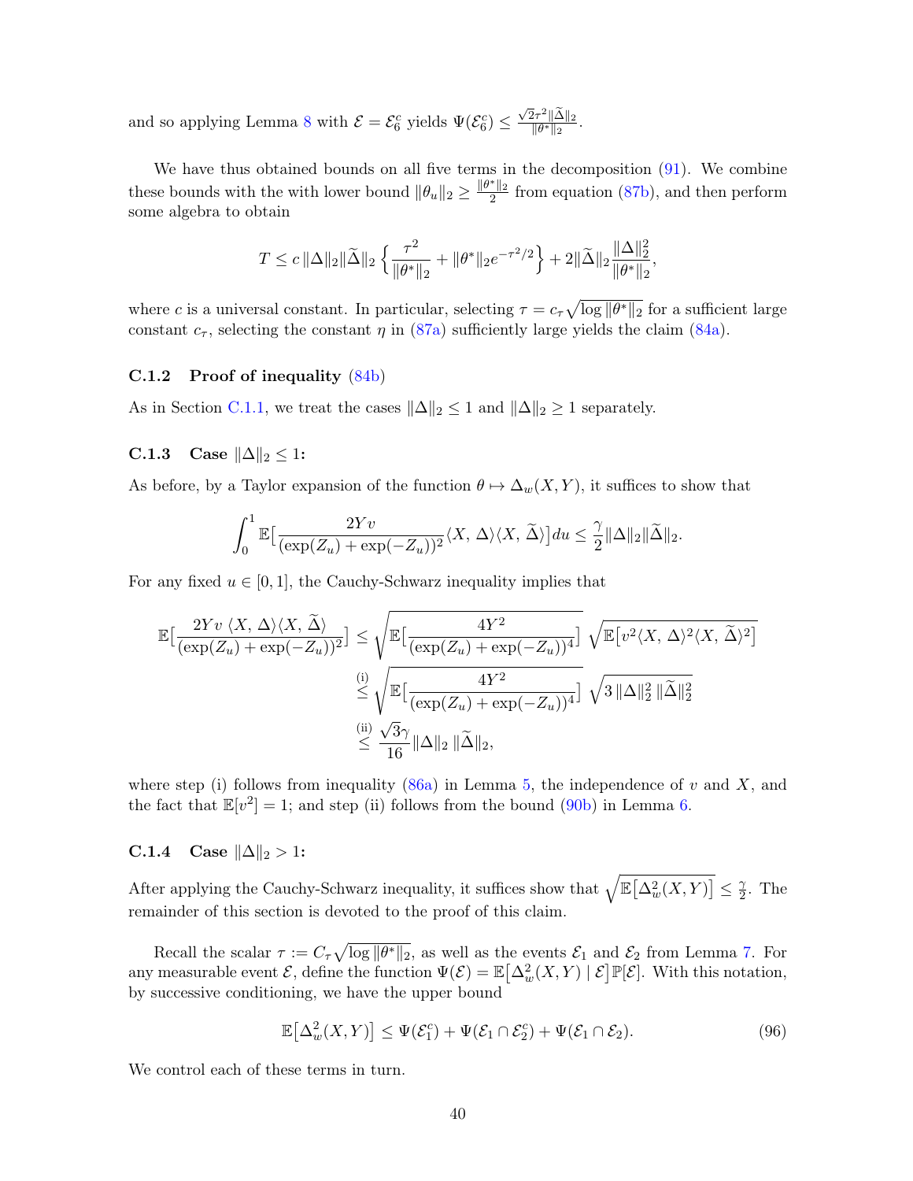and so applying Lemma 8 with $\mathcal{E} = \mathcal{E}_6^c$ yields $\Psi(\mathcal{E}_6^c) \leq \frac{\sqrt{2}\tau^2 \|\widetilde{\Delta}\|_2}{\|\theta^*\|_2}$.

We have thus obtained bounds on all five terms in the decomposition (91). We combine these bounds with the with lower bound $\|\theta_u\|_2 \geq \frac{\|\theta^*\|_2}{2}$ from equation (87b), and then perform some algebra to obtain

$$T \leq c\, \|\Delta\|_2 \|\widetilde{\Delta}\|_2 \left\{ \frac{\tau^2}{\|\theta^*\|_2} + \|\theta^*\|_2 e^{-\tau^2/2} \right\} + 2\|\widetilde{\Delta}\|_2 \frac{\|\Delta\|_2^2}{\|\theta^*\|_2},$$

where $c$ is a universal constant. In particular, selecting $\tau = c_\tau \sqrt{\log \|\theta^*\|_2}$ for a sufficient large constant $c_\tau$, selecting the constant $\eta$ in (87a) sufficiently large yields the claim (84a).

### C.1.2 Proof of inequality (84b)

As in Section C.1.1, we treat the cases $\|\Delta\|_2 \leq 1$ and $\|\Delta\|_2 \geq 1$ separately.

### C.1.3 Case $\|\Delta\|_2 \leq 1$:

As before, by a Taylor expansion of the function $\theta \mapsto \Delta_w(X, Y)$, it suffices to show that

$$\int_0^1 \mathbb{E}\big[\frac{2Yv}{(\exp(Z_u) + \exp(-Z_u))^2} \langle X,\, \Delta \rangle \langle X,\, \widetilde{\Delta} \rangle\big] du \leq \frac{\gamma}{2} \|\Delta\|_2 \|\widetilde{\Delta}\|_2.$$

For any fixed $u \in [0, 1]$, the Cauchy-Schwarz inequality implies that

$$\begin{aligned}
\mathbb{E}\big[\frac{2Yv\, \langle X,\, \Delta \rangle \langle X,\, \widetilde{\Delta} \rangle}{(\exp(Z_u) + \exp(-Z_u))^2}\big] &\leq \sqrt{\mathbb{E}\big[\frac{4Y^2}{(\exp(Z_u) + \exp(-Z_u))^4}\big]}\; \sqrt{\mathbb{E}\big[v^2 \langle X,\, \Delta \rangle^2 \langle X,\, \widetilde{\Delta} \rangle^2\big]} \\
&\overset{\text{(i)}}{\leq} \sqrt{\mathbb{E}\big[\frac{4Y^2}{(\exp(Z_u) + \exp(-Z_u))^4}\big]}\; \sqrt{3\, \|\Delta\|_2^2\, \|\widetilde{\Delta}\|_2^2} \\
&\overset{\text{(ii)}}{\leq} \frac{\sqrt{3}\gamma}{16} \|\Delta\|_2\, \|\widetilde{\Delta}\|_2,
\end{aligned}$$

where step (i) follows from inequality (86a) in Lemma 5, the independence of $v$ and $X$, and the fact that $\mathbb{E}[v^2] = 1$; and step (ii) follows from the bound (90b) in Lemma 6.

### C.1.4 Case $\|\Delta\|_2 > 1$:

After applying the Cauchy-Schwarz inequality, it suffices show that $\sqrt{\mathbb{E}\big[\Delta_w^2(X, Y)\big]} \leq \frac{\gamma}{2}$. The remainder of this section is devoted to the proof of this claim.

Recall the scalar $\tau := C_\tau \sqrt{\log \|\theta^*\|_2}$, as well as the events $\mathcal{E}_1$ and $\mathcal{E}_2$ from Lemma 7. For any measurable event $\mathcal{E}$, define the function $\Psi(\mathcal{E}) = \mathbb{E}\big[\Delta_w^2(X, Y) \mid \mathcal{E}\big] \mathbb{P}[\mathcal{E}]$. With this notation, by successive conditioning, we have the upper bound

$$\mathbb{E}\big[\Delta_w^2(X, Y)\big] \leq \Psi(\mathcal{E}_1^c) + \Psi(\mathcal{E}_1 \cap \mathcal{E}_2^c) + \Psi(\mathcal{E}_1 \cap \mathcal{E}_2). \tag{96}$$

We control each of these terms in turn.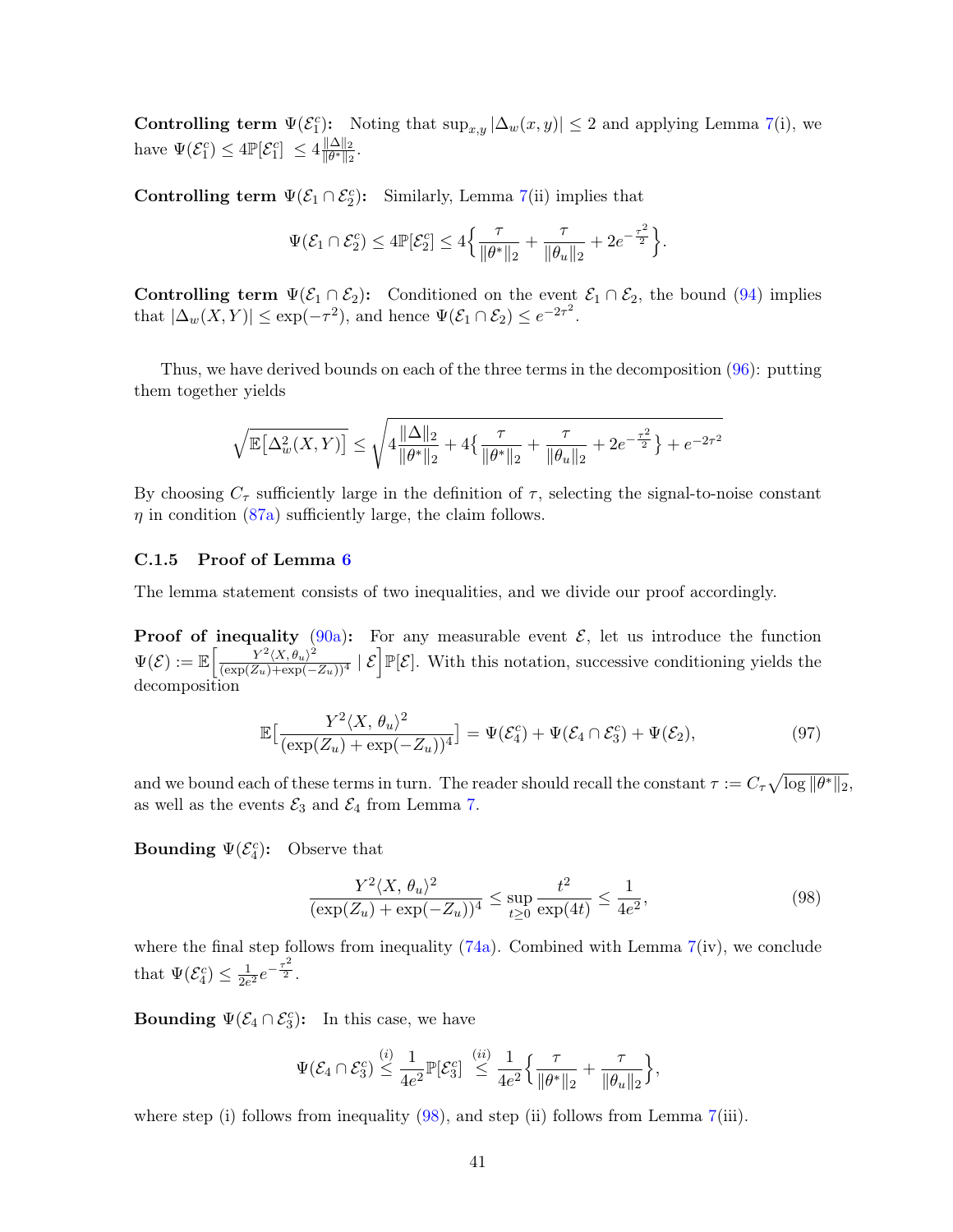**Controlling term $\Psi(\mathcal{E}_1^c)$:** Noting that $\sup_{x,y} |\Delta_w(x,y)| \leq 2$ and applying Lemma 7(i), we have $\Psi(\mathcal{E}_1^c) \leq 4\mathbb{P}[\mathcal{E}_1^c] \leq 4\frac{\|\Delta\|_2}{\|\theta^*\|_2}$.

**Controlling term $\Psi(\mathcal{E}_1 \cap \mathcal{E}_2^c)$:** Similarly, Lemma 7(ii) implies that

$$\Psi(\mathcal{E}_1 \cap \mathcal{E}_2^c) \leq 4\mathbb{P}[\mathcal{E}_2^c] \leq 4\Big\{\frac{\tau}{\|\theta^*\|_2} + \frac{\tau}{\|\theta_u\|_2} + 2e^{-\frac{\tau^2}{2}}\Big\}.$$

**Controlling term $\Psi(\mathcal{E}_1 \cap \mathcal{E}_2)$:** Conditioned on the event $\mathcal{E}_1 \cap \mathcal{E}_2$, the bound (94) implies that $|\Delta_w(X,Y)| \leq \exp(-\tau^2)$, and hence $\Psi(\mathcal{E}_1 \cap \mathcal{E}_2) \leq e^{-2\tau^2}$.

Thus, we have derived bounds on each of the three terms in the decomposition (96): putting them together yields

$$\sqrt{\mathbb{E}\big[\Delta_w^2(X,Y)\big]} \leq \sqrt{4\frac{\|\Delta\|_2}{\|\theta^*\|_2} + 4\Big\{\frac{\tau}{\|\theta^*\|_2} + \frac{\tau}{\|\theta_u\|_2} + 2e^{-\frac{\tau^2}{2}}\Big\} + e^{-2\tau^2}}$$

By choosing $C_\tau$ sufficiently large in the definition of $\tau$, selecting the signal-to-noise constant $\eta$ in condition (87a) sufficiently large, the claim follows.

### C.1.5 Proof of Lemma 6

The lemma statement consists of two inequalities, and we divide our proof accordingly.

**Proof of inequality (90a):** For any measurable event $\mathcal{E}$, let us introduce the function $\Psi(\mathcal{E}) := \mathbb{E}\Big[\frac{Y^2\langle X,\theta_u\rangle^2}{(\exp(Z_u)+\exp(-Z_u))^4} \mid \mathcal{E}\Big]\mathbb{P}[\mathcal{E}]$. With this notation, successive conditioning yields the decomposition

$$\mathbb{E}\Big[\frac{Y^2\langle X,\,\theta_u\rangle^2}{(\exp(Z_u)+\exp(-Z_u))^4}\Big] = \Psi(\mathcal{E}_4^c) + \Psi(\mathcal{E}_4 \cap \mathcal{E}_3^c) + \Psi(\mathcal{E}_2), \tag{97}$$

and we bound each of these terms in turn. The reader should recall the constant $\tau := C_\tau\sqrt{\log\|\theta^*\|_2}$, as well as the events $\mathcal{E}_3$ and $\mathcal{E}_4$ from Lemma 7.

**Bounding $\Psi(\mathcal{E}_4^c)$:** Observe that

$$\frac{Y^2\langle X,\,\theta_u\rangle^2}{(\exp(Z_u)+\exp(-Z_u))^4} \leq \sup_{t\geq 0}\frac{t^2}{\exp(4t)} \leq \frac{1}{4e^2}, \tag{98}$$

where the final step follows from inequality (74a). Combined with Lemma 7(iv), we conclude that $\Psi(\mathcal{E}_4^c) \leq \frac{1}{2e^2}e^{-\frac{\tau^2}{2}}$.

**Bounding $\Psi(\mathcal{E}_4 \cap \mathcal{E}_3^c)$:** In this case, we have

$$\Psi(\mathcal{E}_4 \cap \mathcal{E}_3^c) \overset{(i)}{\leq} \frac{1}{4e^2}\mathbb{P}[\mathcal{E}_3^c] \overset{(ii)}{\leq} \frac{1}{4e^2}\Big\{\frac{\tau}{\|\theta^*\|_2} + \frac{\tau}{\|\theta_u\|_2}\Big\},$$

where step (i) follows from inequality (98), and step (ii) follows from Lemma 7(iii).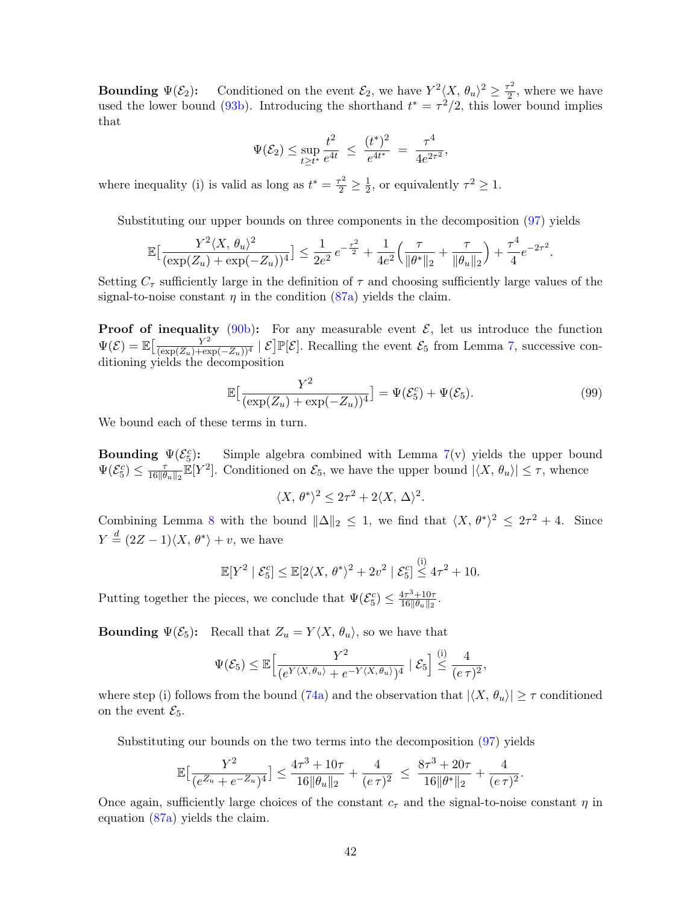**Bounding $\Psi(\mathcal{E}_2)$:** Conditioned on the event $\mathcal{E}_2$, we have $Y^2\langle X,\, \theta_u\rangle^2 \geq \frac{\tau^2}{2}$, where we have used the lower bound (93b). Introducing the shorthand $t^* = \tau^2/2$, this lower bound implies that

$$\Psi(\mathcal{E}_2) \leq \sup_{t \geq t^*} \frac{t^2}{e^{4t}} \;\leq\; \frac{(t^*)^2}{e^{4t^*}} \;=\; \frac{\tau^4}{4e^{2\tau^2}},$$

where inequality (i) is valid as long as $t^* = \frac{\tau^2}{2} \geq \frac{1}{2}$, or equivalently $\tau^2 \geq 1$.

Substituting our upper bounds on three components in the decomposition (97) yields

$$\mathbb{E}\big[\frac{Y^2\langle X,\, \theta_u\rangle^2}{(\exp(Z_u) + \exp(-Z_u))^4}\big] \leq \frac{1}{2e^2}\, e^{-\frac{\tau^2}{2}} + \frac{1}{4e^2}\Big(\frac{\tau}{\|\theta^*\|_2} + \frac{\tau}{\|\theta_u\|_2}\Big) + \frac{\tau^4}{4}e^{-2\tau^2}.$$

Setting $C_\tau$ sufficiently large in the definition of $\tau$ and choosing sufficiently large values of the signal-to-noise constant $\eta$ in the condition (87a) yields the claim.

**Proof of inequality (90b):** For any measurable event $\mathcal{E}$, let us introduce the function $\Psi(\mathcal{E}) = \mathbb{E}\big[\frac{Y^2}{(\exp(Z_u)+\exp(-Z_u))^4} \mid \mathcal{E}\big]\mathbb{P}[\mathcal{E}]$. Recalling the event $\mathcal{E}_5$ from Lemma 7, successive conditioning yields the decomposition

$$\mathbb{E}\big[\frac{Y^2}{(\exp(Z_u) + \exp(-Z_u))^4}\big] = \Psi(\mathcal{E}_5^c) + \Psi(\mathcal{E}_5). \tag{99}$$

We bound each of these terms in turn.

**Bounding $\Psi(\mathcal{E}_5^c)$:** Simple algebra combined with Lemma 7(v) yields the upper bound $\Psi(\mathcal{E}_5^c) \leq \frac{\tau}{16\|\theta_u\|_2}\mathbb{E}[Y^2]$. Conditioned on $\mathcal{E}_5$, we have the upper bound $|\langle X,\, \theta_u\rangle| \leq \tau$, whence

$$\langle X,\, \theta^*\rangle^2 \leq 2\tau^2 + 2\langle X,\, \Delta\rangle^2.$$

Combining Lemma 8 with the bound $\|\Delta\|_2 \leq 1$, we find that $\langle X,\, \theta^*\rangle^2 \leq 2\tau^2 + 4$. Since $Y \stackrel{d}{=} (2Z-1)\langle X,\, \theta^*\rangle + v$, we have

$$\mathbb{E}[Y^2 \mid \mathcal{E}_5^c] \leq \mathbb{E}[2\langle X,\, \theta^*\rangle^2 + 2v^2 \mid \mathcal{E}_5^c] \stackrel{\text{(i)}}{\leq} 4\tau^2 + 10.$$

Putting together the pieces, we conclude that $\Psi(\mathcal{E}_5^c) \leq \frac{4\tau^3+10\tau}{16\|\theta_u\|_2}$.

**Bounding $\Psi(\mathcal{E}_5)$:** Recall that $Z_u = Y\langle X,\, \theta_u\rangle$, so we have that

$$\Psi(\mathcal{E}_5) \leq \mathbb{E}\Big[\frac{Y^2}{(e^{Y\langle X,\, \theta_u\rangle} + e^{-Y\langle X,\, \theta_u\rangle})^4} \mid \mathcal{E}_5\Big] \stackrel{\text{(i)}}{\leq} \frac{4}{(e\,\tau)^2},$$

where step (i) follows from the bound (74a) and the observation that $|\langle X,\, \theta_u\rangle| \geq \tau$ conditioned on the event $\mathcal{E}_5$.

Substituting our bounds on the two terms into the decomposition (97) yields

$$\mathbb{E}\big[\frac{Y^2}{(e^{Z_u} + e^{-Z_u})^4}\big] \leq \frac{4\tau^3 + 10\tau}{16\|\theta_u\|_2} + \frac{4}{(e\,\tau)^2} \;\leq\; \frac{8\tau^3 + 20\tau}{16\|\theta^*\|_2} + \frac{4}{(e\,\tau)^2}.$$

Once again, sufficiently large choices of the constant $c_\tau$ and the signal-to-noise constant $\eta$ in equation (87a) yields the claim.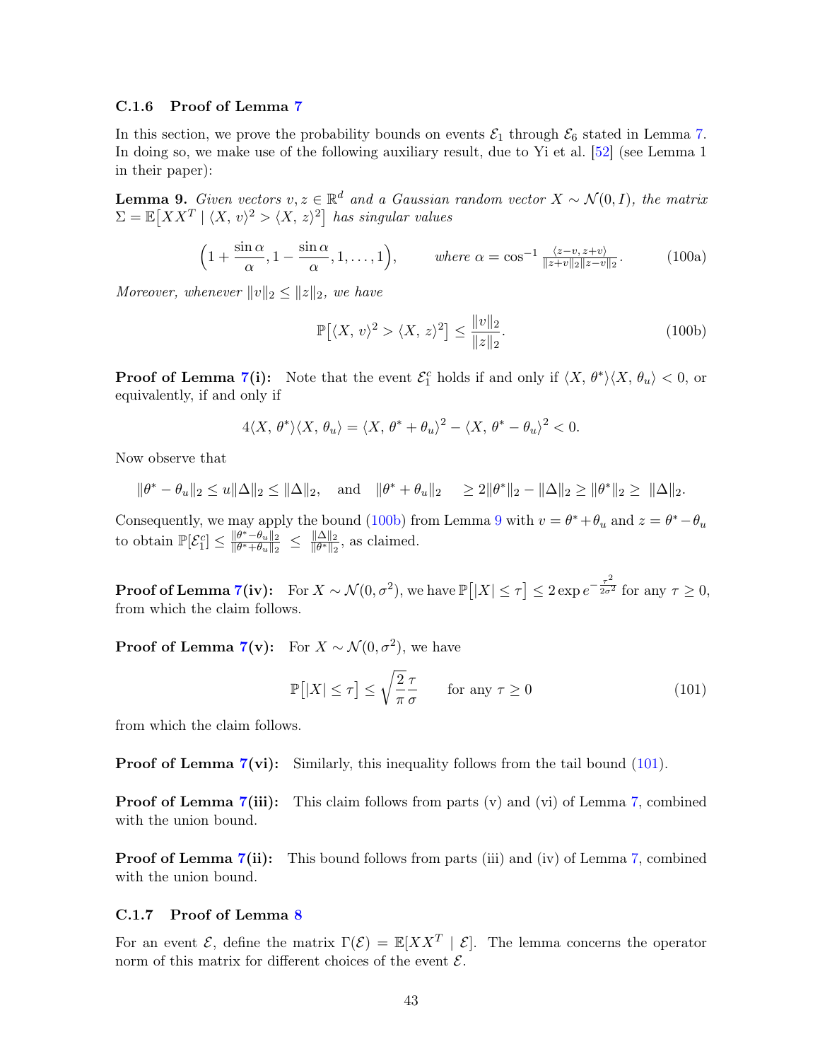### C.1.6 Proof of Lemma 7

In this section, we prove the probability bounds on events $\mathcal{E}_1$ through $\mathcal{E}_6$ stated in Lemma 7. In doing so, we make use of the following auxiliary result, due to Yi et al. [52] (see Lemma 1 in their paper):

**Lemma 9.** *Given vectors $v, z \in \mathbb{R}^d$ and a Gaussian random vector $X \sim \mathcal{N}(0, I)$, the matrix $\Sigma = \mathbb{E}\big[XX^T \mid \langle X,\, v\rangle^2 > \langle X,\, z\rangle^2\big]$ has singular values*

$$\Big(1 + \frac{\sin\alpha}{\alpha}, 1 - \frac{\sin\alpha}{\alpha}, 1, \ldots, 1\Big), \qquad \text{where } \alpha = \cos^{-1}\tfrac{\langle z-v,\, z+v\rangle}{\|z+v\|_2\|z-v\|_2}. \tag{100a}$$

*Moreover, whenever $\|v\|_2 \leq \|z\|_2$, we have*

$$\mathbb{P}\big[\langle X,\, v\rangle^2 > \langle X,\, z\rangle^2\big] \leq \frac{\|v\|_2}{\|z\|_2}. \tag{100b}$$

**Proof of Lemma 7(i):** Note that the event $\mathcal{E}_1^c$ holds if and only if $\langle X,\, \theta^*\rangle\langle X,\, \theta_u\rangle < 0$, or equivalently, if and only if

$$4\langle X,\, \theta^*\rangle\langle X,\, \theta_u\rangle = \langle X,\, \theta^* + \theta_u\rangle^2 - \langle X,\, \theta^* - \theta_u\rangle^2 < 0.$$

Now observe that

$$\|\theta^* - \theta_u\|_2 \leq u\|\Delta\|_2 \leq \|\Delta\|_2, \quad \text{and} \quad \|\theta^* + \theta_u\|_2 \quad \geq 2\|\theta^*\|_2 - \|\Delta\|_2 \geq \|\theta^*\|_2 \geq \|\Delta\|_2.$$

Consequently, we may apply the bound (100b) from Lemma 9 with $v = \theta^* + \theta_u$ and $z = \theta^* - \theta_u$ to obtain $\mathbb{P}[\mathcal{E}_1^c] \leq \frac{\|\theta^* - \theta_u\|_2}{\|\theta^* + \theta_u\|_2} \;\leq\; \frac{\|\Delta\|_2}{\|\theta^*\|_2}$, as claimed.

**Proof of Lemma 7(iv):** For $X \sim \mathcal{N}(0, \sigma^2)$, we have $\mathbb{P}\big[|X| \leq \tau\big] \leq 2\exp e^{-\frac{\tau^2}{2\sigma^2}}$ for any $\tau \geq 0$, from which the claim follows.

**Proof of Lemma 7(v):** For $X \sim \mathcal{N}(0, \sigma^2)$, we have

$$\mathbb{P}\big[|X| \leq \tau\big] \leq \sqrt{\frac{2}{\pi}}\frac{\tau}{\sigma} \qquad \text{for any } \tau \geq 0 \tag{101}$$

from which the claim follows.

**Proof of Lemma 7(vi):** Similarly, this inequality follows from the tail bound (101).

**Proof of Lemma 7(iii):** This claim follows from parts (v) and (vi) of Lemma 7, combined with the union bound.

**Proof of Lemma 7(ii):** This bound follows from parts (iii) and (iv) of Lemma 7, combined with the union bound.

### C.1.7 Proof of Lemma 8

For an event $\mathcal{E}$, define the matrix $\Gamma(\mathcal{E}) = \mathbb{E}[XX^T \mid \mathcal{E}]$. The lemma concerns the operator norm of this matrix for different choices of the event $\mathcal{E}$.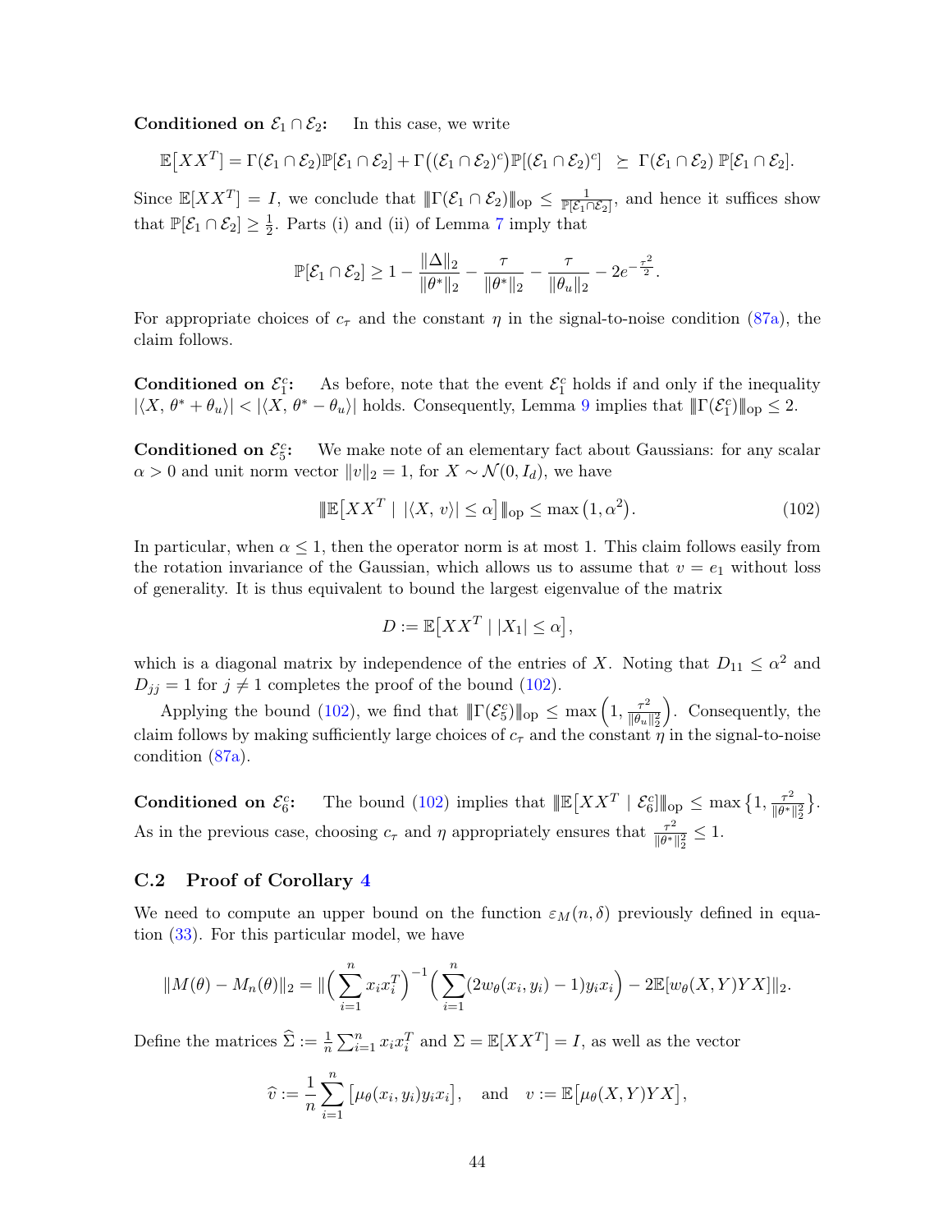**Conditioned on $\mathcal{E}_1 \cap \mathcal{E}_2$:** In this case, we write

$$\mathbb{E}\big[XX^T\big] = \Gamma(\mathcal{E}_1 \cap \mathcal{E}_2)\mathbb{P}[\mathcal{E}_1 \cap \mathcal{E}_2] + \Gamma\big((\mathcal{E}_1 \cap \mathcal{E}_2)^c\big)\mathbb{P}[(\mathcal{E}_1 \cap \mathcal{E}_2)^c] \;\succeq\; \Gamma(\mathcal{E}_1 \cap \mathcal{E}_2)\, \mathbb{P}[\mathcal{E}_1 \cap \mathcal{E}_2].$$

Since $\mathbb{E}[XX^T] = I$, we conclude that $|\!|\!|\Gamma(\mathcal{E}_1 \cap \mathcal{E}_2)|\!|\!|_{\text{op}} \leq \frac{1}{\mathbb{P}[\mathcal{E}_1 \cap \mathcal{E}_2]}$, and hence it suffices show that $\mathbb{P}[\mathcal{E}_1 \cap \mathcal{E}_2] \geq \frac{1}{2}$. Parts (i) and (ii) of Lemma 7 imply that

$$\mathbb{P}[\mathcal{E}_1 \cap \mathcal{E}_2] \geq 1 - \frac{\|\Delta\|_2}{\|\theta^*\|_2} - \frac{\tau}{\|\theta^*\|_2} - \frac{\tau}{\|\theta_u\|_2} - 2e^{-\frac{\tau^2}{2}}.$$

For appropriate choices of $c_\tau$ and the constant $\eta$ in the signal-to-noise condition (87a), the claim follows.

**Conditioned on $\mathcal{E}_1^c$:** As before, note that the event $\mathcal{E}_1^c$ holds if and only if the inequality $|\langle X,\, \theta^* + \theta_u\rangle| < |\langle X,\, \theta^* - \theta_u\rangle|$ holds. Consequently, Lemma 9 implies that $|\!|\!|\Gamma(\mathcal{E}_1^c)|\!|\!|_{\text{op}} \leq 2$.

**Conditioned on $\mathcal{E}_5^c$:** We make note of an elementary fact about Gaussians: for any scalar $\alpha > 0$ and unit norm vector $\|v\|_2 = 1$, for $X \sim \mathcal{N}(0, I_d)$, we have

$$|\!|\!|\mathbb{E}\big[XX^T \mid |\langle X,\, v\rangle| \leq \alpha\big]|\!|\!|_{\text{op}} \leq \max\big(1, \alpha^2\big). \tag{102}$$

In particular, when $\alpha \leq 1$, then the operator norm is at most 1. This claim follows easily from the rotation invariance of the Gaussian, which allows us to assume that $v = e_1$ without loss of generality. It is thus equivalent to bound the largest eigenvalue of the matrix

$$D := \mathbb{E}\big[XX^T \mid |X_1| \leq \alpha\big],$$

which is a diagonal matrix by independence of the entries of $X$. Noting that $D_{11} \leq \alpha^2$ and $D_{jj} = 1$ for $j \neq 1$ completes the proof of the bound (102).

Applying the bound (102), we find that $|\!|\!|\Gamma(\mathcal{E}_5^c)|\!|\!|_{\text{op}} \leq \max\Big(1, \frac{\tau^2}{\|\theta_u\|_2^2}\Big)$. Consequently, the claim follows by making sufficiently large choices of $c_\tau$ and the constant $\eta$ in the signal-to-noise condition (87a).

**Conditioned on $\mathcal{E}_6^c$:** The bound (102) implies that $|\!|\!|\mathbb{E}\big[XX^T \mid \mathcal{E}_6^c\big]|\!|\!|_{\text{op}} \leq \max\big\{1, \frac{\tau^2}{\|\theta^*\|_2^2}\big\}$. As in the previous case, choosing $c_\tau$ and $\eta$ appropriately ensures that $\frac{\tau^2}{\|\theta^*\|_2^2} \leq 1$.

## C.2 Proof of Corollary 4

We need to compute an upper bound on the function $\varepsilon_M(n, \delta)$ previously defined in equation (33). For this particular model, we have

$$\|M(\theta) - M_n(\theta)\|_2 = \|\Big(\sum_{i=1}^n x_i x_i^T\Big)^{-1}\Big(\sum_{i=1}^n (2w_\theta(x_i, y_i) - 1)y_i x_i\Big) - 2\mathbb{E}[w_\theta(X, Y)YX]\|_2.$$

Define the matrices $\widehat{\Sigma} := \frac{1}{n}\sum_{i=1}^n x_i x_i^T$ and $\Sigma = \mathbb{E}[XX^T] = I$, as well as the vector

$$\widehat{v} := \frac{1}{n}\sum_{i=1}^n \big[\mu_\theta(x_i, y_i) y_i x_i\big], \quad \text{and} \quad v := \mathbb{E}\big[\mu_\theta(X, Y)YX\big],$$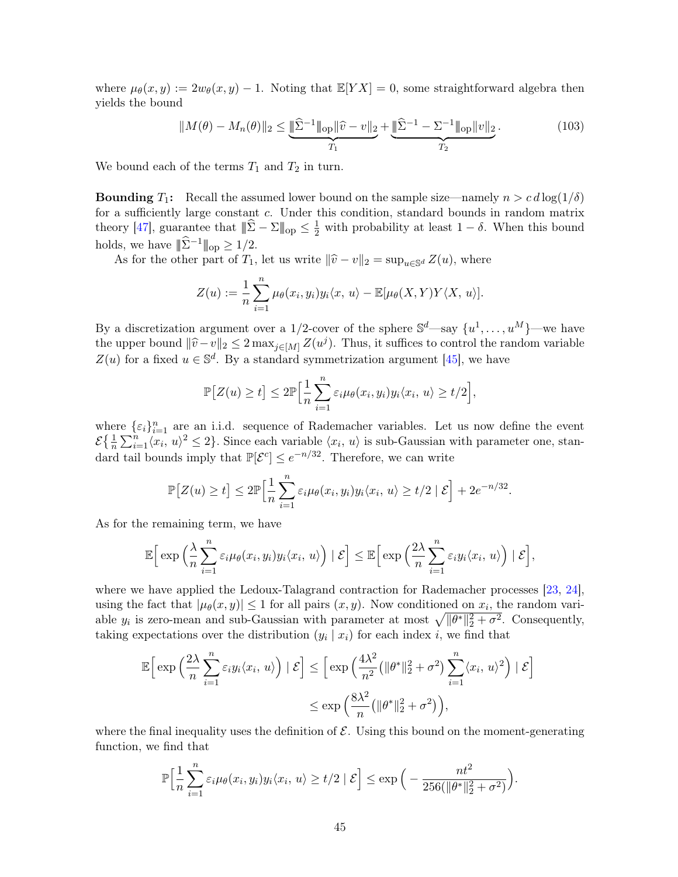where $\mu_\theta(x, y) := 2w_\theta(x, y) - 1$. Noting that $\mathbb{E}[YX] = 0$, some straightforward algebra then yields the bound

$$\|M(\theta) - M_n(\theta)\|_2 \leq \underbrace{|\!|\!|\widehat{\Sigma}^{-1}|\!|\!|_{\text{op}} \|\widehat{v} - v\|_2}_{T_1} + \underbrace{|\!|\!|\widehat{\Sigma}^{-1} - \Sigma^{-1}|\!|\!|_{\text{op}} \|v\|_2}_{T_2}. \tag{103}$$

We bound each of the terms $T_1$ and $T_2$ in turn.

**Bounding $T_1$:** Recall the assumed lower bound on the sample size—namely $n > c\, d \log(1/\delta)$ for a sufficiently large constant $c$. Under this condition, standard bounds in random matrix theory [47], guarantee that $|\!|\!|\widehat{\Sigma} - \Sigma|\!|\!|_{\text{op}} \leq \frac{1}{2}$ with probability at least $1 - \delta$. When this bound holds, we have $|\!|\!|\widehat{\Sigma}^{-1}|\!|\!|_{\text{op}} \geq 1/2$.

As for the other part of $T_1$, let us write $\|\widehat{v} - v\|_2 = \sup_{u \in \mathbb{S}^d} Z(u)$, where

$$Z(u) := \frac{1}{n} \sum_{i=1}^n \mu_\theta(x_i, y_i) y_i \langle x, \, u \rangle - \mathbb{E}[\mu_\theta(X, Y) Y \langle X, \, u \rangle].$$

By a discretization argument over a $1/2$-cover of the sphere $\mathbb{S}^d$—say $\{u^1, \ldots, u^M\}$—we have the upper bound $\|\widehat{v} - v\|_2 \leq 2 \max_{j \in [M]} Z(u^j)$. Thus, it suffices to control the random variable $Z(u)$ for a fixed $u \in \mathbb{S}^d$. By a standard symmetrization argument [45], we have

$$\mathbb{P}\big[Z(u) \geq t\big] \leq 2\mathbb{P}\Big[\frac{1}{n} \sum_{i=1}^n \varepsilon_i \mu_\theta(x_i, y_i) y_i \langle x_i, \, u \rangle \geq t/2\Big],$$

where $\{\varepsilon_i\}_{i=1}^n$ are an i.i.d. sequence of Rademacher variables. Let us now define the event $\mathcal{E}\{\frac{1}{n}\sum_{i=1}^n \langle x_i, \, u\rangle^2 \leq 2\}$. Since each variable $\langle x_i, \, u \rangle$ is sub-Gaussian with parameter one, standard tail bounds imply that $\mathbb{P}[\mathcal{E}^c] \leq e^{-n/32}$. Therefore, we can write

$$\mathbb{P}\big[Z(u) \geq t\big] \leq 2\mathbb{P}\Big[\frac{1}{n} \sum_{i=1}^n \varepsilon_i \mu_\theta(x_i, y_i) y_i \langle x_i, \, u \rangle \geq t/2 \mid \mathcal{E}\Big] + 2e^{-n/32}.$$

As for the remaining term, we have

$$\mathbb{E}\Big[\exp\Big(\frac{\lambda}{n} \sum_{i=1}^n \varepsilon_i \mu_\theta(x_i, y_i) y_i \langle x_i, \, u \rangle\Big) \mid \mathcal{E}\Big] \leq \mathbb{E}\Big[\exp\Big(\frac{2\lambda}{n} \sum_{i=1}^n \varepsilon_i y_i \langle x_i, \, u \rangle\Big) \mid \mathcal{E}\Big],$$

where we have applied the Ledoux-Talagrand contraction for Rademacher processes [23, 24], using the fact that $|\mu_\theta(x, y)| \leq 1$ for all pairs $(x, y)$. Now conditioned on $x_i$, the random variable $y_i$ is zero-mean and sub-Gaussian with parameter at most $\sqrt{\|\theta^*\|_2^2 + \sigma^2}$. Consequently, taking expectations over the distribution $(y_i \mid x_i)$ for each index $i$, we find that

$$\begin{aligned}
\mathbb{E}\Big[\exp\Big(\frac{2\lambda}{n} \sum_{i=1}^n \varepsilon_i y_i \langle x_i, \, u \rangle\Big) \mid \mathcal{E}\Big] &\leq \Big[\exp\Big(\frac{4\lambda^2}{n^2}\big(\|\theta^*\|_2^2 + \sigma^2\big) \sum_{i=1}^n \langle x_i, \, u\rangle^2\Big) \mid \mathcal{E}\Big] \\
&\leq \exp\Big(\frac{8\lambda^2}{n}\big(\|\theta^*\|_2^2 + \sigma^2\big)\Big),
\end{aligned}$$

where the final inequality uses the definition of $\mathcal{E}$. Using this bound on the moment-generating function, we find that

$$\mathbb{P}\Big[\frac{1}{n} \sum_{i=1}^n \varepsilon_i \mu_\theta(x_i, y_i) y_i \langle x_i, \, u \rangle \geq t/2 \mid \mathcal{E}\Big] \leq \exp\Big(-\frac{nt^2}{256(\|\theta^*\|_2^2 + \sigma^2)}\Big).$$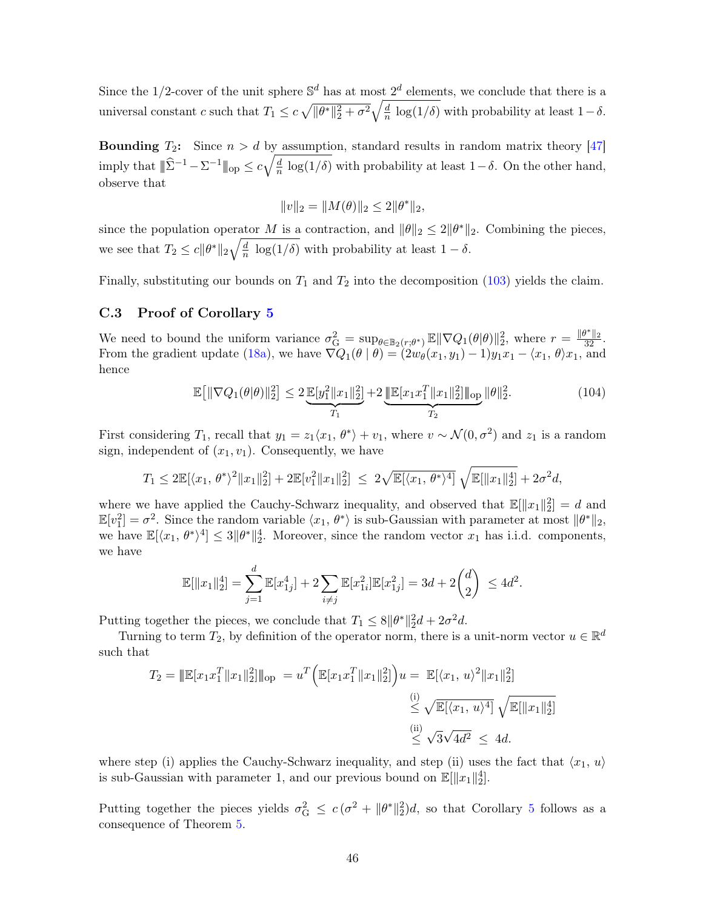Since the 1/2-cover of the unit sphere $\mathbb{S}^d$ has at most $2^d$ elements, we conclude that there is a universal constant $c$ such that $T_1 \leq c\sqrt{\|\theta^*\|_2^2 + \sigma^2}\sqrt{\frac{d}{n}\log(1/\delta)}$ with probability at least $1-\delta$.

**Bounding $T_2$:** Since $n > d$ by assumption, standard results in random matrix theory [47] imply that $\|\widehat{\Sigma}^{-1} - \Sigma^{-1}\|_{\text{op}} \leq c\sqrt{\frac{d}{n}\log(1/\delta)}$ with probability at least $1-\delta$. On the other hand, observe that

$$\|v\|_2 = \|M(\theta)\|_2 \leq 2\|\theta^*\|_2,$$

since the population operator $M$ is a contraction, and $\|\theta\|_2 \leq 2\|\theta^*\|_2$. Combining the pieces, we see that $T_2 \leq c\|\theta^*\|_2\sqrt{\frac{d}{n}\log(1/\delta)}$ with probability at least $1-\delta$.

Finally, substituting our bounds on $T_1$ and $T_2$ into the decomposition (103) yields the claim.

### C.3 Proof of Corollary 5

We need to bound the uniform variance $\sigma_{\text{G}}^2 = \sup_{\theta \in \mathbb{B}_2(r;\theta^*)} \mathbb{E}\|\nabla Q_1(\theta|\theta)\|_2^2$, where $r = \frac{\|\theta^*\|_2}{32}$. From the gradient update (18a), we have $\nabla Q_1(\theta \mid \theta) = (2w_\theta(x_1, y_1) - 1)y_1 x_1 - \langle x_1, \theta\rangle x_1$, and hence

$$\mathbb{E}\big[\|\nabla Q_1(\theta|\theta)\|_2^2\big] \leq 2\underbrace{\mathbb{E}[y_1^2\|x_1\|_2^2]}_{T_1} + 2\underbrace{\|\mathbb{E}[x_1 x_1^T\|x_1\|_2^2]\|_{\text{op}}}_{T_2}\|\theta\|_2^2. \tag{104}$$

First considering $T_1$, recall that $y_1 = z_1\langle x_1, \theta^*\rangle + v_1$, where $v \sim \mathcal{N}(0, \sigma^2)$ and $z_1$ is a random sign, independent of $(x_1, v_1)$. Consequently, we have

$$T_1 \leq 2\mathbb{E}[\langle x_1, \theta^*\rangle^2\|x_1\|_2^2] + 2\mathbb{E}[v_1^2\|x_1\|_2^2] \;\leq\; 2\sqrt{\mathbb{E}[\langle x_1, \theta^*\rangle^4]}\,\sqrt{\mathbb{E}[\|x_1\|_2^4]} + 2\sigma^2 d,$$

where we have applied the Cauchy-Schwarz inequality, and observed that $\mathbb{E}[\|x_1\|_2^2] = d$ and $\mathbb{E}[v_1^2] = \sigma^2$. Since the random variable $\langle x_1, \theta^*\rangle$ is sub-Gaussian with parameter at most $\|\theta^*\|_2$, we have $\mathbb{E}[\langle x_1, \theta^*\rangle^4] \leq 3\|\theta^*\|_2^4$. Moreover, since the random vector $x_1$ has i.i.d. components, we have

$$\mathbb{E}[\|x_1\|_2^4] = \sum_{j=1}^d \mathbb{E}[x_{1j}^4] + 2\sum_{i \neq j}\mathbb{E}[x_{1i}^2]\mathbb{E}[x_{1j}^2] = 3d + 2\binom{d}{2} \;\leq 4d^2.$$

Putting together the pieces, we conclude that $T_1 \leq 8\|\theta^*\|_2^2 d + 2\sigma^2 d$.

Turning to term $T_2$, by definition of the operator norm, there is a unit-norm vector $u \in \mathbb{R}^d$ such that

$$\begin{aligned}
T_2 = \|\mathbb{E}[x_1 x_1^T\|x_1\|_2^2]\|_{\text{op}} \;= u^T\Big(\mathbb{E}[x_1 x_1^T\|x_1\|_2^2]\Big)u =\; & \mathbb{E}[\langle x_1, u\rangle^2\|x_1\|_2^2] \\
\stackrel{\text{(i)}}{\leq}\; & \sqrt{\mathbb{E}[\langle x_1, u\rangle^4]}\,\sqrt{\mathbb{E}[\|x_1\|_2^4]} \\
\stackrel{\text{(ii)}}{\leq}\; & \sqrt{3}\sqrt{4d^2} \;\leq\; 4d.
\end{aligned}$$

where step (i) applies the Cauchy-Schwarz inequality, and step (ii) uses the fact that $\langle x_1, u\rangle$ is sub-Gaussian with parameter 1, and our previous bound on $\mathbb{E}[\|x_1\|_2^4]$.

Putting together the pieces yields $\sigma_{\text{G}}^2 \;\leq\; c\,(\sigma^2 + \|\theta^*\|_2^2)d$, so that Corollary 5 follows as a consequence of Theorem 5.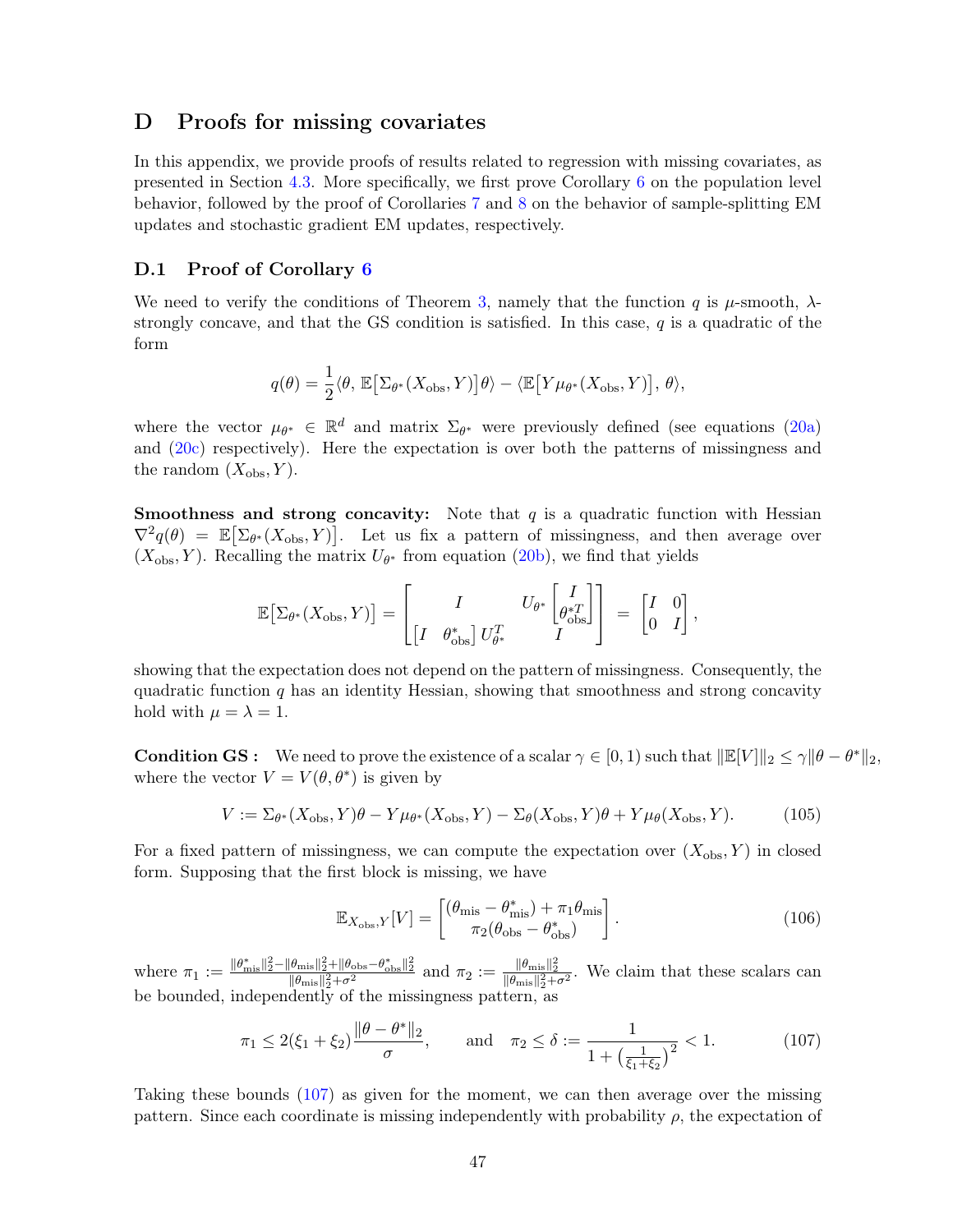## D Proofs for missing covariates

In this appendix, we provide proofs of results related to regression with missing covariates, as presented in Section 4.3. More specifically, we first prove Corollary 6 on the population level behavior, followed by the proof of Corollaries 7 and 8 on the behavior of sample-splitting EM updates and stochastic gradient EM updates, respectively.

### D.1 Proof of Corollary 6

We need to verify the conditions of Theorem 3, namely that the function $q$ is $\mu$-smooth, $\lambda$-strongly concave, and that the GS condition is satisfied. In this case, $q$ is a quadratic of the form

$$q(\theta) = \frac{1}{2}\langle \theta,\, \mathbb{E}\big[\Sigma_{\theta^*}(X_{\text{obs}}, Y)\big]\theta\rangle - \langle \mathbb{E}\big[Y\mu_{\theta^*}(X_{\text{obs}}, Y)\big],\, \theta\rangle,$$

where the vector $\mu_{\theta^*} \in \mathbb{R}^d$ and matrix $\Sigma_{\theta^*}$ were previously defined (see equations (20a) and (20c) respectively). Here the expectation is over both the patterns of missingness and the random $(X_{\text{obs}}, Y)$.

**Smoothness and strong concavity:** Note that $q$ is a quadratic function with Hessian $\nabla^2 q(\theta) = \mathbb{E}\big[\Sigma_{\theta^*}(X_{\text{obs}}, Y)\big]$. Let us fix a pattern of missingness, and then average over $(X_{\text{obs}}, Y)$. Recalling the matrix $U_{\theta^*}$ from equation (20b), we find that yields

$$\mathbb{E}\big[\Sigma_{\theta^*}(X_{\text{obs}}, Y)\big] = \begin{bmatrix} I & U_{\theta^*}\begin{bmatrix} I \\ \theta^{*T}_{\text{obs}} \end{bmatrix} \\ \begin{bmatrix} I & \theta^*_{\text{obs}} \end{bmatrix} U_{\theta^*}^T & I \end{bmatrix} = \begin{bmatrix} I & 0 \\ 0 & I \end{bmatrix},$$

showing that the expectation does not depend on the pattern of missingness. Consequently, the quadratic function $q$ has an identity Hessian, showing that smoothness and strong concavity hold with $\mu = \lambda = 1$.

**Condition GS :** We need to prove the existence of a scalar $\gamma \in [0, 1)$ such that $\|\mathbb{E}[V]\|_2 \leq \gamma\|\theta - \theta^*\|_2$, where the vector $V = V(\theta, \theta^*)$ is given by

$$V := \Sigma_{\theta^*}(X_{\text{obs}}, Y)\theta - Y\mu_{\theta^*}(X_{\text{obs}}, Y) - \Sigma_{\theta}(X_{\text{obs}}, Y)\theta + Y\mu_{\theta}(X_{\text{obs}}, Y). \tag{105}$$

For a fixed pattern of missingness, we can compute the expectation over $(X_{\text{obs}}, Y)$ in closed form. Supposing that the first block is missing, we have

$$\mathbb{E}_{X_{\text{obs}}, Y}[V] = \begin{bmatrix} (\theta_{\text{mis}} - \theta^*_{\text{mis}}) + \pi_1\theta_{\text{mis}} \\ \pi_2(\theta_{\text{obs}} - \theta^*_{\text{obs}}) \end{bmatrix}. \tag{106}$$

where $\pi_1 := \frac{\|\theta^*_{\text{mis}}\|_2^2 - \|\theta_{\text{mis}}\|_2^2 + \|\theta_{\text{obs}} - \theta^*_{\text{obs}}\|_2^2}{\|\theta_{\text{mis}}\|_2^2 + \sigma^2}$ and $\pi_2 := \frac{\|\theta_{\text{mis}}\|_2^2}{\|\theta_{\text{mis}}\|_2^2 + \sigma^2}$. We claim that these scalars can be bounded, independently of the missingness pattern, as

$$\pi_1 \leq 2(\xi_1 + \xi_2)\frac{\|\theta - \theta^*\|_2}{\sigma}, \qquad \text{and} \quad \pi_2 \leq \delta := \frac{1}{1 + \big(\frac{1}{\xi_1 + \xi_2}\big)^2} < 1. \tag{107}$$

Taking these bounds (107) as given for the moment, we can then average over the missing pattern. Since each coordinate is missing independently with probability $\rho$, the expectation of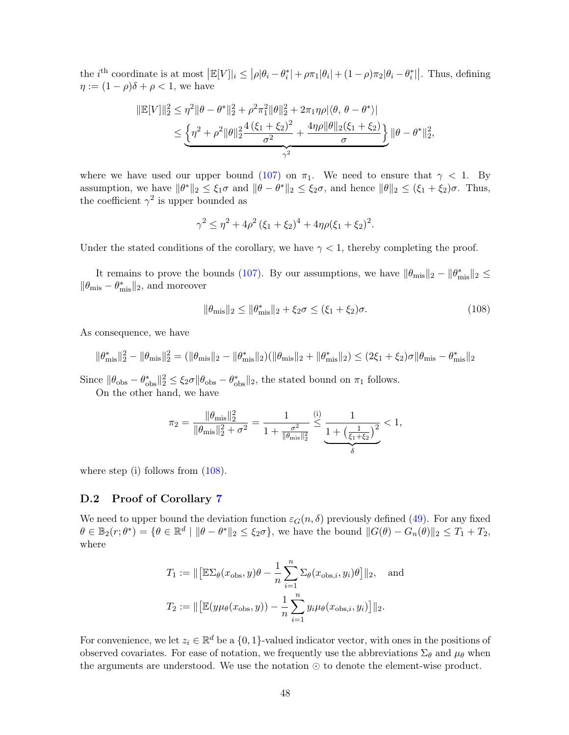the $i^{\text{th}}$ coordinate is at most $\big|\mathbb{E}[V]\big|_i \leq \big|\rho|\theta_i - \theta^*_i| + \rho\pi_1|\theta_i| + (1-\rho)\pi_2|\theta_i - \theta^*_i|\big|$. Thus, defining $\eta := (1-\rho)\delta + \rho < 1$, we have

$$
\begin{aligned}
\|\mathbb{E}[V]\|_2^2 &\leq \eta^2\|\theta - \theta^*\|_2^2 + \rho^2\pi_1^2\|\theta\|_2^2 + 2\pi_1\eta\rho|\langle\theta,\, \theta - \theta^*\rangle| \\
&\leq \underbrace{\left\{\eta^2 + \rho^2\|\theta\|_2^2\frac{4\,(\xi_1 + \xi_2)^2}{\sigma^2} + \frac{4\eta\rho\|\theta\|_2(\xi_1 + \xi_2)}{\sigma}\right\}}_{\gamma^2}\|\theta - \theta^*\|_2^2,
\end{aligned}
$$

where we have used our upper bound (107) on $\pi_1$. We need to ensure that $\gamma < 1$. By assumption, we have $\|\theta^*\|_2 \leq \xi_1\sigma$ and $\|\theta - \theta^*\|_2 \leq \xi_2\sigma$, and hence $\|\theta\|_2 \leq (\xi_1 + \xi_2)\sigma$. Thus, the coefficient $\gamma^2$ is upper bounded as

$$
\gamma^2 \leq \eta^2 + 4\rho^2\,(\xi_1 + \xi_2)^4 + 4\eta\rho(\xi_1 + \xi_2)^2.
$$

Under the stated conditions of the corollary, we have $\gamma < 1$, thereby completing the proof.

It remains to prove the bounds (107). By our assumptions, we have $\|\theta_{\text{mis}}\|_2 - \|\theta^*_{\text{mis}}\|_2 \leq \|\theta_{\text{mis}} - \theta^*_{\text{mis}}\|_2$, and moreover

$$
\|\theta_{\text{mis}}\|_2 \leq \|\theta^*_{\text{mis}}\|_2 + \xi_2\sigma \leq (\xi_1 + \xi_2)\sigma. \tag{108}
$$

As consequence, we have

$$
\|\theta^*_{\text{mis}}\|_2^2 - \|\theta_{\text{mis}}\|_2^2 = (\|\theta_{\text{mis}}\|_2 - \|\theta^*_{\text{mis}}\|_2)(\|\theta_{\text{mis}}\|_2 + \|\theta^*_{\text{mis}}\|_2) \leq (2\xi_1 + \xi_2)\sigma\|\theta_{\text{mis}} - \theta^*_{\text{mis}}\|_2
$$

Since $\|\theta_{\text{obs}} - \theta^*_{\text{obs}}\|_2^2 \leq \xi_2\sigma\|\theta_{\text{obs}} - \theta^*_{\text{obs}}\|_2$, the stated bound on $\pi_1$ follows.

On the other hand, we have

$$
\pi_2 = \frac{\|\theta_{\text{mis}}\|_2^2}{\|\theta_{\text{mis}}\|_2^2 + \sigma^2} = \frac{1}{1 + \frac{\sigma^2}{\|\theta_{\text{mis}}\|_2^2}} \overset{\text{(i)}}{\leq} \underbrace{\frac{1}{1 + \left(\frac{1}{\xi_1 + \xi_2}\right)^2}}_{\delta} < 1,
$$

where step (i) follows from (108).

## D.2 Proof of Corollary 7

We need to upper bound the deviation function $\varepsilon_G(n, \delta)$ previously defined (49). For any fixed $\theta \in \mathbb{B}_2(r; \theta^*) = \{\theta \in \mathbb{R}^d \mid \|\theta - \theta^*\|_2 \leq \xi_2\sigma\}$, we have the bound $\|G(\theta) - G_n(\theta)\|_2 \leq T_1 + T_2$, where

$$
\begin{aligned}
T_1 &:= \big\|\big[\mathbb{E}\Sigma_\theta(x_{\text{obs}}, y)\theta - \frac{1}{n}\sum_{i=1}^n \Sigma_\theta(x_{\text{obs},i}, y_i)\theta\big]\big\|_2, \quad \text{and} \\
T_2 &:= \big\|\big[\mathbb{E}(y\mu_\theta(x_{\text{obs}}, y)) - \frac{1}{n}\sum_{i=1}^n y_i\mu_\theta(x_{\text{obs},i}, y_i)\big]\big\|_2.
\end{aligned}
$$

For convenience, we let $z_i \in \mathbb{R}^d$ be a $\{0,1\}$-valued indicator vector, with ones in the positions of observed covariates. For ease of notation, we frequently use the abbreviations $\Sigma_\theta$ and $\mu_\theta$ when the arguments are understood. We use the notation $\odot$ to denote the element-wise product.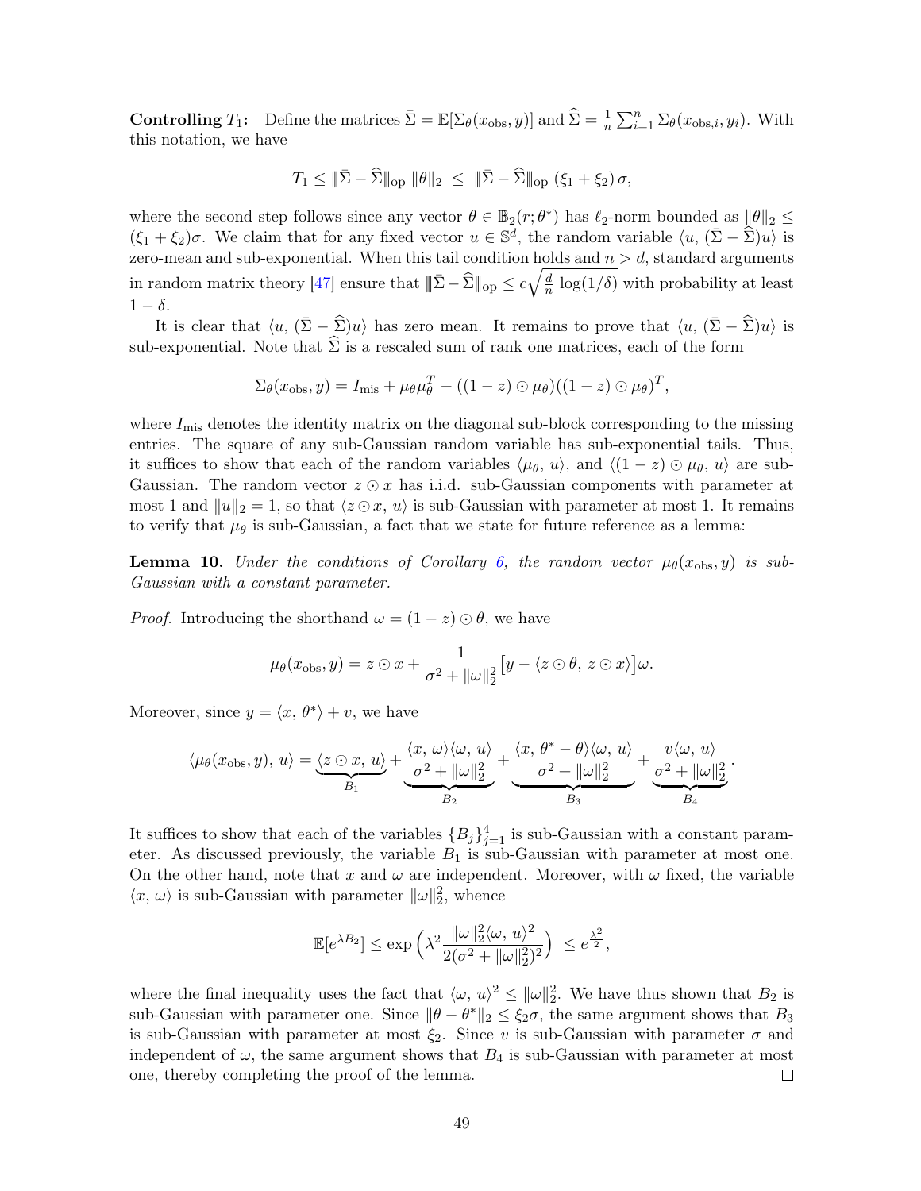**Controlling $T_1$:** Define the matrices $\bar{\Sigma} = \mathbb{E}[\Sigma_\theta(x_{\text{obs}}, y)]$ and $\widehat{\Sigma} = \frac{1}{n}\sum_{i=1}^n \Sigma_\theta(x_{\text{obs},i}, y_i)$. With this notation, we have

$$T_1 \leq \|\bar{\Sigma} - \widehat{\Sigma}\|_{\text{op}} \, \|\theta\|_2 \;\leq\; \|\bar{\Sigma} - \widehat{\Sigma}\|_{\text{op}} \, (\xi_1 + \xi_2)\,\sigma,$$

where the second step follows since any vector $\theta \in \mathbb{B}_2(r;\theta^*)$ has $\ell_2$-norm bounded as $\|\theta\|_2 \leq (\xi_1 + \xi_2)\sigma$. We claim that for any fixed vector $u \in \mathbb{S}^d$, the random variable $\langle u, \, (\bar{\Sigma} - \widehat{\Sigma})u\rangle$ is zero-mean and sub-exponential. When this tail condition holds and $n > d$, standard arguments in random matrix theory [47] ensure that $\|\bar{\Sigma} - \widehat{\Sigma}\|_{\text{op}} \leq c\sqrt{\frac{d}{n}\log(1/\delta)}$ with probability at least $1-\delta$.

It is clear that $\langle u, \, (\bar{\Sigma} - \widehat{\Sigma})u\rangle$ has zero mean. It remains to prove that $\langle u, \, (\bar{\Sigma} - \widehat{\Sigma})u\rangle$ is sub-exponential. Note that $\widehat{\Sigma}$ is a rescaled sum of rank one matrices, each of the form

$$\Sigma_\theta(x_{\text{obs}}, y) = I_{\text{mis}} + \mu_\theta \mu_\theta^T - ((1-z)\odot \mu_\theta)((1-z)\odot\mu_\theta)^T,$$

where $I_{\text{mis}}$ denotes the identity matrix on the diagonal sub-block corresponding to the missing entries. The square of any sub-Gaussian random variable has sub-exponential tails. Thus, it suffices to show that each of the random variables $\langle \mu_\theta, \, u\rangle$, and $\langle (1-z)\odot\mu_\theta, \, u\rangle$ are sub-Gaussian. The random vector $z \odot x$ has i.i.d. sub-Gaussian components with parameter at most 1 and $\|u\|_2 = 1$, so that $\langle z\odot x, \, u\rangle$ is sub-Gaussian with parameter at most 1. It remains to verify that $\mu_\theta$ is sub-Gaussian, a fact that we state for future reference as a lemma:

**Lemma 10.** *Under the conditions of Corollary 6, the random vector $\mu_\theta(x_{\text{obs}}, y)$ is sub-Gaussian with a constant parameter.*

*Proof.* Introducing the shorthand $\omega = (1-z)\odot\theta$, we have

$$\mu_\theta(x_{\text{obs}}, y) = z\odot x + \frac{1}{\sigma^2 + \|\omega\|_2^2}\big[y - \langle z\odot\theta, \, z\odot x\rangle\big]\omega.$$

Moreover, since $y = \langle x, \, \theta^*\rangle + v$, we have

$$\langle \mu_\theta(x_{\text{obs}}, y), \, u\rangle = \underbrace{\langle z\odot x, \, u\rangle}_{B_1} + \underbrace{\frac{\langle x, \, \omega\rangle\langle\omega, \, u\rangle}{\sigma^2 + \|\omega\|_2^2}}_{B_2} + \underbrace{\frac{\langle x, \, \theta^* - \theta\rangle\langle\omega, \, u\rangle}{\sigma^2 + \|\omega\|_2^2}}_{B_3} + \underbrace{\frac{v\langle\omega, \, u\rangle}{\sigma^2 + \|\omega\|_2^2}}_{B_4}.$$

It suffices to show that each of the variables $\{B_j\}_{j=1}^4$ is sub-Gaussian with a constant parameter. As discussed previously, the variable $B_1$ is sub-Gaussian with parameter at most one. On the other hand, note that $x$ and $\omega$ are independent. Moreover, with $\omega$ fixed, the variable $\langle x, \, \omega\rangle$ is sub-Gaussian with parameter $\|\omega\|_2^2$, whence

$$\mathbb{E}[e^{\lambda B_2}] \leq \exp\Big(\lambda^2 \frac{\|\omega\|_2^2 \langle \omega, \, u\rangle^2}{2(\sigma^2 + \|\omega\|_2^2)^2}\Big) \;\leq e^{\frac{\lambda^2}{2}},$$

where the final inequality uses the fact that $\langle \omega, \, u\rangle^2 \leq \|\omega\|_2^2$. We have thus shown that $B_2$ is sub-Gaussian with parameter one. Since $\|\theta - \theta^*\|_2 \leq \xi_2\sigma$, the same argument shows that $B_3$ is sub-Gaussian with parameter at most $\xi_2$. Since $v$ is sub-Gaussian with parameter $\sigma$ and independent of $\omega$, the same argument shows that $B_4$ is sub-Gaussian with parameter at most one, thereby completing the proof of the lemma. $\square$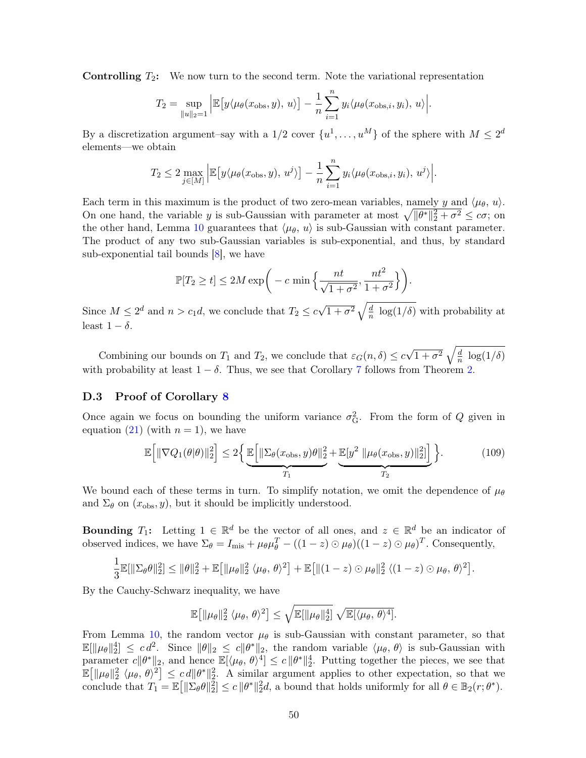**Controlling $T_2$:** We now turn to the second term. Note the variational representation

$$T_2 = \sup_{\|u\|_2=1} \Big| \mathbb{E}\big[y \langle \mu_\theta(x_{\text{obs}}, y),\, u\rangle\big] - \frac{1}{n}\sum_{i=1}^n y_i \langle \mu_\theta(x_{\text{obs},i}, y_i),\, u\rangle \Big|.$$

By a discretization argument–say with a $1/2$ cover $\{u^1, \ldots, u^M\}$ of the sphere with $M \leq 2^d$ elements—we obtain

$$T_2 \leq 2 \max_{j \in [M]} \Big| \mathbb{E}\big[y \langle \mu_\theta(x_{\text{obs}}, y),\, u^j\rangle\big] - \frac{1}{n}\sum_{i=1}^n y_i \langle \mu_\theta(x_{\text{obs},i}, y_i),\, u^j\rangle \Big|.$$

Each term in this maximum is the product of two zero-mean variables, namely $y$ and $\langle \mu_\theta,\, u\rangle$. On one hand, the variable $y$ is sub-Gaussian with parameter at most $\sqrt{\|\theta^*\|_2^2 + \sigma^2} \leq c\sigma$; on the other hand, Lemma 10 guarantees that $\langle \mu_\theta,\, u\rangle$ is sub-Gaussian with constant parameter. The product of any two sub-Gaussian variables is sub-exponential, and thus, by standard sub-exponential tail bounds [8], we have

$$\mathbb{P}[T_2 \geq t] \leq 2M \exp\bigg( -c \min\Big\{ \frac{nt}{\sqrt{1+\sigma^2}}, \frac{nt^2}{1+\sigma^2} \Big\} \bigg).$$

Since $M \leq 2^d$ and $n > c_1 d$, we conclude that $T_2 \leq c\sqrt{1+\sigma^2}\, \sqrt{\frac{d}{n}\, \log(1/\delta)}$ with probability at least $1-\delta$.

Combining our bounds on $T_1$ and $T_2$, we conclude that $\varepsilon_G(n,\delta) \leq c\sqrt{1+\sigma^2}\, \sqrt{\frac{d}{n}\, \log(1/\delta)}$ with probability at least $1-\delta$. Thus, we see that Corollary 7 follows from Theorem 2.

### D.3 Proof of Corollary 8

Once again we focus on bounding the uniform variance $\sigma_G^2$. From the form of $Q$ given in equation (21) (with $n = 1$), we have

$$\mathbb{E}\Big[\|\nabla Q_1(\theta|\theta)\|_2^2\Big] \leq 2\Big\{ \underbrace{\mathbb{E}\Big[\|\Sigma_\theta(x_{\text{obs}}, y)\theta\|_2^2}_{T_1} + \underbrace{\mathbb{E}\big[y^2\, \|\mu_\theta(x_{\text{obs}}, y)\|_2^2\big]}_{T_2}\Big] \Big\}. \tag{109}$$

We bound each of these terms in turn. To simplify notation, we omit the dependence of $\mu_\theta$ and $\Sigma_\theta$ on $(x_{\text{obs}}, y)$, but it should be implicitly understood.

**Bounding $T_1$:** Letting $1 \in \mathbb{R}^d$ be the vector of all ones, and $z \in \mathbb{R}^d$ be an indicator of observed indices, we have $\Sigma_\theta = I_{\text{mis}} + \mu_\theta \mu_\theta^T - ((1-z)\odot \mu_\theta)((1-z)\odot\mu_\theta)^T$. Consequently,

$$\frac{1}{3}\mathbb{E}[\|\Sigma_\theta \theta\|_2^2] \leq \|\theta\|_2^2 + \mathbb{E}\big[\|\mu_\theta\|_2^2\, \langle \mu_\theta,\, \theta\rangle^2\big] + \mathbb{E}\big[\|(1-z)\odot\mu_\theta\|_2^2\, \langle (1-z)\odot\mu_\theta,\, \theta\rangle^2\big].$$

By the Cauchy-Schwarz inequality, we have

$$\mathbb{E}\big[\|\mu_\theta\|_2^2\, \langle \mu_\theta,\, \theta\rangle^2\big] \leq \sqrt{\mathbb{E}[\|\mu_\theta\|_2^4]}\, \sqrt{\mathbb{E}[\langle \mu_\theta,\, \theta\rangle^4]}.$$

From Lemma 10, the random vector $\mu_\theta$ is sub-Gaussian with constant parameter, so that $\mathbb{E}[\|\mu_\theta\|_2^4] \leq c\, d^2$. Since $\|\theta\|_2 \leq c\|\theta^*\|_2$, the random variable $\langle \mu_\theta,\, \theta\rangle$ is sub-Gaussian with parameter $c\|\theta^*\|_2$, and hence $\mathbb{E}[\langle \mu_\theta,\, \theta\rangle^4] \leq c\,\|\theta^*\|_2^4$. Putting together the pieces, we see that $\mathbb{E}\big[\|\mu_\theta\|_2^2\, \langle \mu_\theta,\, \theta\rangle^2\big] \leq c\, d\|\theta^*\|_2^2$. A similar argument applies to other expectation, so that we conclude that $T_1 = \mathbb{E}\big[\|\Sigma_\theta\theta\|_2^2\big] \leq c\,\|\theta^*\|_2^2 d$, a bound that holds uniformly for all $\theta \in \mathbb{B}_2(r; \theta^*)$.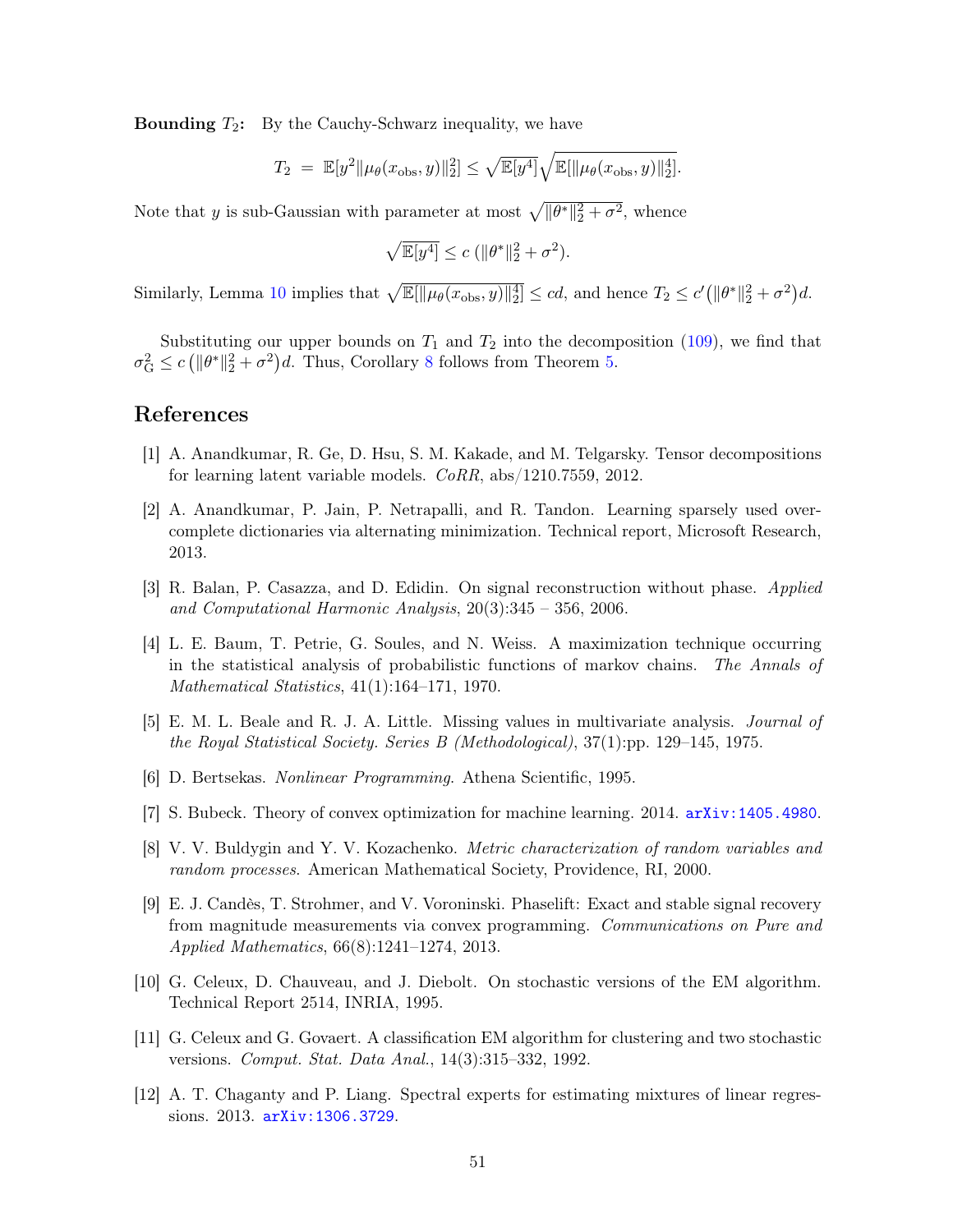**Bounding $T_2$:** By the Cauchy-Schwarz inequality, we have

$$T_2 \;=\; \mathbb{E}[y^2 \|\mu_\theta(x_{\text{obs}}, y)\|_2^2] \le \sqrt{\mathbb{E}[y^4]}\sqrt{\mathbb{E}[\|\mu_\theta(x_{\text{obs}}, y)\|_2^4]}.$$

Note that $y$ is sub-Gaussian with parameter at most $\sqrt{\|\theta^*\|_2^2 + \sigma^2}$, whence

$$\sqrt{\mathbb{E}[y^4]} \le c\,(\|\theta^*\|_2^2 + \sigma^2).$$

Similarly, Lemma 10 implies that $\sqrt{\mathbb{E}[\|\mu_\theta(x_{\text{obs}}, y)\|_2^4]} \le cd$, and hence $T_2 \le c'\big(\|\theta^*\|_2^2 + \sigma^2\big)d$.

Substituting our upper bounds on $T_1$ and $T_2$ into the decomposition (109), we find that $\sigma_{\text{G}}^2 \le c\,\big(\|\theta^*\|_2^2 + \sigma^2\big)d$. Thus, Corollary 8 follows from Theorem 5.

# References

[1] A. Anandkumar, R. Ge, D. Hsu, S. M. Kakade, and M. Telgarsky. Tensor decompositions for learning latent variable models. *CoRR*, abs/1210.7559, 2012.

[2] A. Anandkumar, P. Jain, P. Netrapalli, and R. Tandon. Learning sparsely used overcomplete dictionaries via alternating minimization. Technical report, Microsoft Research, 2013.

[3] R. Balan, P. Casazza, and D. Edidin. On signal reconstruction without phase. *Applied and Computational Harmonic Analysis*, 20(3):345 – 356, 2006.

[4] L. E. Baum, T. Petrie, G. Soules, and N. Weiss. A maximization technique occurring in the statistical analysis of probabilistic functions of markov chains. *The Annals of Mathematical Statistics*, 41(1):164–171, 1970.

[5] E. M. L. Beale and R. J. A. Little. Missing values in multivariate analysis. *Journal of the Royal Statistical Society. Series B (Methodological)*, 37(1):pp. 129–145, 1975.

[6] D. Bertsekas. *Nonlinear Programming*. Athena Scientific, 1995.

[7] S. Bubeck. Theory of convex optimization for machine learning. 2014. arXiv:1405.4980.

[8] V. V. Buldygin and Y. V. Kozachenko. *Metric characterization of random variables and random processes*. American Mathematical Society, Providence, RI, 2000.

[9] E. J. Candès, T. Strohmer, and V. Voroninski. Phaselift: Exact and stable signal recovery from magnitude measurements via convex programming. *Communications on Pure and Applied Mathematics*, 66(8):1241–1274, 2013.

[10] G. Celeux, D. Chauveau, and J. Diebolt. On stochastic versions of the EM algorithm. Technical Report 2514, INRIA, 1995.

[11] G. Celeux and G. Govaert. A classification EM algorithm for clustering and two stochastic versions. *Comput. Stat. Data Anal.*, 14(3):315–332, 1992.

[12] A. T. Chaganty and P. Liang. Spectral experts for estimating mixtures of linear regressions. 2013. arXiv:1306.3729.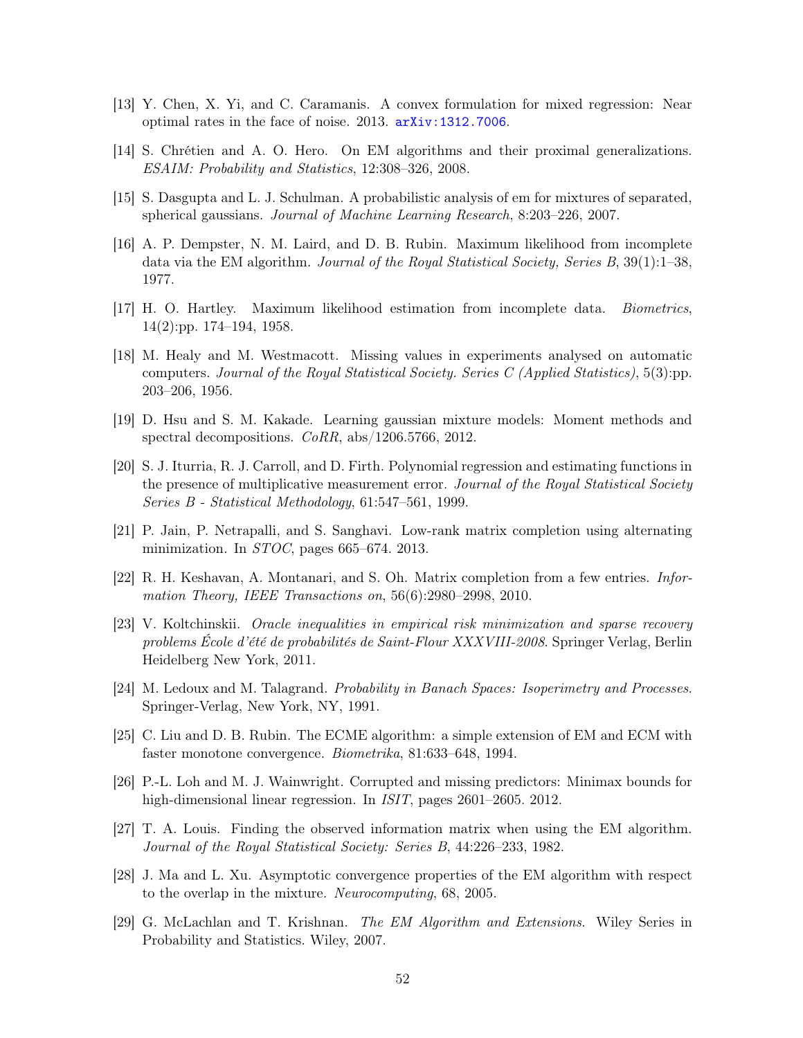[13] Y. Chen, X. Yi, and C. Caramanis. A convex formulation for mixed regression: Near optimal rates in the face of noise. 2013. arXiv:1312.7006.

[14] S. Chrétien and A. O. Hero. On EM algorithms and their proximal generalizations. *ESAIM: Probability and Statistics*, 12:308–326, 2008.

[15] S. Dasgupta and L. J. Schulman. A probabilistic analysis of em for mixtures of separated, spherical gaussians. *Journal of Machine Learning Research*, 8:203–226, 2007.

[16] A. P. Dempster, N. M. Laird, and D. B. Rubin. Maximum likelihood from incomplete data via the EM algorithm. *Journal of the Royal Statistical Society, Series B*, 39(1):1–38, 1977.

[17] H. O. Hartley. Maximum likelihood estimation from incomplete data. *Biometrics*, 14(2):pp. 174–194, 1958.

[18] M. Healy and M. Westmacott. Missing values in experiments analysed on automatic computers. *Journal of the Royal Statistical Society. Series C (Applied Statistics)*, 5(3):pp. 203–206, 1956.

[19] D. Hsu and S. M. Kakade. Learning gaussian mixture models: Moment methods and spectral decompositions. *CoRR*, abs/1206.5766, 2012.

[20] S. J. Iturria, R. J. Carroll, and D. Firth. Polynomial regression and estimating functions in the presence of multiplicative measurement error. *Journal of the Royal Statistical Society Series B - Statistical Methodology*, 61:547–561, 1999.

[21] P. Jain, P. Netrapalli, and S. Sanghavi. Low-rank matrix completion using alternating minimization. In *STOC*, pages 665–674. 2013.

[22] R. H. Keshavan, A. Montanari, and S. Oh. Matrix completion from a few entries. *Information Theory, IEEE Transactions on*, 56(6):2980–2998, 2010.

[23] V. Koltchinskii. *Oracle inequalities in empirical risk minimization and sparse recovery problems École d'été de probabilités de Saint-Flour XXXVIII-2008*. Springer Verlag, Berlin Heidelberg New York, 2011.

[24] M. Ledoux and M. Talagrand. *Probability in Banach Spaces: Isoperimetry and Processes*. Springer-Verlag, New York, NY, 1991.

[25] C. Liu and D. B. Rubin. The ECME algorithm: a simple extension of EM and ECM with faster monotone convergence. *Biometrika*, 81:633–648, 1994.

[26] P.-L. Loh and M. J. Wainwright. Corrupted and missing predictors: Minimax bounds for high-dimensional linear regression. In *ISIT*, pages 2601–2605. 2012.

[27] T. A. Louis. Finding the observed information matrix when using the EM algorithm. *Journal of the Royal Statistical Society: Series B*, 44:226–233, 1982.

[28] J. Ma and L. Xu. Asymptotic convergence properties of the EM algorithm with respect to the overlap in the mixture. *Neurocomputing*, 68, 2005.

[29] G. McLachlan and T. Krishnan. *The EM Algorithm and Extensions*. Wiley Series in Probability and Statistics. Wiley, 2007.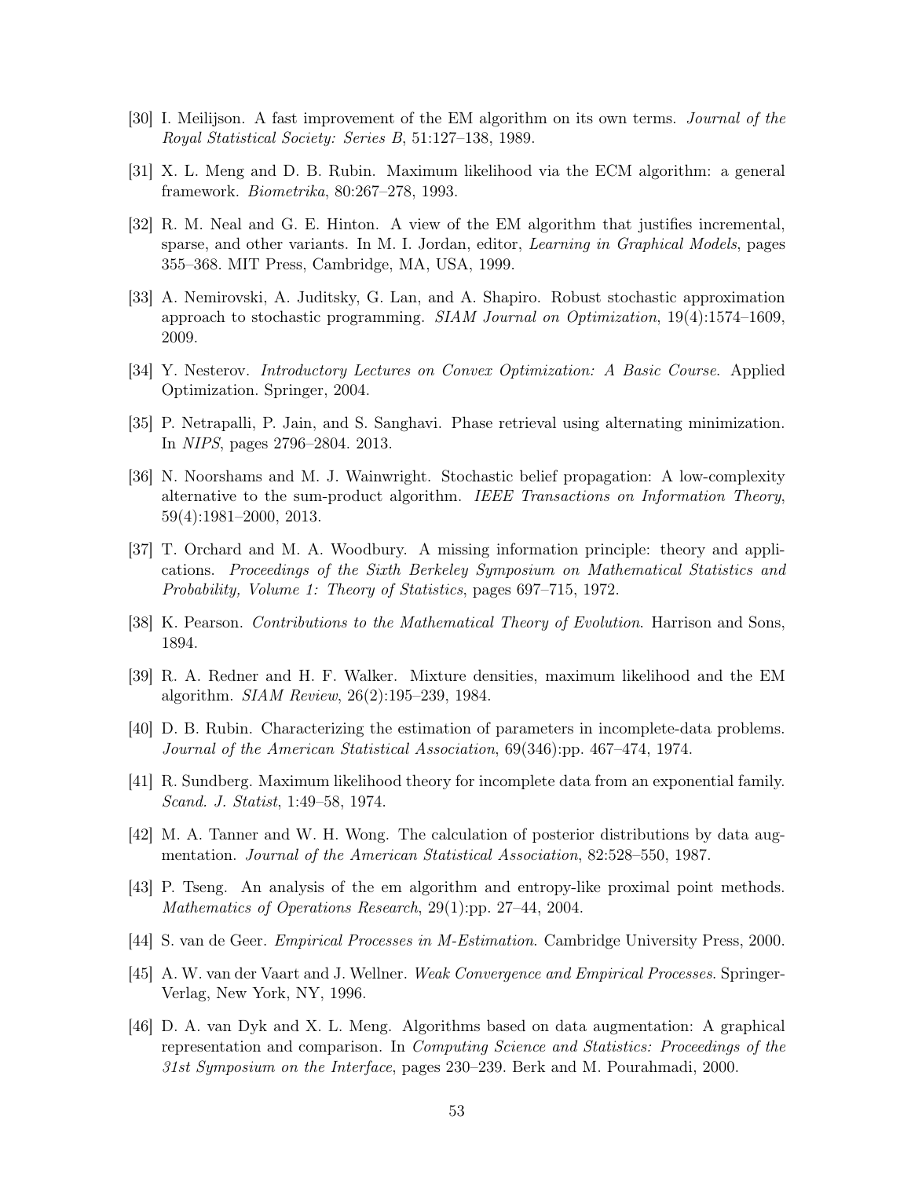[30] I. Meilijson. A fast improvement of the EM algorithm on its own terms. *Journal of the Royal Statistical Society: Series B*, 51:127–138, 1989.

[31] X. L. Meng and D. B. Rubin. Maximum likelihood via the ECM algorithm: a general framework. *Biometrika*, 80:267–278, 1993.

[32] R. M. Neal and G. E. Hinton. A view of the EM algorithm that justifies incremental, sparse, and other variants. In M. I. Jordan, editor, *Learning in Graphical Models*, pages 355–368. MIT Press, Cambridge, MA, USA, 1999.

[33] A. Nemirovski, A. Juditsky, G. Lan, and A. Shapiro. Robust stochastic approximation approach to stochastic programming. *SIAM Journal on Optimization*, 19(4):1574–1609, 2009.

[34] Y. Nesterov. *Introductory Lectures on Convex Optimization: A Basic Course*. Applied Optimization. Springer, 2004.

[35] P. Netrapalli, P. Jain, and S. Sanghavi. Phase retrieval using alternating minimization. In *NIPS*, pages 2796–2804. 2013.

[36] N. Noorshams and M. J. Wainwright. Stochastic belief propagation: A low-complexity alternative to the sum-product algorithm. *IEEE Transactions on Information Theory*, 59(4):1981–2000, 2013.

[37] T. Orchard and M. A. Woodbury. A missing information principle: theory and applications. *Proceedings of the Sixth Berkeley Symposium on Mathematical Statistics and Probability, Volume 1: Theory of Statistics*, pages 697–715, 1972.

[38] K. Pearson. *Contributions to the Mathematical Theory of Evolution*. Harrison and Sons, 1894.

[39] R. A. Redner and H. F. Walker. Mixture densities, maximum likelihood and the EM algorithm. *SIAM Review*, 26(2):195–239, 1984.

[40] D. B. Rubin. Characterizing the estimation of parameters in incomplete-data problems. *Journal of the American Statistical Association*, 69(346):pp. 467–474, 1974.

[41] R. Sundberg. Maximum likelihood theory for incomplete data from an exponential family. *Scand. J. Statist*, 1:49–58, 1974.

[42] M. A. Tanner and W. H. Wong. The calculation of posterior distributions by data augmentation. *Journal of the American Statistical Association*, 82:528–550, 1987.

[43] P. Tseng. An analysis of the em algorithm and entropy-like proximal point methods. *Mathematics of Operations Research*, 29(1):pp. 27–44, 2004.

[44] S. van de Geer. *Empirical Processes in M-Estimation*. Cambridge University Press, 2000.

[45] A. W. van der Vaart and J. Wellner. *Weak Convergence and Empirical Processes*. Springer-Verlag, New York, NY, 1996.

[46] D. A. van Dyk and X. L. Meng. Algorithms based on data augmentation: A graphical representation and comparison. In *Computing Science and Statistics: Proceedings of the 31st Symposium on the Interface*, pages 230–239. Berk and M. Pourahmadi, 2000.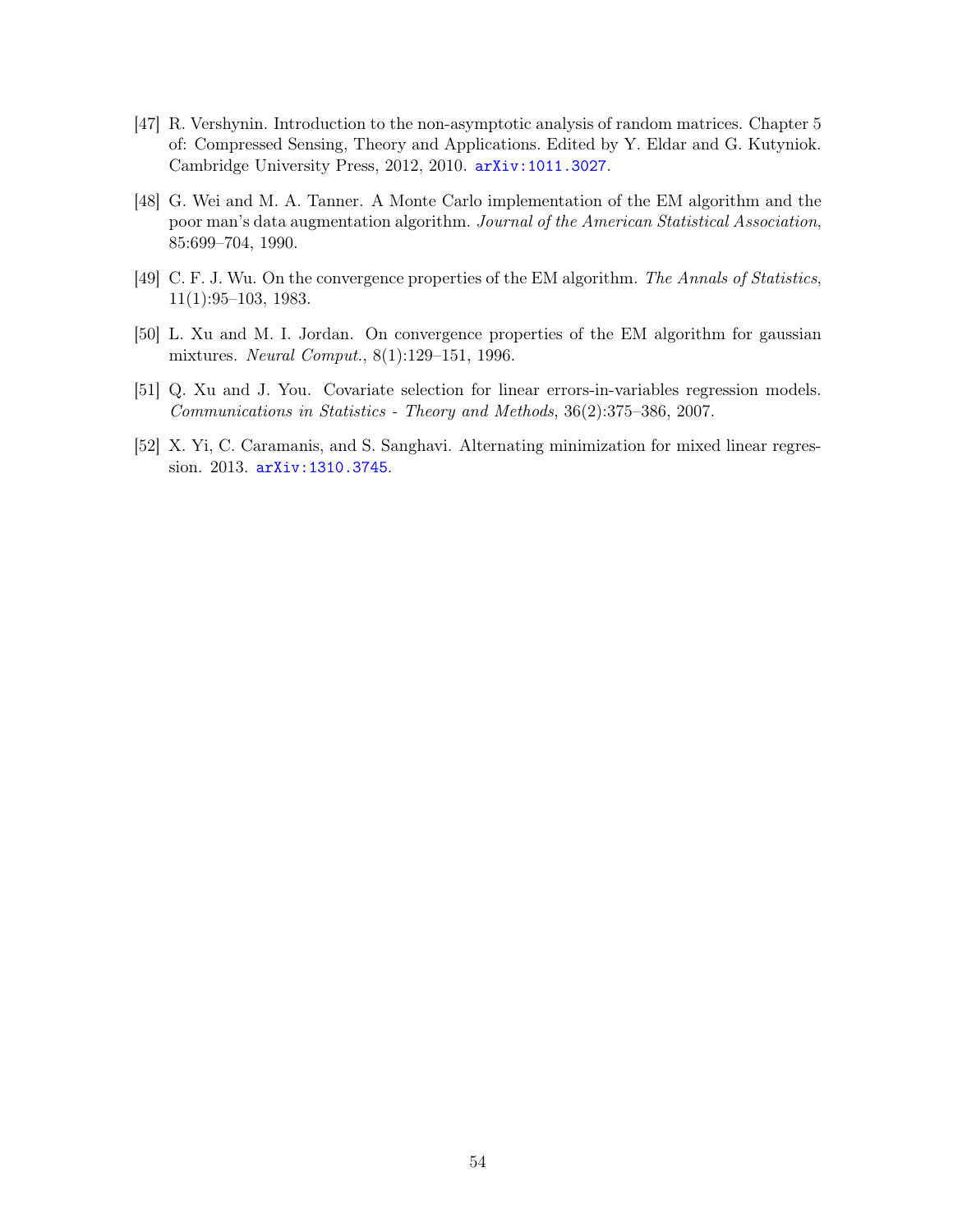[47] R. Vershynin. Introduction to the non-asymptotic analysis of random matrices. Chapter 5 of: Compressed Sensing, Theory and Applications. Edited by Y. Eldar and G. Kutyniok. Cambridge University Press, 2012, 2010. arXiv:1011.3027.

[48] G. Wei and M. A. Tanner. A Monte Carlo implementation of the EM algorithm and the poor man's data augmentation algorithm. *Journal of the American Statistical Association*, 85:699–704, 1990.

[49] C. F. J. Wu. On the convergence properties of the EM algorithm. *The Annals of Statistics*, 11(1):95–103, 1983.

[50] L. Xu and M. I. Jordan. On convergence properties of the EM algorithm for gaussian mixtures. *Neural Comput.*, 8(1):129–151, 1996.

[51] Q. Xu and J. You. Covariate selection for linear errors-in-variables regression models. *Communications in Statistics - Theory and Methods*, 36(2):375–386, 2007.

[52] X. Yi, C. Caramanis, and S. Sanghavi. Alternating minimization for mixed linear regression. 2013. arXiv:1310.3745.